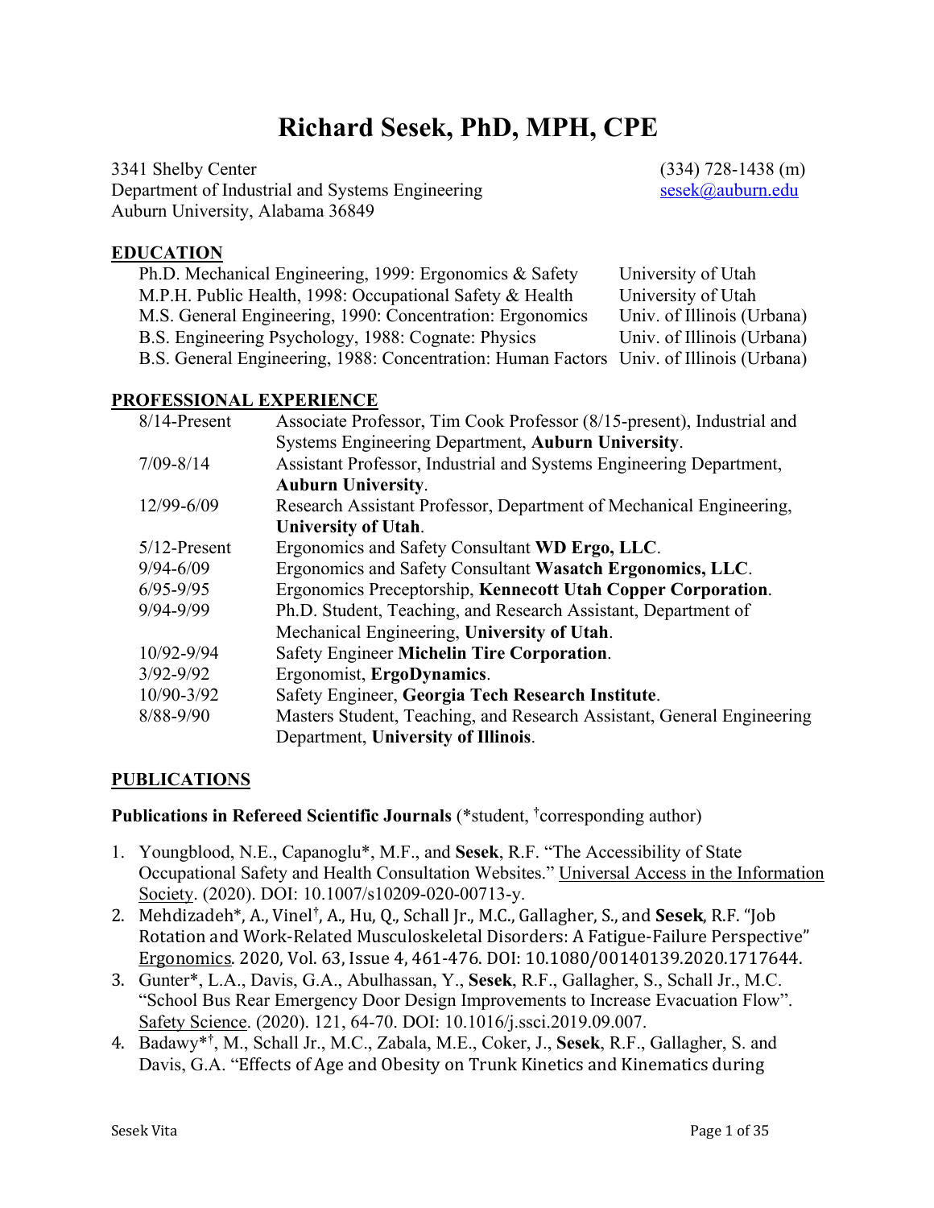# Richard Sesek, PhD, MPH, CPE

3341 Shelby Center
Department of Industrial and Systems Engineering
Auburn University, Alabama 36849

(334) 728-1438 (m)
sesek@auburn.edu

## EDUCATION

| | |
|---|---|
| Ph.D. Mechanical Engineering, 1999: Ergonomics & Safety | University of Utah |
| M.P.H. Public Health, 1998: Occupational Safety & Health | University of Utah |
| M.S. General Engineering, 1990: Concentration: Ergonomics | Univ. of Illinois (Urbana) |
| B.S. Engineering Psychology, 1988: Cognate: Physics | Univ. of Illinois (Urbana) |
| B.S. General Engineering, 1988: Concentration: Human Factors | Univ. of Illinois (Urbana) |

## PROFESSIONAL EXPERIENCE

| | |
|---|---|
| 8/14-Present | Associate Professor, Tim Cook Professor (8/15-present), Industrial and Systems Engineering Department, **Auburn University**. |
| 7/09-8/14 | Assistant Professor, Industrial and Systems Engineering Department, **Auburn University**. |
| 12/99-6/09 | Research Assistant Professor, Department of Mechanical Engineering, **University of Utah**. |
| 5/12-Present | Ergonomics and Safety Consultant **WD Ergo, LLC**. |
| 9/94-6/09 | Ergonomics and Safety Consultant **Wasatch Ergonomics, LLC**. |
| 6/95-9/95 | Ergonomics Preceptorship, **Kennecott Utah Copper Corporation**. |
| 9/94-9/99 | Ph.D. Student, Teaching, and Research Assistant, Department of Mechanical Engineering, **University of Utah**. |
| 10/92-9/94 | Safety Engineer **Michelin Tire Corporation**. |
| 3/92-9/92 | Ergonomist, **ErgoDynamics**. |
| 10/90-3/92 | Safety Engineer, **Georgia Tech Research Institute**. |
| 8/88-9/90 | Masters Student, Teaching, and Research Assistant, General Engineering Department, **University of Illinois**. |

## PUBLICATIONS

**Publications in Refereed Scientific Journals** (*student, †corresponding author)

1. Youngblood, N.E., Capanoglu*, M.F., and **Sesek**, R.F. "The Accessibility of State Occupational Safety and Health Consultation Websites." Universal Access in the Information Society. (2020). DOI: 10.1007/s10209-020-00713-y.
2. Mehdizadeh*, A., Vinel†, A., Hu, Q., Schall Jr., M.C., Gallagher, S., and **Sesek**, R.F. "Job Rotation and Work-Related Musculoskeletal Disorders: A Fatigue-Failure Perspective" Ergonomics. 2020, Vol. 63, Issue 4, 461-476. DOI: 10.1080/00140139.2020.1717644.
3. Gunter*, L.A., Davis, G.A., Abulhassan, Y., **Sesek**, R.F., Gallagher, S., Schall Jr., M.C. "School Bus Rear Emergency Door Design Improvements to Increase Evacuation Flow". Safety Science. (2020). 121, 64-70. DOI: 10.1016/j.ssci.2019.09.007.
4. Badawy*†, M., Schall Jr., M.C., Zabala, M.E., Coker, J., **Sesek**, R.F., Gallagher, S. and Davis, G.A. "Effects of Age and Obesity on Trunk Kinetics and Kinematics during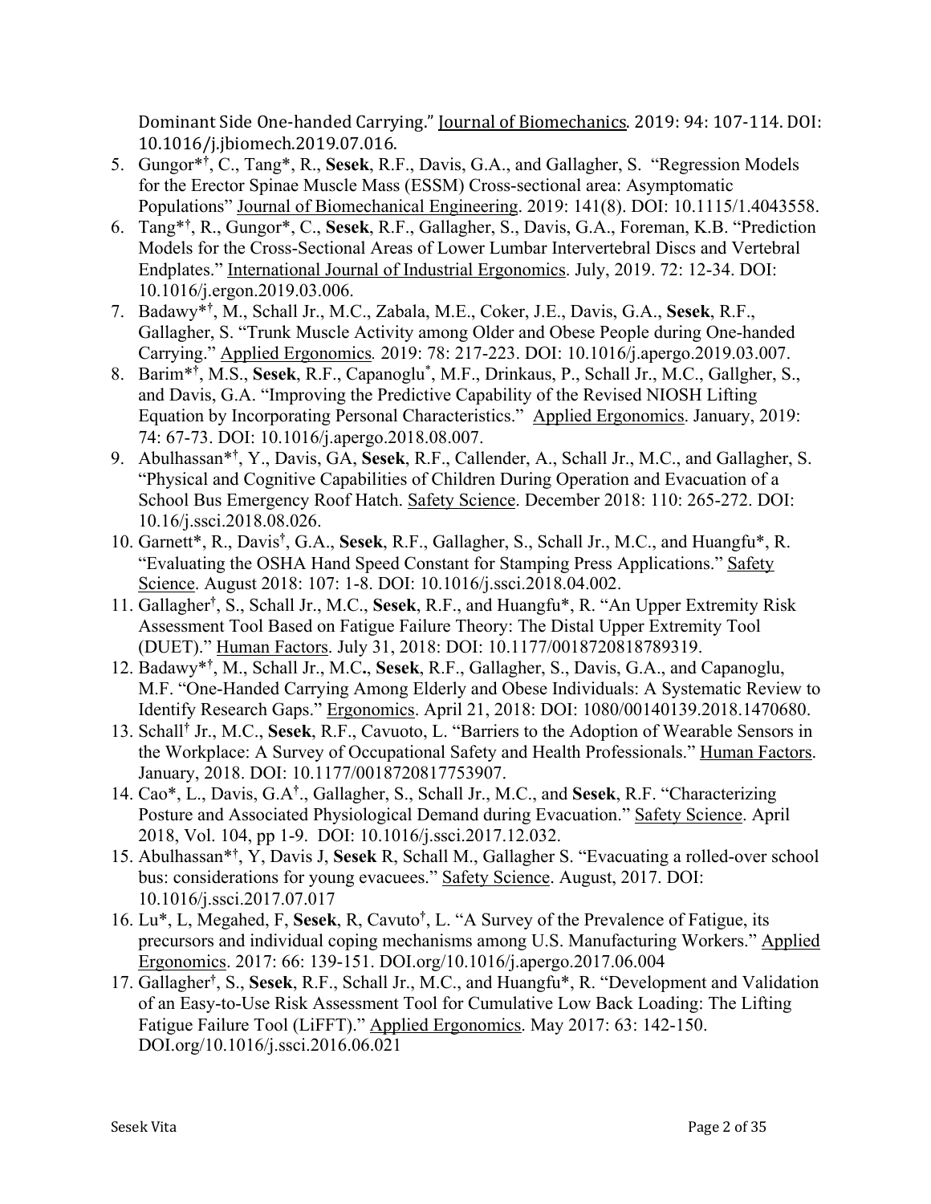Dominant Side One-handed Carrying." Journal of Biomechanics. 2019: 94: 107-114. DOI: 10.1016/j.jbiomech.2019.07.016.

5. Gungor*[†], C., Tang*, R., **Sesek**, R.F., Davis, G.A., and Gallagher, S. "Regression Models for the Erector Spinae Muscle Mass (ESSM) Cross-sectional area: Asymptomatic Populations" Journal of Biomechanical Engineering. 2019: 141(8). DOI: 10.1115/1.4043558.
6. Tang*[†], R., Gungor*, C., **Sesek**, R.F., Gallagher, S., Davis, G.A., Foreman, K.B. "Prediction Models for the Cross-Sectional Areas of Lower Lumbar Intervertebral Discs and Vertebral Endplates." International Journal of Industrial Ergonomics. July, 2019. 72: 12-34. DOI: 10.1016/j.ergon.2019.03.006.
7. Badawy*[†], M., Schall Jr., M.C., Zabala, M.E., Coker, J.E., Davis, G.A., **Sesek**, R.F., Gallagher, S. "Trunk Muscle Activity among Older and Obese People during One-handed Carrying." Applied Ergonomics. 2019: 78: 217-223. DOI: 10.1016/j.apergo.2019.03.007.
8. Barim*[†], M.S., **Sesek**, R.F., Capanoglu*, M.F., Drinkaus, P., Schall Jr., M.C., Gallgher, S., and Davis, G.A. "Improving the Predictive Capability of the Revised NIOSH Lifting Equation by Incorporating Personal Characteristics." Applied Ergonomics. January, 2019: 74: 67-73. DOI: 10.1016/j.apergo.2018.08.007.
9. Abulhassan*[†], Y., Davis, GA, **Sesek**, R.F., Callender, A., Schall Jr., M.C., and Gallagher, S. "Physical and Cognitive Capabilities of Children During Operation and Evacuation of a School Bus Emergency Roof Hatch. Safety Science. December 2018: 110: 265-272. DOI: 10.16/j.ssci.2018.08.026.
10. Garnett*, R., Davis[†], G.A., **Sesek**, R.F., Gallagher, S., Schall Jr., M.C., and Huangfu*, R. "Evaluating the OSHA Hand Speed Constant for Stamping Press Applications." Safety Science. August 2018: 107: 1-8. DOI: 10.1016/j.ssci.2018.04.002.
11. Gallagher[†], S., Schall Jr., M.C., **Sesek**, R.F., and Huangfu*, R. "An Upper Extremity Risk Assessment Tool Based on Fatigue Failure Theory: The Distal Upper Extremity Tool (DUET)." Human Factors. July 31, 2018: DOI: 10.1177/0018720818789319.
12. Badawy*[†], M., Schall Jr., M.C., **Sesek**, R.F., Gallagher, S., Davis, G.A., and Capanoglu, M.F. "One-Handed Carrying Among Elderly and Obese Individuals: A Systematic Review to Identify Research Gaps." Ergonomics. April 21, 2018: DOI: 1080/00140139.2018.1470680.
13. Schall[†] Jr., M.C., **Sesek**, R.F., Cavuoto, L. "Barriers to the Adoption of Wearable Sensors in the Workplace: A Survey of Occupational Safety and Health Professionals." Human Factors. January, 2018. DOI: 10.1177/0018720817753907.
14. Cao*, L., Davis, G.A[†]., Gallagher, S., Schall Jr., M.C., and **Sesek**, R.F. "Characterizing Posture and Associated Physiological Demand during Evacuation." Safety Science. April 2018, Vol. 104, pp 1-9. DOI: 10.1016/j.ssci.2017.12.032.
15. Abulhassan*[†], Y, Davis J, **Sesek** R, Schall M., Gallagher S. "Evacuating a rolled-over school bus: considerations for young evacuees." Safety Science. August, 2017. DOI: 10.1016/j.ssci.2017.07.017
16. Lu*, L, Megahed, F, **Sesek**, R, Cavuto[†], L. "A Survey of the Prevalence of Fatigue, its precursors and individual coping mechanisms among U.S. Manufacturing Workers." Applied Ergonomics. 2017: 66: 139-151. DOI.org/10.1016/j.apergo.2017.06.004
17. Gallagher[†], S., **Sesek**, R.F., Schall Jr., M.C., and Huangfu*, R. "Development and Validation of an Easy-to-Use Risk Assessment Tool for Cumulative Low Back Loading: The Lifting Fatigue Failure Tool (LiFFT)." Applied Ergonomics. May 2017: 63: 142-150. DOI.org/10.1016/j.ssci.2016.06.021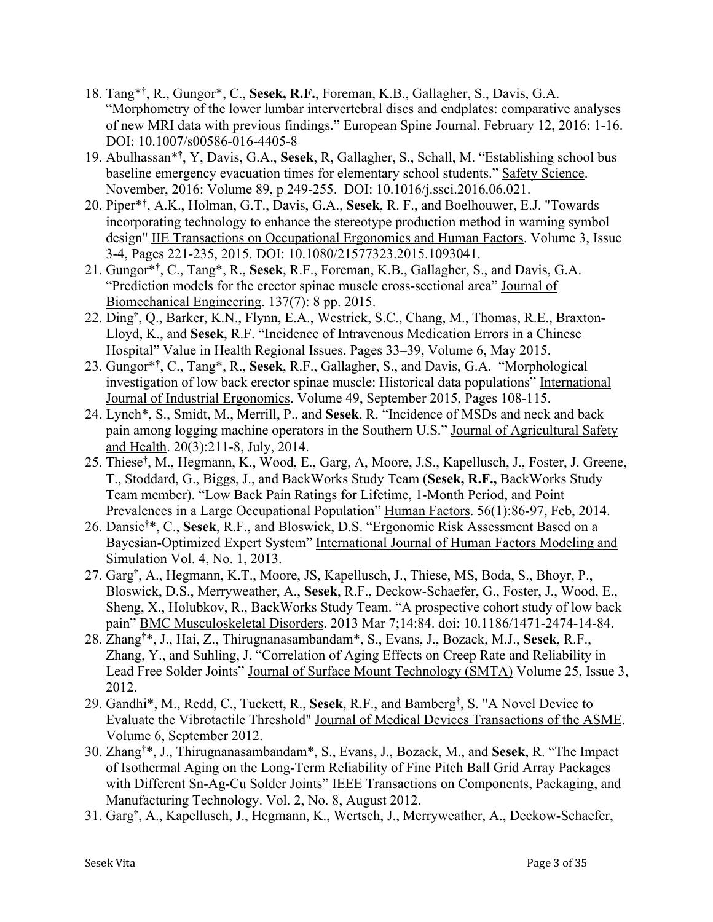18. Tang*[†], R., Gungor*, C., **Sesek, R.F.**, Foreman, K.B., Gallagher, S., Davis, G.A. "Morphometry of the lower lumbar intervertebral discs and endplates: comparative analyses of new MRI data with previous findings." European Spine Journal. February 12, 2016: 1-16. DOI: 10.1007/s00586-016-4405-8
19. Abulhassan*[†], Y, Davis, G.A., **Sesek**, R, Gallagher, S., Schall, M. "Establishing school bus baseline emergency evacuation times for elementary school students." Safety Science. November, 2016: Volume 89, p 249-255. DOI: 10.1016/j.ssci.2016.06.021.
20. Piper*[†], A.K., Holman, G.T., Davis, G.A., **Sesek**, R. F., and Boelhouwer, E.J. "Towards incorporating technology to enhance the stereotype production method in warning symbol design" IIE Transactions on Occupational Ergonomics and Human Factors. Volume 3, Issue 3-4, Pages 221-235, 2015. DOI: 10.1080/21577323.2015.1093041.
21. Gungor*[†], C., Tang*, R., **Sesek**, R.F., Foreman, K.B., Gallagher, S., and Davis, G.A. "Prediction models for the erector spinae muscle cross-sectional area" Journal of Biomechanical Engineering. 137(7): 8 pp. 2015.
22. Ding[†], Q., Barker, K.N., Flynn, E.A., Westrick, S.C., Chang, M., Thomas, R.E., Braxton-Lloyd, K., and **Sesek**, R.F. "Incidence of Intravenous Medication Errors in a Chinese Hospital" Value in Health Regional Issues. Pages 33–39, Volume 6, May 2015.
23. Gungor*[†], C., Tang*, R., **Sesek**, R.F., Gallagher, S., and Davis, G.A. "Morphological investigation of low back erector spinae muscle: Historical data populations" International Journal of Industrial Ergonomics. Volume 49, September 2015, Pages 108-115.
24. Lynch*, S., Smidt, M., Merrill, P., and **Sesek**, R. "Incidence of MSDs and neck and back pain among logging machine operators in the Southern U.S." Journal of Agricultural Safety and Health. 20(3):211-8, July, 2014.
25. Thiese[†], M., Hegmann, K., Wood, E., Garg, A, Moore, J.S., Kapellusch, J., Foster, J. Greene, T., Stoddard, G., Biggs, J., and BackWorks Study Team (**Sesek, R.F.,** BackWorks Study Team member). "Low Back Pain Ratings for Lifetime, 1-Month Period, and Point Prevalences in a Large Occupational Population" Human Factors. 56(1):86-97, Feb, 2014.
26. Dansie[†]*, C., **Sesek**, R.F., and Bloswick, D.S. "Ergonomic Risk Assessment Based on a Bayesian-Optimized Expert System" International Journal of Human Factors Modeling and Simulation Vol. 4, No. 1, 2013.
27. Garg[†], A., Hegmann, K.T., Moore, JS, Kapellusch, J., Thiese, MS, Boda, S., Bhoyr, P., Bloswick, D.S., Merryweather, A., **Sesek**, R.F., Deckow-Schaefer, G., Foster, J., Wood, E., Sheng, X., Holubkov, R., BackWorks Study Team. "A prospective cohort study of low back pain" BMC Musculoskeletal Disorders. 2013 Mar 7;14:84. doi: 10.1186/1471-2474-14-84.
28. Zhang[†]*, J., Hai, Z., Thirugnanasambandam*, S., Evans, J., Bozack, M.J., **Sesek**, R.F., Zhang, Y., and Suhling, J. "Correlation of Aging Effects on Creep Rate and Reliability in Lead Free Solder Joints" Journal of Surface Mount Technology (SMTA) Volume 25, Issue 3, 2012.
29. Gandhi*, M., Redd, C., Tuckett, R., **Sesek**, R.F., and Bamberg[†], S. "A Novel Device to Evaluate the Vibrotactile Threshold" Journal of Medical Devices Transactions of the ASME. Volume 6, September 2012.
30. Zhang[†]*, J., Thirugnanasambandam*, S., Evans, J., Bozack, M., and **Sesek**, R. "The Impact of Isothermal Aging on the Long-Term Reliability of Fine Pitch Ball Grid Array Packages with Different Sn-Ag-Cu Solder Joints" IEEE Transactions on Components, Packaging, and Manufacturing Technology. Vol. 2, No. 8, August 2012.
31. Garg[†], A., Kapellusch, J., Hegmann, K., Wertsch, J., Merryweather, A., Deckow-Schaefer,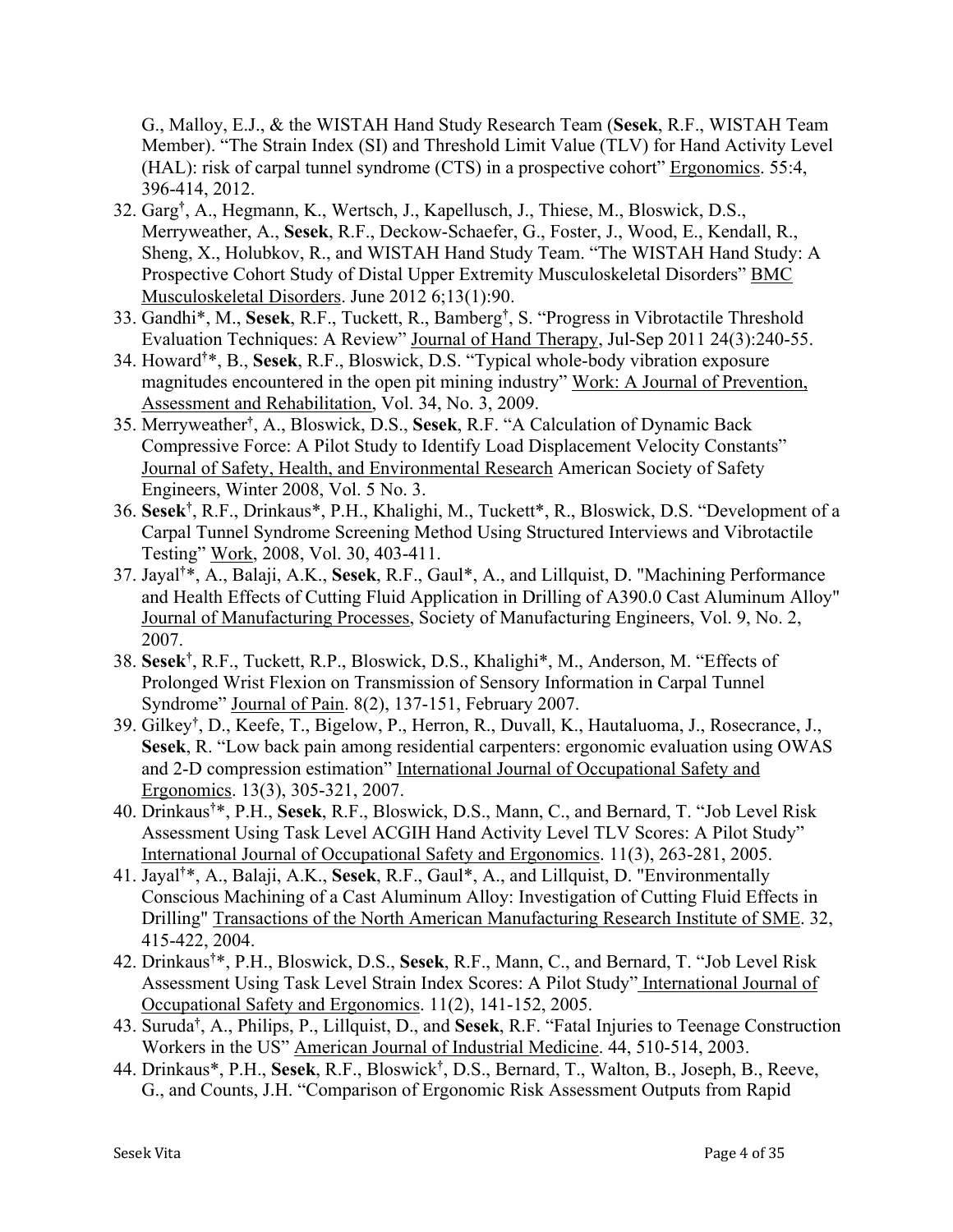G., Malloy, E.J., & the WISTAH Hand Study Research Team (**Sesek**, R.F., WISTAH Team Member). "The Strain Index (SI) and Threshold Limit Value (TLV) for Hand Activity Level (HAL): risk of carpal tunnel syndrome (CTS) in a prospective cohort" Ergonomics. 55:4, 396-414, 2012.

32. Garg†, A., Hegmann, K., Wertsch, J., Kapellusch, J., Thiese, M., Bloswick, D.S., Merryweather, A., **Sesek**, R.F., Deckow-Schaefer, G., Foster, J., Wood, E., Kendall, R., Sheng, X., Holubkov, R., and WISTAH Hand Study Team. "The WISTAH Hand Study: A Prospective Cohort Study of Distal Upper Extremity Musculoskeletal Disorders" BMC Musculoskeletal Disorders. June 2012 6;13(1):90.
33. Gandhi*, M., **Sesek**, R.F., Tuckett, R., Bamberg†, S. "Progress in Vibrotactile Threshold Evaluation Techniques: A Review" Journal of Hand Therapy, Jul-Sep 2011 24(3):240-55.
34. Howard†*, B., **Sesek**, R.F., Bloswick, D.S. "Typical whole-body vibration exposure magnitudes encountered in the open pit mining industry" Work: A Journal of Prevention, Assessment and Rehabilitation, Vol. 34, No. 3, 2009.
35. Merryweather†, A., Bloswick, D.S., **Sesek**, R.F. "A Calculation of Dynamic Back Compressive Force: A Pilot Study to Identify Load Displacement Velocity Constants" Journal of Safety, Health, and Environmental Research American Society of Safety Engineers, Winter 2008, Vol. 5 No. 3.
36. **Sesek**†, R.F., Drinkaus*, P.H., Khalighi, M., Tuckett*, R., Bloswick, D.S. "Development of a Carpal Tunnel Syndrome Screening Method Using Structured Interviews and Vibrotactile Testing" Work, 2008, Vol. 30, 403-411.
37. Jayal†*, A., Balaji, A.K., **Sesek**, R.F., Gaul*, A., and Lillquist, D. "Machining Performance and Health Effects of Cutting Fluid Application in Drilling of A390.0 Cast Aluminum Alloy" Journal of Manufacturing Processes, Society of Manufacturing Engineers, Vol. 9, No. 2, 2007.
38. **Sesek**†, R.F., Tuckett, R.P., Bloswick, D.S., Khalighi*, M., Anderson, M. "Effects of Prolonged Wrist Flexion on Transmission of Sensory Information in Carpal Tunnel Syndrome" Journal of Pain. 8(2), 137-151, February 2007.
39. Gilkey†, D., Keefe, T., Bigelow, P., Herron, R., Duvall, K., Hautaluoma, J., Rosecrance, J., **Sesek**, R. "Low back pain among residential carpenters: ergonomic evaluation using OWAS and 2-D compression estimation" International Journal of Occupational Safety and Ergonomics. 13(3), 305-321, 2007.
40. Drinkaus†*, P.H., **Sesek**, R.F., Bloswick, D.S., Mann, C., and Bernard, T. "Job Level Risk Assessment Using Task Level ACGIH Hand Activity Level TLV Scores: A Pilot Study" International Journal of Occupational Safety and Ergonomics. 11(3), 263-281, 2005.
41. Jayal†*, A., Balaji, A.K., **Sesek**, R.F., Gaul*, A., and Lillquist, D. "Environmentally Conscious Machining of a Cast Aluminum Alloy: Investigation of Cutting Fluid Effects in Drilling" Transactions of the North American Manufacturing Research Institute of SME. 32, 415-422, 2004.
42. Drinkaus†*, P.H., Bloswick, D.S., **Sesek**, R.F., Mann, C., and Bernard, T. "Job Level Risk Assessment Using Task Level Strain Index Scores: A Pilot Study" International Journal of Occupational Safety and Ergonomics. 11(2), 141-152, 2005.
43. Suruda†, A., Philips, P., Lillquist, D., and **Sesek**, R.F. "Fatal Injuries to Teenage Construction Workers in the US" American Journal of Industrial Medicine. 44, 510-514, 2003.
44. Drinkaus*, P.H., **Sesek**, R.F., Bloswick†, D.S., Bernard, T., Walton, B., Joseph, B., Reeve, G., and Counts, J.H. "Comparison of Ergonomic Risk Assessment Outputs from Rapid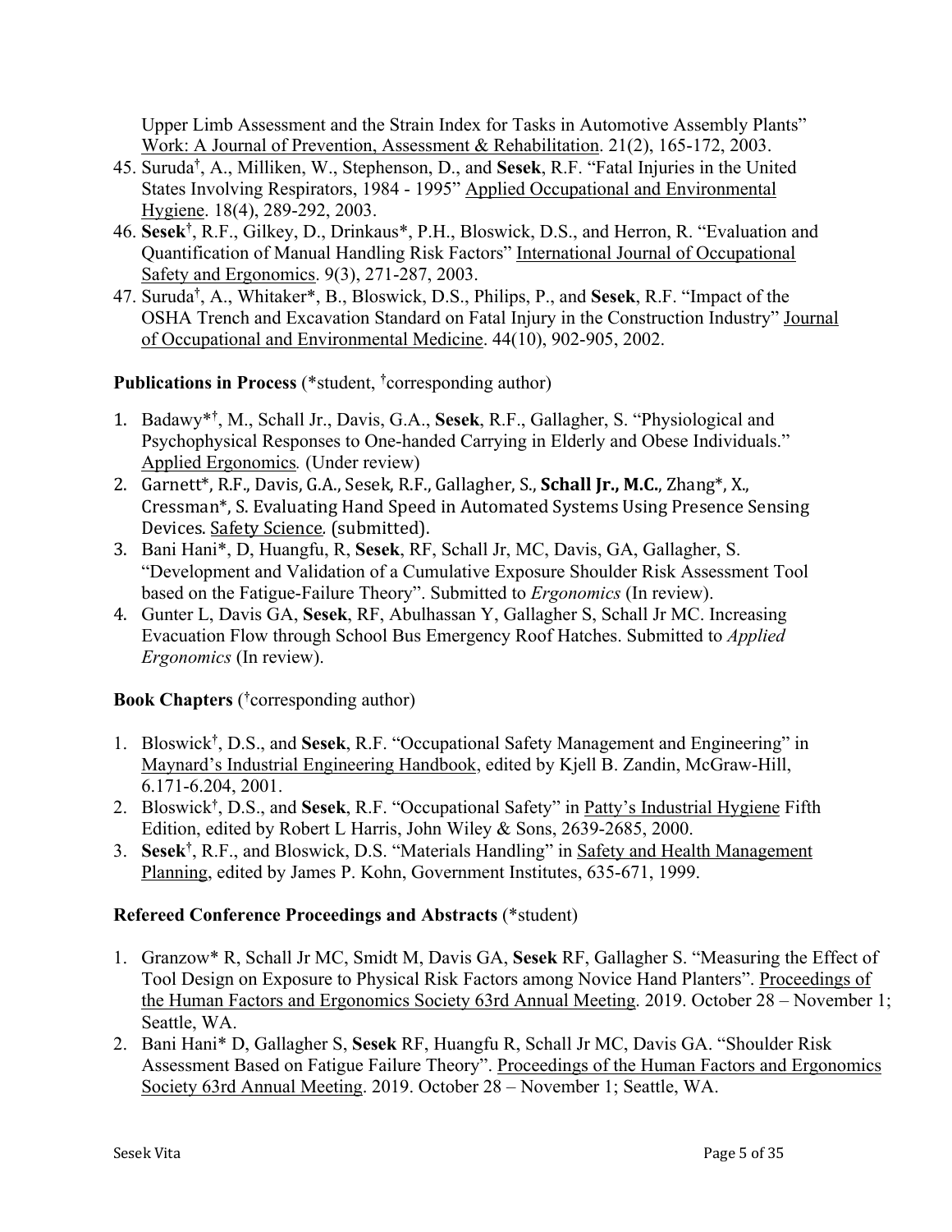Upper Limb Assessment and the Strain Index for Tasks in Automotive Assembly Plants" Work: A Journal of Prevention, Assessment & Rehabilitation. 21(2), 165-172, 2003.

45. Suruda[†], A., Milliken, W., Stephenson, D., and **Sesek**, R.F. "Fatal Injuries in the United States Involving Respirators, 1984 - 1995" Applied Occupational and Environmental Hygiene. 18(4), 289-292, 2003.
46. **Sesek**[†], R.F., Gilkey, D., Drinkaus*, P.H., Bloswick, D.S., and Herron, R. "Evaluation and Quantification of Manual Handling Risk Factors" International Journal of Occupational Safety and Ergonomics. 9(3), 271-287, 2003.
47. Suruda[†], A., Whitaker*, B., Bloswick, D.S., Philips, P., and **Sesek**, R.F. "Impact of the OSHA Trench and Excavation Standard on Fatal Injury in the Construction Industry" Journal of Occupational and Environmental Medicine. 44(10), 902-905, 2002.

**Publications in Process** (*student, [†]corresponding author)

1. Badawy*[†], M., Schall Jr., Davis, G.A., **Sesek**, R.F., Gallagher, S. "Physiological and Psychophysical Responses to One-handed Carrying in Elderly and Obese Individuals." Applied Ergonomics*.* (Under review)
2. Garnett*, R.F., Davis, G.A., Sesek, R.F., Gallagher, S., **Schall Jr., M.C.**, Zhang*, X., Cressman*, S. Evaluating Hand Speed in Automated Systems Using Presence Sensing Devices. Safety Science*.* (submitted).
3. Bani Hani*, D, Huangfu, R, **Sesek**, RF, Schall Jr, MC, Davis, GA, Gallagher, S. "Development and Validation of a Cumulative Exposure Shoulder Risk Assessment Tool based on the Fatigue-Failure Theory". Submitted to *Ergonomics* (In review).
4. Gunter L, Davis GA, **Sesek**, RF, Abulhassan Y, Gallagher S, Schall Jr MC. Increasing Evacuation Flow through School Bus Emergency Roof Hatches. Submitted to *Applied Ergonomics* (In review).

**Book Chapters** ([†]corresponding author)

1. Bloswick[†], D.S., and **Sesek**, R.F. "Occupational Safety Management and Engineering" in Maynard's Industrial Engineering Handbook, edited by Kjell B. Zandin, McGraw-Hill, 6.171-6.204, 2001.
2. Bloswick[†], D.S., and **Sesek**, R.F. "Occupational Safety" in Patty's Industrial Hygiene Fifth Edition, edited by Robert L Harris, John Wiley & Sons, 2639-2685, 2000.
3. **Sesek**[†], R.F., and Bloswick, D.S. "Materials Handling" in Safety and Health Management Planning, edited by James P. Kohn, Government Institutes, 635-671, 1999.

**Refereed Conference Proceedings and Abstracts** (*student)

1. Granzow* R, Schall Jr MC, Smidt M, Davis GA, **Sesek** RF, Gallagher S. "Measuring the Effect of Tool Design on Exposure to Physical Risk Factors among Novice Hand Planters". Proceedings of the Human Factors and Ergonomics Society 63rd Annual Meeting. 2019. October 28 – November 1; Seattle, WA.
2. Bani Hani* D, Gallagher S, **Sesek** RF, Huangfu R, Schall Jr MC, Davis GA. "Shoulder Risk Assessment Based on Fatigue Failure Theory". Proceedings of the Human Factors and Ergonomics Society 63rd Annual Meeting. 2019. October 28 – November 1; Seattle, WA.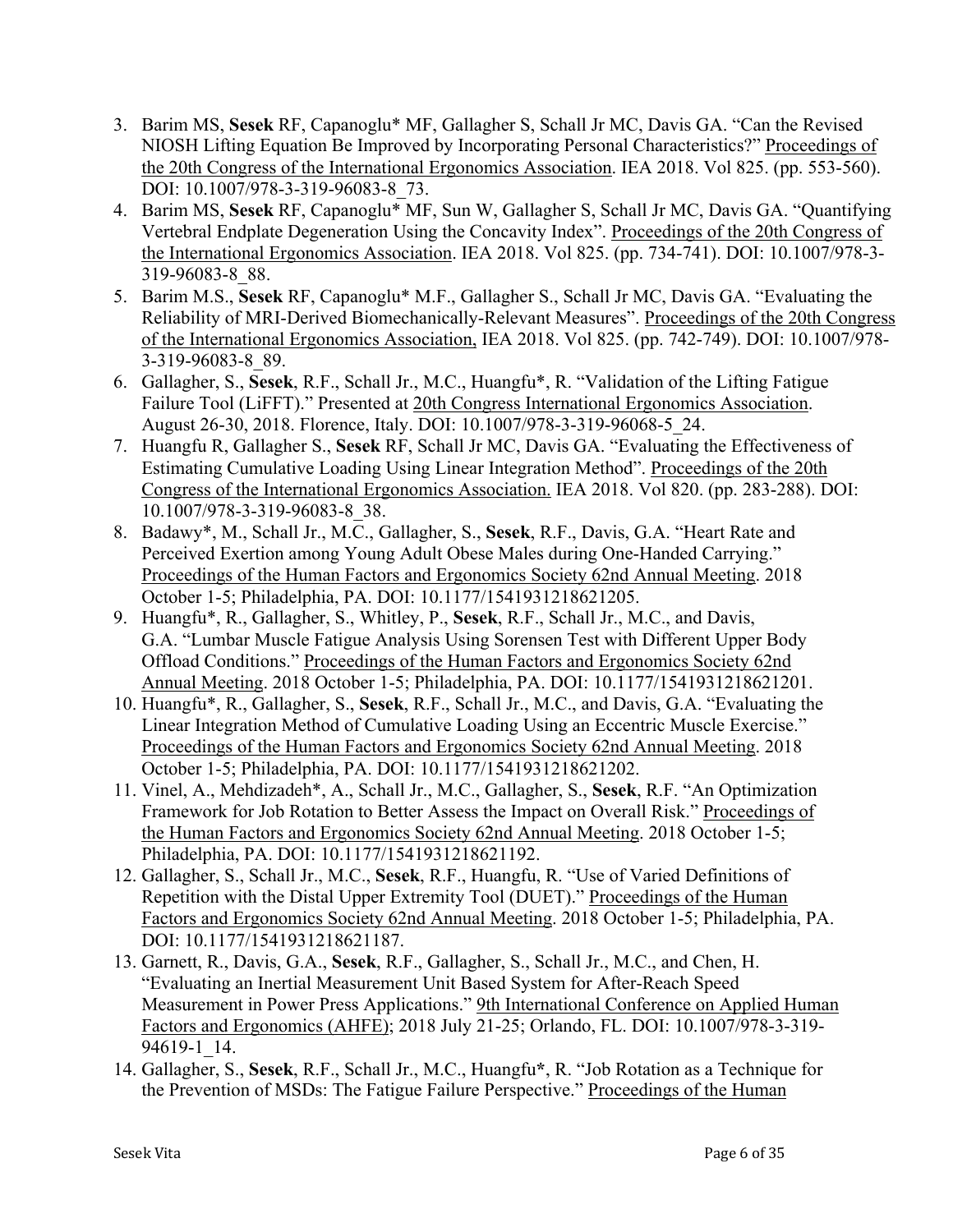3. Barim MS, **Sesek** RF, Capanoglu* MF, Gallagher S, Schall Jr MC, Davis GA. "Can the Revised NIOSH Lifting Equation Be Improved by Incorporating Personal Characteristics?" Proceedings of the 20th Congress of the International Ergonomics Association. IEA 2018. Vol 825. (pp. 553-560). DOI: 10.1007/978-3-319-96083-8_73.
4. Barim MS, **Sesek** RF, Capanoglu* MF, Sun W, Gallagher S, Schall Jr MC, Davis GA. "Quantifying Vertebral Endplate Degeneration Using the Concavity Index". Proceedings of the 20th Congress of the International Ergonomics Association. IEA 2018. Vol 825. (pp. 734-741). DOI: 10.1007/978-3-319-96083-8_88.
5. Barim M.S., **Sesek** RF, Capanoglu* M.F., Gallagher S., Schall Jr MC, Davis GA. "Evaluating the Reliability of MRI-Derived Biomechanically-Relevant Measures". Proceedings of the 20th Congress of the International Ergonomics Association, IEA 2018. Vol 825. (pp. 742-749). DOI: 10.1007/978-3-319-96083-8_89.
6. Gallagher, S., **Sesek**, R.F., Schall Jr., M.C., Huangfu*, R. "Validation of the Lifting Fatigue Failure Tool (LiFFT)." Presented at 20th Congress International Ergonomics Association. August 26-30, 2018. Florence, Italy. DOI: 10.1007/978-3-319-96068-5_24.
7. Huangfu R, Gallagher S., **Sesek** RF, Schall Jr MC, Davis GA. "Evaluating the Effectiveness of Estimating Cumulative Loading Using Linear Integration Method". Proceedings of the 20th Congress of the International Ergonomics Association. IEA 2018. Vol 820. (pp. 283-288). DOI: 10.1007/978-3-319-96083-8_38.
8. Badawy*, M., Schall Jr., M.C., Gallagher, S., **Sesek**, R.F., Davis, G.A. "Heart Rate and Perceived Exertion among Young Adult Obese Males during One-Handed Carrying." Proceedings of the Human Factors and Ergonomics Society 62nd Annual Meeting. 2018 October 1-5; Philadelphia, PA. DOI: 10.1177/1541931218621205.
9. Huangfu*, R., Gallagher, S., Whitley, P., **Sesek**, R.F., Schall Jr., M.C., and Davis, G.A. "Lumbar Muscle Fatigue Analysis Using Sorensen Test with Different Upper Body Offload Conditions." Proceedings of the Human Factors and Ergonomics Society 62nd Annual Meeting. 2018 October 1-5; Philadelphia, PA. DOI: 10.1177/1541931218621201.
10. Huangfu*, R., Gallagher, S., **Sesek**, R.F., Schall Jr., M.C., and Davis, G.A. "Evaluating the Linear Integration Method of Cumulative Loading Using an Eccentric Muscle Exercise." Proceedings of the Human Factors and Ergonomics Society 62nd Annual Meeting. 2018 October 1-5; Philadelphia, PA. DOI: 10.1177/1541931218621202.
11. Vinel, A., Mehdizadeh*, A., Schall Jr., M.C., Gallagher, S., **Sesek**, R.F. "An Optimization Framework for Job Rotation to Better Assess the Impact on Overall Risk." Proceedings of the Human Factors and Ergonomics Society 62nd Annual Meeting. 2018 October 1-5; Philadelphia, PA. DOI: 10.1177/1541931218621192.
12. Gallagher, S., Schall Jr., M.C., **Sesek**, R.F., Huangfu, R. "Use of Varied Definitions of Repetition with the Distal Upper Extremity Tool (DUET)." Proceedings of the Human Factors and Ergonomics Society 62nd Annual Meeting. 2018 October 1-5; Philadelphia, PA. DOI: 10.1177/1541931218621187.
13. Garnett, R., Davis, G.A., **Sesek**, R.F., Gallagher, S., Schall Jr., M.C., and Chen, H. "Evaluating an Inertial Measurement Unit Based System for After-Reach Speed Measurement in Power Press Applications." 9th International Conference on Applied Human Factors and Ergonomics (AHFE); 2018 July 21-25; Orlando, FL. DOI: 10.1007/978-3-319-94619-1_14.
14. Gallagher, S., **Sesek**, R.F., Schall Jr., M.C., Huangfu*, R. "Job Rotation as a Technique for the Prevention of MSDs: The Fatigue Failure Perspective." Proceedings of the Human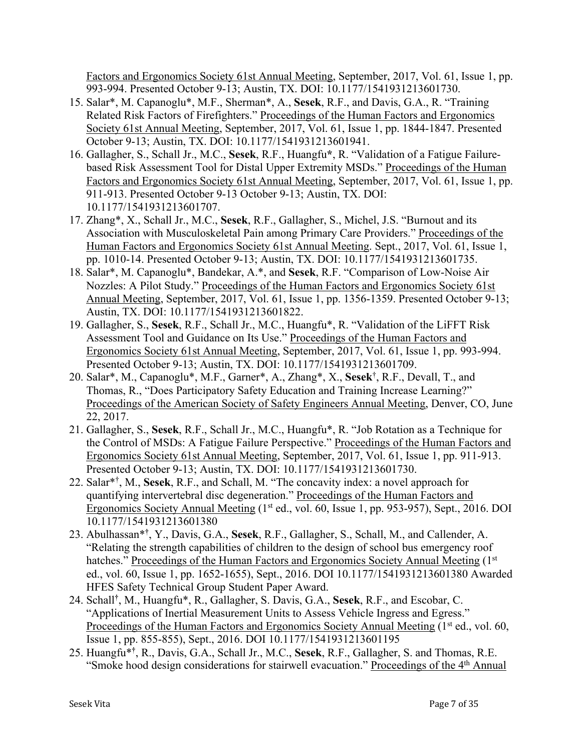Factors and Ergonomics Society 61st Annual Meeting, September, 2017, Vol. 61, Issue 1, pp. 993-994. Presented October 9-13; Austin, TX. DOI: 10.1177/1541931213601730.

15. Salar*, M. Capanoglu*, M.F., Sherman*, A., **Sesek**, R.F., and Davis, G.A., R. "Training Related Risk Factors of Firefighters." Proceedings of the Human Factors and Ergonomics Society 61st Annual Meeting, September, 2017, Vol. 61, Issue 1, pp. 1844-1847. Presented October 9-13; Austin, TX. DOI: 10.1177/1541931213601941.
16. Gallagher, S., Schall Jr., M.C., **Sesek**, R.F., Huangfu*, R. "Validation of a Fatigue Failure-based Risk Assessment Tool for Distal Upper Extremity MSDs." Proceedings of the Human Factors and Ergonomics Society 61st Annual Meeting, September, 2017, Vol. 61, Issue 1, pp. 911-913. Presented October 9-13 October 9-13; Austin, TX. DOI: 10.1177/1541931213601707.
17. Zhang*, X., Schall Jr., M.C., **Sesek**, R.F., Gallagher, S., Michel, J.S. "Burnout and its Association with Musculoskeletal Pain among Primary Care Providers." Proceedings of the Human Factors and Ergonomics Society 61st Annual Meeting. Sept., 2017, Vol. 61, Issue 1, pp. 1010-14. Presented October 9-13; Austin, TX. DOI: 10.1177/1541931213601735.
18. Salar*, M. Capanoglu*, Bandekar, A.*, and **Sesek**, R.F. "Comparison of Low-Noise Air Nozzles: A Pilot Study." Proceedings of the Human Factors and Ergonomics Society 61st Annual Meeting, September, 2017, Vol. 61, Issue 1, pp. 1356-1359. Presented October 9-13; Austin, TX. DOI: 10.1177/1541931213601822.
19. Gallagher, S., **Sesek**, R.F., Schall Jr., M.C., Huangfu*, R. "Validation of the LiFFT Risk Assessment Tool and Guidance on Its Use." Proceedings of the Human Factors and Ergonomics Society 61st Annual Meeting, September, 2017, Vol. 61, Issue 1, pp. 993-994. Presented October 9-13; Austin, TX. DOI: 10.1177/1541931213601709.
20. Salar*, M., Capanoglu*, M.F., Garner*, A., Zhang*, X., **Sesek**[†], R.F., Devall, T., and Thomas, R., "Does Participatory Safety Education and Training Increase Learning?" Proceedings of the American Society of Safety Engineers Annual Meeting, Denver, CO, June 22, 2017.
21. Gallagher, S., **Sesek**, R.F., Schall Jr., M.C., Huangfu*, R. "Job Rotation as a Technique for the Control of MSDs: A Fatigue Failure Perspective." Proceedings of the Human Factors and Ergonomics Society 61st Annual Meeting, September, 2017, Vol. 61, Issue 1, pp. 911-913. Presented October 9-13; Austin, TX. DOI: 10.1177/1541931213601730.
22. Salar*[†], M., **Sesek**, R.F., and Schall, M. "The concavity index: a novel approach for quantifying intervertebral disc degeneration." Proceedings of the Human Factors and Ergonomics Society Annual Meeting (1st ed., vol. 60, Issue 1, pp. 953-957), Sept., 2016. DOI 10.1177/1541931213601380
23. Abulhassan*[†], Y., Davis, G.A., **Sesek**, R.F., Gallagher, S., Schall, M., and Callender, A. "Relating the strength capabilities of children to the design of school bus emergency roof hatches." Proceedings of the Human Factors and Ergonomics Society Annual Meeting (1st ed., vol. 60, Issue 1, pp. 1652-1655), Sept., 2016. DOI 10.1177/1541931213601380 Awarded HFES Safety Technical Group Student Paper Award.
24. Schall[†], M., Huangfu*, R., Gallagher, S. Davis, G.A., **Sesek**, R.F., and Escobar, C. "Applications of Inertial Measurement Units to Assess Vehicle Ingress and Egress." Proceedings of the Human Factors and Ergonomics Society Annual Meeting (1st ed., vol. 60, Issue 1, pp. 855-855), Sept., 2016. DOI 10.1177/1541931213601195
25. Huangfu*[†], R., Davis, G.A., Schall Jr., M.C., **Sesek**, R.F., Gallagher, S. and Thomas, R.E. "Smoke hood design considerations for stairwell evacuation." Proceedings of the 4th Annual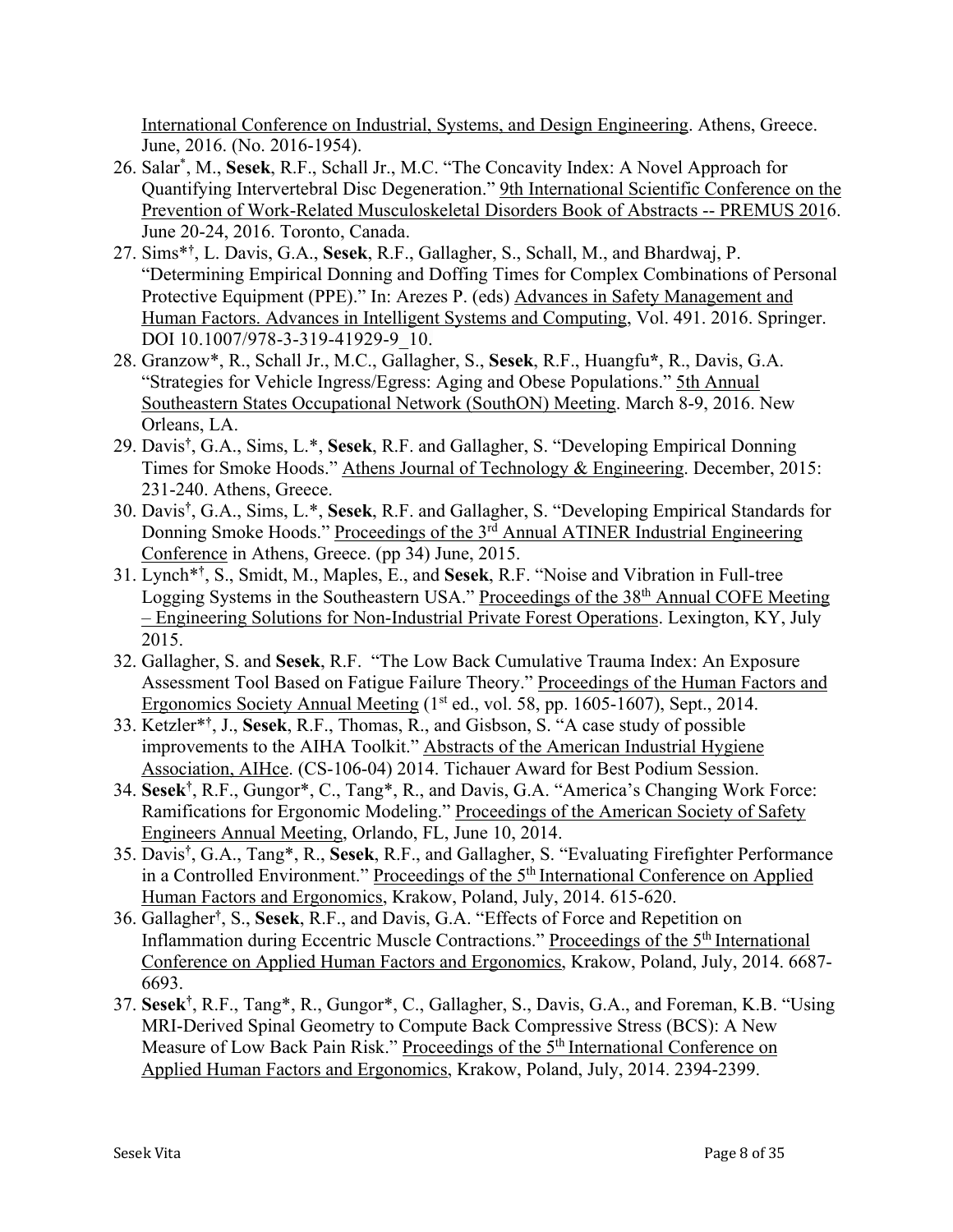International Conference on Industrial, Systems, and Design Engineering. Athens, Greece. June, 2016. (No. 2016-1954).

26. Salar*, M., **Sesek**, R.F., Schall Jr., M.C. "The Concavity Index: A Novel Approach for Quantifying Intervertebral Disc Degeneration." 9th International Scientific Conference on the Prevention of Work-Related Musculoskeletal Disorders Book of Abstracts -- PREMUS 2016. June 20-24, 2016. Toronto, Canada.
27. Sims*†, L. Davis, G.A., **Sesek**, R.F., Gallagher, S., Schall, M., and Bhardwaj, P. "Determining Empirical Donning and Doffing Times for Complex Combinations of Personal Protective Equipment (PPE)." In: Arezes P. (eds) Advances in Safety Management and Human Factors. Advances in Intelligent Systems and Computing, Vol. 491. 2016. Springer. DOI 10.1007/978-3-319-41929-9_10.
28. Granzow*, R., Schall Jr., M.C., Gallagher, S., **Sesek**, R.F., Huangfu*, R., Davis, G.A. "Strategies for Vehicle Ingress/Egress: Aging and Obese Populations." 5th Annual Southeastern States Occupational Network (SouthON) Meeting. March 8-9, 2016. New Orleans, LA.
29. Davis†, G.A., Sims, L.*, **Sesek**, R.F. and Gallagher, S. "Developing Empirical Donning Times for Smoke Hoods." Athens Journal of Technology & Engineering. December, 2015: 231-240. Athens, Greece.
30. Davis†, G.A., Sims, L.*, **Sesek**, R.F. and Gallagher, S. "Developing Empirical Standards for Donning Smoke Hoods." Proceedings of the 3rd Annual ATINER Industrial Engineering Conference in Athens, Greece. (pp 34) June, 2015.
31. Lynch*†, S., Smidt, M., Maples, E., and **Sesek**, R.F. "Noise and Vibration in Full-tree Logging Systems in the Southeastern USA." Proceedings of the 38th Annual COFE Meeting – Engineering Solutions for Non-Industrial Private Forest Operations. Lexington, KY, July 2015.
32. Gallagher, S. and **Sesek**, R.F. "The Low Back Cumulative Trauma Index: An Exposure Assessment Tool Based on Fatigue Failure Theory." Proceedings of the Human Factors and Ergonomics Society Annual Meeting (1st ed., vol. 58, pp. 1605-1607), Sept., 2014.
33. Ketzler*†, J., **Sesek**, R.F., Thomas, R., and Gisbson, S. "A case study of possible improvements to the AIHA Toolkit." Abstracts of the American Industrial Hygiene Association, AIHce. (CS-106-04) 2014. Tichauer Award for Best Podium Session.
34. **Sesek**†, R.F., Gungor*, C., Tang*, R., and Davis, G.A. "America's Changing Work Force: Ramifications for Ergonomic Modeling." Proceedings of the American Society of Safety Engineers Annual Meeting, Orlando, FL, June 10, 2014.
35. Davis†, G.A., Tang*, R., **Sesek**, R.F., and Gallagher, S. "Evaluating Firefighter Performance in a Controlled Environment." Proceedings of the 5th International Conference on Applied Human Factors and Ergonomics, Krakow, Poland, July, 2014. 615-620.
36. Gallagher†, S., **Sesek**, R.F., and Davis, G.A. "Effects of Force and Repetition on Inflammation during Eccentric Muscle Contractions." Proceedings of the 5th International Conference on Applied Human Factors and Ergonomics, Krakow, Poland, July, 2014. 6687-6693.
37. **Sesek**†, R.F., Tang*, R., Gungor*, C., Gallagher, S., Davis, G.A., and Foreman, K.B. "Using MRI-Derived Spinal Geometry to Compute Back Compressive Stress (BCS): A New Measure of Low Back Pain Risk." Proceedings of the 5th International Conference on Applied Human Factors and Ergonomics, Krakow, Poland, July, 2014. 2394-2399.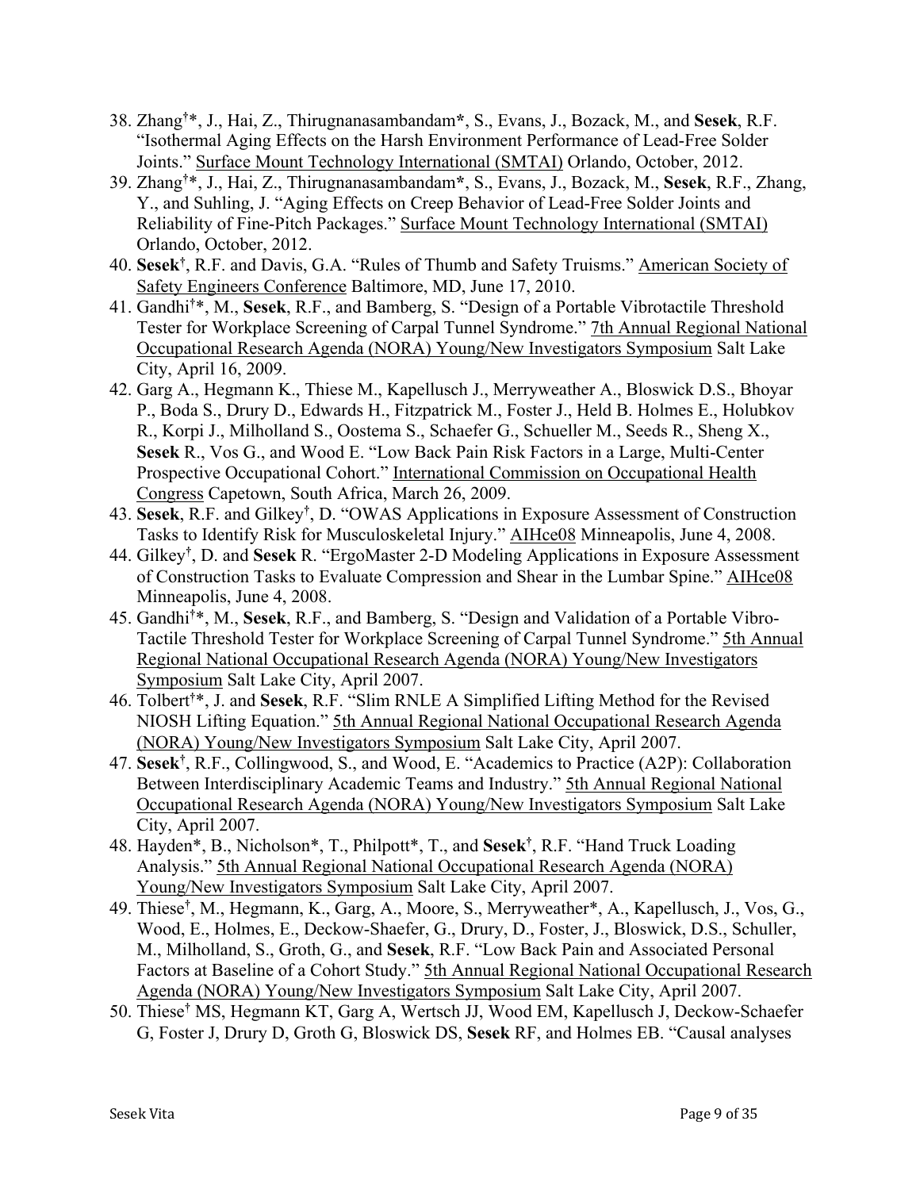38. Zhang†*, J., Hai, Z., Thirugnanasambandam*, S., Evans, J., Bozack, M., and **Sesek**, R.F. "Isothermal Aging Effects on the Harsh Environment Performance of Lead-Free Solder Joints." Surface Mount Technology International (SMTAI) Orlando, October, 2012.
39. Zhang†*, J., Hai, Z., Thirugnanasambandam*, S., Evans, J., Bozack, M., **Sesek**, R.F., Zhang, Y., and Suhling, J. "Aging Effects on Creep Behavior of Lead-Free Solder Joints and Reliability of Fine-Pitch Packages." Surface Mount Technology International (SMTAI) Orlando, October, 2012.
40. **Sesek**†, R.F. and Davis, G.A. "Rules of Thumb and Safety Truisms." American Society of Safety Engineers Conference Baltimore, MD, June 17, 2010.
41. Gandhi†*, M., **Sesek**, R.F., and Bamberg, S. "Design of a Portable Vibrotactile Threshold Tester for Workplace Screening of Carpal Tunnel Syndrome." 7th Annual Regional National Occupational Research Agenda (NORA) Young/New Investigators Symposium Salt Lake City, April 16, 2009.
42. Garg A., Hegmann K., Thiese M., Kapellusch J., Merryweather A., Bloswick D.S., Bhoyar P., Boda S., Drury D., Edwards H., Fitzpatrick M., Foster J., Held B. Holmes E., Holubkov R., Korpi J., Milholland S., Oostema S., Schaefer G., Schueller M., Seeds R., Sheng X., **Sesek** R., Vos G., and Wood E. "Low Back Pain Risk Factors in a Large, Multi-Center Prospective Occupational Cohort." International Commission on Occupational Health Congress Capetown, South Africa, March 26, 2009.
43. **Sesek**, R.F. and Gilkey†, D. "OWAS Applications in Exposure Assessment of Construction Tasks to Identify Risk for Musculoskeletal Injury." AIHce08 Minneapolis, June 4, 2008.
44. Gilkey†, D. and **Sesek** R. "ErgoMaster 2-D Modeling Applications in Exposure Assessment of Construction Tasks to Evaluate Compression and Shear in the Lumbar Spine." AIHce08 Minneapolis, June 4, 2008.
45. Gandhi†*, M., **Sesek**, R.F., and Bamberg, S. "Design and Validation of a Portable Vibro-Tactile Threshold Tester for Workplace Screening of Carpal Tunnel Syndrome." 5th Annual Regional National Occupational Research Agenda (NORA) Young/New Investigators Symposium Salt Lake City, April 2007.
46. Tolbert†*, J. and **Sesek**, R.F. "Slim RNLE A Simplified Lifting Method for the Revised NIOSH Lifting Equation." 5th Annual Regional National Occupational Research Agenda (NORA) Young/New Investigators Symposium Salt Lake City, April 2007.
47. **Sesek**†, R.F., Collingwood, S., and Wood, E. "Academics to Practice (A2P): Collaboration Between Interdisciplinary Academic Teams and Industry." 5th Annual Regional National Occupational Research Agenda (NORA) Young/New Investigators Symposium Salt Lake City, April 2007.
48. Hayden*, B., Nicholson*, T., Philpott*, T., and **Sesek**†, R.F. "Hand Truck Loading Analysis." 5th Annual Regional National Occupational Research Agenda (NORA) Young/New Investigators Symposium Salt Lake City, April 2007.
49. Thiese†, M., Hegmann, K., Garg, A., Moore, S., Merryweather*, A., Kapellusch, J., Vos, G., Wood, E., Holmes, E., Deckow-Shaefer, G., Drury, D., Foster, J., Bloswick, D.S., Schuller, M., Milholland, S., Groth, G., and **Sesek**, R.F. "Low Back Pain and Associated Personal Factors at Baseline of a Cohort Study." 5th Annual Regional National Occupational Research Agenda (NORA) Young/New Investigators Symposium Salt Lake City, April 2007.
50. Thiese† MS, Hegmann KT, Garg A, Wertsch JJ, Wood EM, Kapellusch J, Deckow-Schaefer G, Foster J, Drury D, Groth G, Bloswick DS, **Sesek** RF, and Holmes EB. "Causal analyses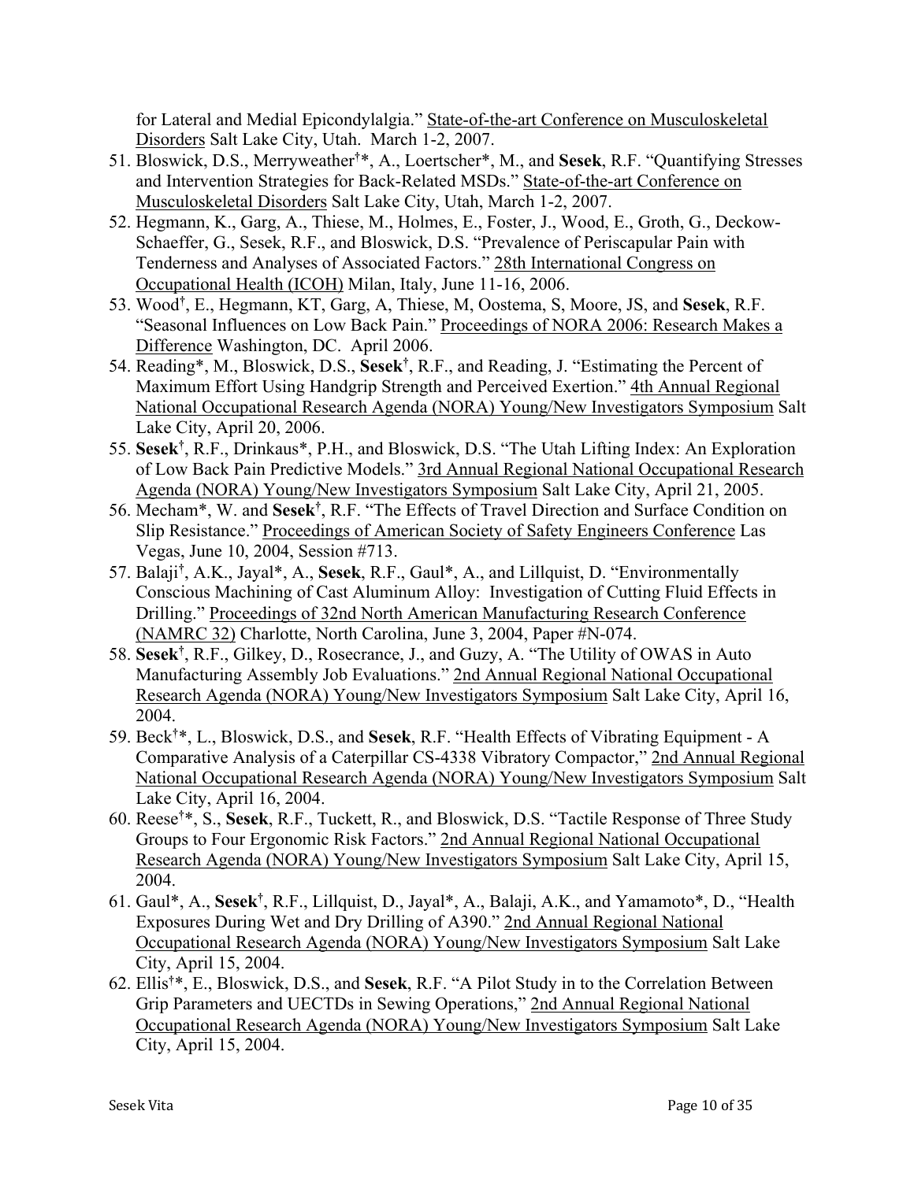for Lateral and Medial Epicondylalgia." State-of-the-art Conference on Musculoskeletal Disorders Salt Lake City, Utah. March 1-2, 2007.

51. Bloswick, D.S., Merryweather[†]*, A., Loertscher*, M., and **Sesek**, R.F. "Quantifying Stresses and Intervention Strategies for Back-Related MSDs." State-of-the-art Conference on Musculoskeletal Disorders Salt Lake City, Utah, March 1-2, 2007.
52. Hegmann, K., Garg, A., Thiese, M., Holmes, E., Foster, J., Wood, E., Groth, G., Deckow-Schaeffer, G., Sesek, R.F., and Bloswick, D.S. "Prevalence of Periscapular Pain with Tenderness and Analyses of Associated Factors." 28th International Congress on Occupational Health (ICOH) Milan, Italy, June 11-16, 2006.
53. Wood[†], E., Hegmann, KT, Garg, A, Thiese, M, Oostema, S, Moore, JS, and **Sesek**, R.F. "Seasonal Influences on Low Back Pain." Proceedings of NORA 2006: Research Makes a Difference Washington, DC. April 2006.
54. Reading*, M., Bloswick, D.S., **Sesek**[†], R.F., and Reading, J. "Estimating the Percent of Maximum Effort Using Handgrip Strength and Perceived Exertion." 4th Annual Regional National Occupational Research Agenda (NORA) Young/New Investigators Symposium Salt Lake City, April 20, 2006.
55. **Sesek**[†], R.F., Drinkaus*, P.H., and Bloswick, D.S. "The Utah Lifting Index: An Exploration of Low Back Pain Predictive Models." 3rd Annual Regional National Occupational Research Agenda (NORA) Young/New Investigators Symposium Salt Lake City, April 21, 2005.
56. Mecham*, W. and **Sesek**[†], R.F. "The Effects of Travel Direction and Surface Condition on Slip Resistance." Proceedings of American Society of Safety Engineers Conference Las Vegas, June 10, 2004, Session #713.
57. Balaji[†], A.K., Jayal*, A., **Sesek**, R.F., Gaul*, A., and Lillquist, D. "Environmentally Conscious Machining of Cast Aluminum Alloy: Investigation of Cutting Fluid Effects in Drilling." Proceedings of 32nd North American Manufacturing Research Conference (NAMRC 32) Charlotte, North Carolina, June 3, 2004, Paper #N-074.
58. **Sesek**[†], R.F., Gilkey, D., Rosecrance, J., and Guzy, A. "The Utility of OWAS in Auto Manufacturing Assembly Job Evaluations." 2nd Annual Regional National Occupational Research Agenda (NORA) Young/New Investigators Symposium Salt Lake City, April 16, 2004.
59. Beck[†]*, L., Bloswick, D.S., and **Sesek**, R.F. "Health Effects of Vibrating Equipment - A Comparative Analysis of a Caterpillar CS-4338 Vibratory Compactor," 2nd Annual Regional National Occupational Research Agenda (NORA) Young/New Investigators Symposium Salt Lake City, April 16, 2004.
60. Reese[†]*, S., **Sesek**, R.F., Tuckett, R., and Bloswick, D.S. "Tactile Response of Three Study Groups to Four Ergonomic Risk Factors." 2nd Annual Regional National Occupational Research Agenda (NORA) Young/New Investigators Symposium Salt Lake City, April 15, 2004.
61. Gaul*, A., **Sesek**[†], R.F., Lillquist, D., Jayal*, A., Balaji, A.K., and Yamamoto*, D., "Health Exposures During Wet and Dry Drilling of A390." 2nd Annual Regional National Occupational Research Agenda (NORA) Young/New Investigators Symposium Salt Lake City, April 15, 2004.
62. Ellis[†]*, E., Bloswick, D.S., and **Sesek**, R.F. "A Pilot Study in to the Correlation Between Grip Parameters and UECTDs in Sewing Operations," 2nd Annual Regional National Occupational Research Agenda (NORA) Young/New Investigators Symposium Salt Lake City, April 15, 2004.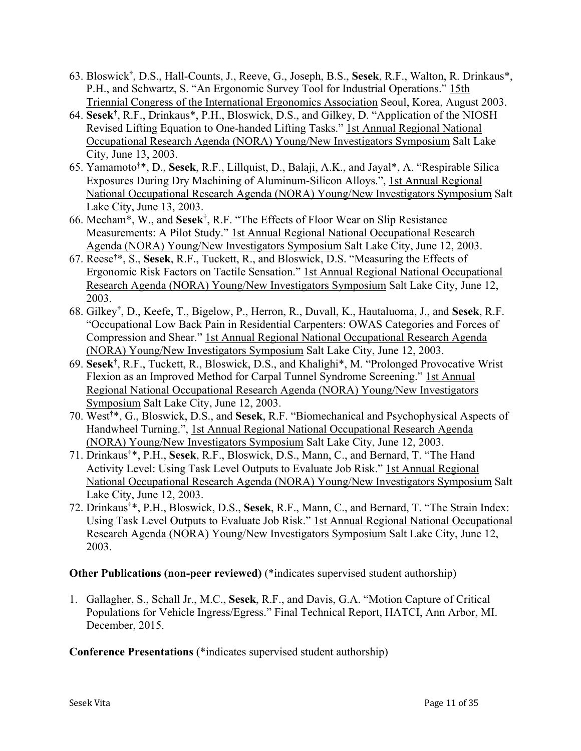63. Bloswick[†], D.S., Hall-Counts, J., Reeve, G., Joseph, B.S., **Sesek**, R.F., Walton, R. Drinkaus*, P.H., and Schwartz, S. "An Ergonomic Survey Tool for Industrial Operations." 15th Triennial Congress of the International Ergonomics Association Seoul, Korea, August 2003.
64. **Sesek**[†], R.F., Drinkaus*, P.H., Bloswick, D.S., and Gilkey, D. "Application of the NIOSH Revised Lifting Equation to One-handed Lifting Tasks." 1st Annual Regional National Occupational Research Agenda (NORA) Young/New Investigators Symposium Salt Lake City, June 13, 2003.
65. Yamamoto[†]*, D., **Sesek**, R.F., Lillquist, D., Balaji, A.K., and Jayal*, A. "Respirable Silica Exposures During Dry Machining of Aluminum-Silicon Alloys.", 1st Annual Regional National Occupational Research Agenda (NORA) Young/New Investigators Symposium Salt Lake City, June 13, 2003.
66. Mecham*, W., and **Sesek**[†], R.F. "The Effects of Floor Wear on Slip Resistance Measurements: A Pilot Study." 1st Annual Regional National Occupational Research Agenda (NORA) Young/New Investigators Symposium Salt Lake City, June 12, 2003.
67. Reese[†]*, S., **Sesek**, R.F., Tuckett, R., and Bloswick, D.S. "Measuring the Effects of Ergonomic Risk Factors on Tactile Sensation." 1st Annual Regional National Occupational Research Agenda (NORA) Young/New Investigators Symposium Salt Lake City, June 12, 2003.
68. Gilkey[†], D., Keefe, T., Bigelow, P., Herron, R., Duvall, K., Hautaluoma, J., and **Sesek**, R.F. "Occupational Low Back Pain in Residential Carpenters: OWAS Categories and Forces of Compression and Shear." 1st Annual Regional National Occupational Research Agenda (NORA) Young/New Investigators Symposium Salt Lake City, June 12, 2003.
69. **Sesek**[†], R.F., Tuckett, R., Bloswick, D.S., and Khalighi*, M. "Prolonged Provocative Wrist Flexion as an Improved Method for Carpal Tunnel Syndrome Screening." 1st Annual Regional National Occupational Research Agenda (NORA) Young/New Investigators Symposium Salt Lake City, June 12, 2003.
70. West[†]*, G., Bloswick, D.S., and **Sesek**, R.F. "Biomechanical and Psychophysical Aspects of Handwheel Turning.", 1st Annual Regional National Occupational Research Agenda (NORA) Young/New Investigators Symposium Salt Lake City, June 12, 2003.
71. Drinkaus[†]*, P.H., **Sesek**, R.F., Bloswick, D.S., Mann, C., and Bernard, T. "The Hand Activity Level: Using Task Level Outputs to Evaluate Job Risk." 1st Annual Regional National Occupational Research Agenda (NORA) Young/New Investigators Symposium Salt Lake City, June 12, 2003.
72. Drinkaus[†]*, P.H., Bloswick, D.S., **Sesek**, R.F., Mann, C., and Bernard, T. "The Strain Index: Using Task Level Outputs to Evaluate Job Risk." 1st Annual Regional National Occupational Research Agenda (NORA) Young/New Investigators Symposium Salt Lake City, June 12, 2003.

**Other Publications (non-peer reviewed)** (*indicates supervised student authorship)

1. Gallagher, S., Schall Jr., M.C., **Sesek**, R.F., and Davis, G.A. "Motion Capture of Critical Populations for Vehicle Ingress/Egress." Final Technical Report, HATCI, Ann Arbor, MI. December, 2015.

**Conference Presentations** (*indicates supervised student authorship)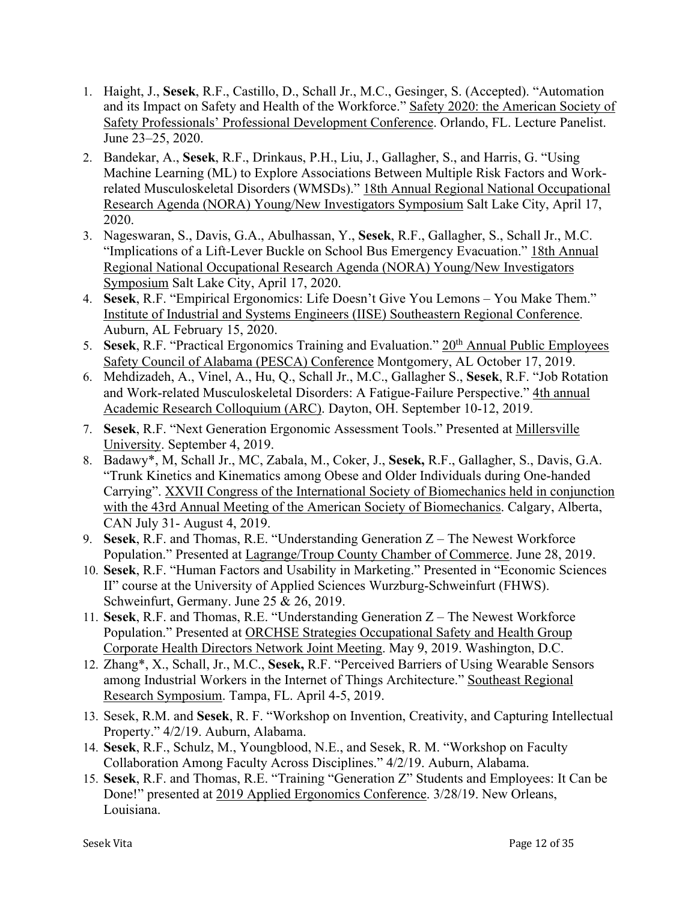1. Haight, J., **Sesek**, R.F., Castillo, D., Schall Jr., M.C., Gesinger, S. (Accepted). "Automation and its Impact on Safety and Health of the Workforce." Safety 2020: the American Society of Safety Professionals' Professional Development Conference. Orlando, FL. Lecture Panelist. June 23–25, 2020.
2. Bandekar, A., **Sesek**, R.F., Drinkaus, P.H., Liu, J., Gallagher, S., and Harris, G. "Using Machine Learning (ML) to Explore Associations Between Multiple Risk Factors and Work-related Musculoskeletal Disorders (WMSDs)." 18th Annual Regional National Occupational Research Agenda (NORA) Young/New Investigators Symposium Salt Lake City, April 17, 2020.
3. Nageswaran, S., Davis, G.A., Abulhassan, Y., **Sesek**, R.F., Gallagher, S., Schall Jr., M.C. "Implications of a Lift-Lever Buckle on School Bus Emergency Evacuation." 18th Annual Regional National Occupational Research Agenda (NORA) Young/New Investigators Symposium Salt Lake City, April 17, 2020.
4. **Sesek**, R.F. "Empirical Ergonomics: Life Doesn't Give You Lemons – You Make Them." Institute of Industrial and Systems Engineers (IISE) Southeastern Regional Conference. Auburn, AL February 15, 2020.
5. **Sesek**, R.F. "Practical Ergonomics Training and Evaluation." 20th Annual Public Employees Safety Council of Alabama (PESCA) Conference Montgomery, AL October 17, 2019.
6. Mehdizadeh, A., Vinel, A., Hu, Q., Schall Jr., M.C., Gallagher S., **Sesek**, R.F. "Job Rotation and Work-related Musculoskeletal Disorders: A Fatigue-Failure Perspective." 4th annual Academic Research Colloquium (ARC). Dayton, OH. September 10-12, 2019.
7. **Sesek**, R.F. "Next Generation Ergonomic Assessment Tools." Presented at Millersville University. September 4, 2019.
8. Badawy*, M, Schall Jr., MC, Zabala, M., Coker, J., **Sesek,** R.F., Gallagher, S., Davis, G.A. "Trunk Kinetics and Kinematics among Obese and Older Individuals during One-handed Carrying". XXVII Congress of the International Society of Biomechanics held in conjunction with the 43rd Annual Meeting of the American Society of Biomechanics. Calgary, Alberta, CAN July 31- August 4, 2019.
9. **Sesek**, R.F. and Thomas, R.E. "Understanding Generation Z – The Newest Workforce Population." Presented at Lagrange/Troup County Chamber of Commerce. June 28, 2019.
10. **Sesek**, R.F. "Human Factors and Usability in Marketing." Presented in "Economic Sciences II" course at the University of Applied Sciences Wurzburg-Schweinfurt (FHWS). Schweinfurt, Germany. June 25 & 26, 2019.
11. **Sesek**, R.F. and Thomas, R.E. "Understanding Generation Z – The Newest Workforce Population." Presented at ORCHSE Strategies Occupational Safety and Health Group Corporate Health Directors Network Joint Meeting. May 9, 2019. Washington, D.C.
12. Zhang*, X., Schall, Jr., M.C., **Sesek,** R.F. "Perceived Barriers of Using Wearable Sensors among Industrial Workers in the Internet of Things Architecture." Southeast Regional Research Symposium. Tampa, FL. April 4-5, 2019.
13. Sesek, R.M. and **Sesek**, R. F. "Workshop on Invention, Creativity, and Capturing Intellectual Property." 4/2/19. Auburn, Alabama.
14. **Sesek**, R.F., Schulz, M., Youngblood, N.E., and Sesek, R. M. "Workshop on Faculty Collaboration Among Faculty Across Disciplines." 4/2/19. Auburn, Alabama.
15. **Sesek**, R.F. and Thomas, R.E. "Training "Generation Z" Students and Employees: It Can be Done!" presented at 2019 Applied Ergonomics Conference. 3/28/19. New Orleans, Louisiana.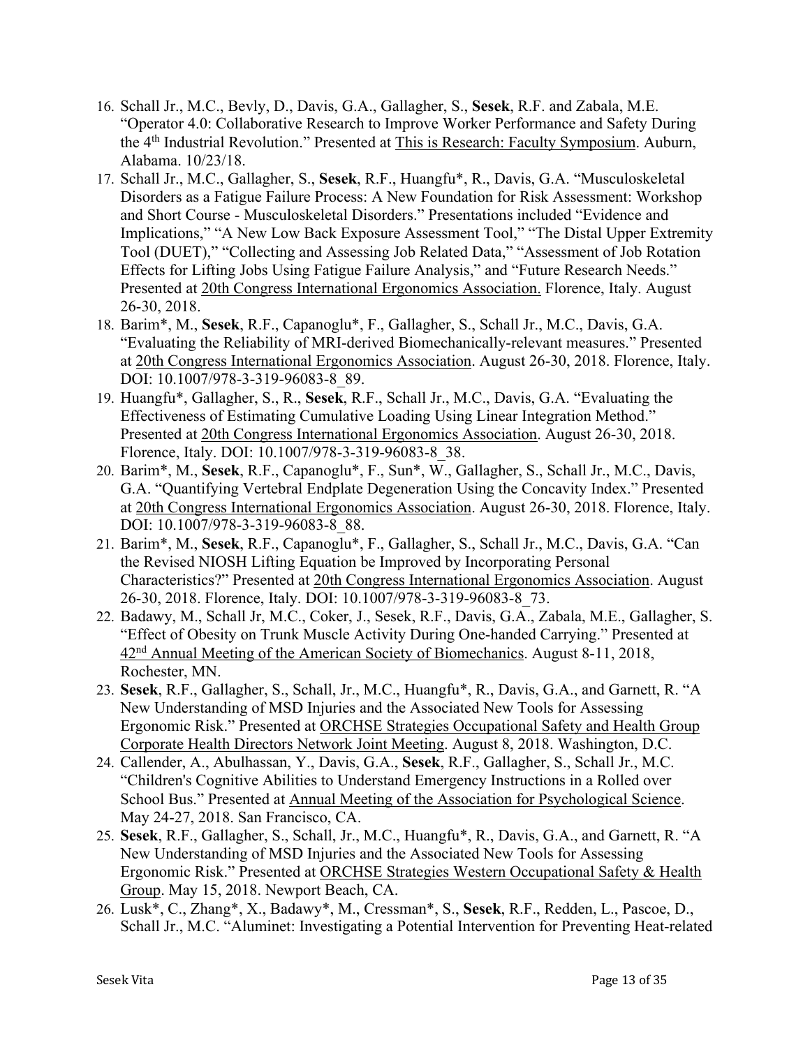16. Schall Jr., M.C., Bevly, D., Davis, G.A., Gallagher, S., **Sesek**, R.F. and Zabala, M.E. "Operator 4.0: Collaborative Research to Improve Worker Performance and Safety During the 4th Industrial Revolution." Presented at <u>This is Research: Faculty Symposium</u>. Auburn, Alabama. 10/23/18.
17. Schall Jr., M.C., Gallagher, S., **Sesek**, R.F., Huangfu*, R., Davis, G.A. "Musculoskeletal Disorders as a Fatigue Failure Process: A New Foundation for Risk Assessment: Workshop and Short Course - Musculoskeletal Disorders." Presentations included "Evidence and Implications," "A New Low Back Exposure Assessment Tool," "The Distal Upper Extremity Tool (DUET)," "Collecting and Assessing Job Related Data," "Assessment of Job Rotation Effects for Lifting Jobs Using Fatigue Failure Analysis," and "Future Research Needs." Presented at <u>20th Congress International Ergonomics Association.</u> Florence, Italy. August 26-30, 2018.
18. Barim*, M., **Sesek**, R.F., Capanoglu*, F., Gallagher, S., Schall Jr., M.C., Davis, G.A. "Evaluating the Reliability of MRI-derived Biomechanically-relevant measures." Presented at <u>20th Congress International Ergonomics Association</u>. August 26-30, 2018. Florence, Italy. DOI: 10.1007/978-3-319-96083-8_89.
19. Huangfu*, Gallagher, S., R., **Sesek**, R.F., Schall Jr., M.C., Davis, G.A. "Evaluating the Effectiveness of Estimating Cumulative Loading Using Linear Integration Method." Presented at <u>20th Congress International Ergonomics Association</u>. August 26-30, 2018. Florence, Italy. DOI: 10.1007/978-3-319-96083-8_38.
20. Barim*, M., **Sesek**, R.F., Capanoglu*, F., Sun*, W., Gallagher, S., Schall Jr., M.C., Davis, G.A. "Quantifying Vertebral Endplate Degeneration Using the Concavity Index." Presented at <u>20th Congress International Ergonomics Association</u>. August 26-30, 2018. Florence, Italy. DOI: 10.1007/978-3-319-96083-8_88.
21. Barim*, M., **Sesek**, R.F., Capanoglu*, F., Gallagher, S., Schall Jr., M.C., Davis, G.A. "Can the Revised NIOSH Lifting Equation be Improved by Incorporating Personal Characteristics?" Presented at <u>20th Congress International Ergonomics Association</u>. August 26-30, 2018. Florence, Italy. DOI: 10.1007/978-3-319-96083-8_73.
22. Badawy, M., Schall Jr, M.C., Coker, J., Sesek, R.F., Davis, G.A., Zabala, M.E., Gallagher, S. "Effect of Obesity on Trunk Muscle Activity During One-handed Carrying." Presented at <u>42nd Annual Meeting of the American Society of Biomechanics</u>. August 8-11, 2018, Rochester, MN.
23. **Sesek**, R.F., Gallagher, S., Schall, Jr., M.C., Huangfu*, R., Davis, G.A., and Garnett, R. "A New Understanding of MSD Injuries and the Associated New Tools for Assessing Ergonomic Risk." Presented at <u>ORCHSE Strategies Occupational Safety and Health Group Corporate Health Directors Network Joint Meeting</u>. August 8, 2018. Washington, D.C.
24. Callender, A., Abulhassan, Y., Davis, G.A., **Sesek**, R.F., Gallagher, S., Schall Jr., M.C. "Children's Cognitive Abilities to Understand Emergency Instructions in a Rolled over School Bus." Presented at <u>Annual Meeting of the Association for Psychological Science</u>. May 24-27, 2018. San Francisco, CA.
25. **Sesek**, R.F., Gallagher, S., Schall, Jr., M.C., Huangfu*, R., Davis, G.A., and Garnett, R. "A New Understanding of MSD Injuries and the Associated New Tools for Assessing Ergonomic Risk." Presented at <u>ORCHSE Strategies Western Occupational Safety & Health Group</u>. May 15, 2018. Newport Beach, CA.
26. Lusk*, C., Zhang*, X., Badawy*, M., Cressman*, S., **Sesek**, R.F., Redden, L., Pascoe, D., Schall Jr., M.C. "Aluminet: Investigating a Potential Intervention for Preventing Heat-related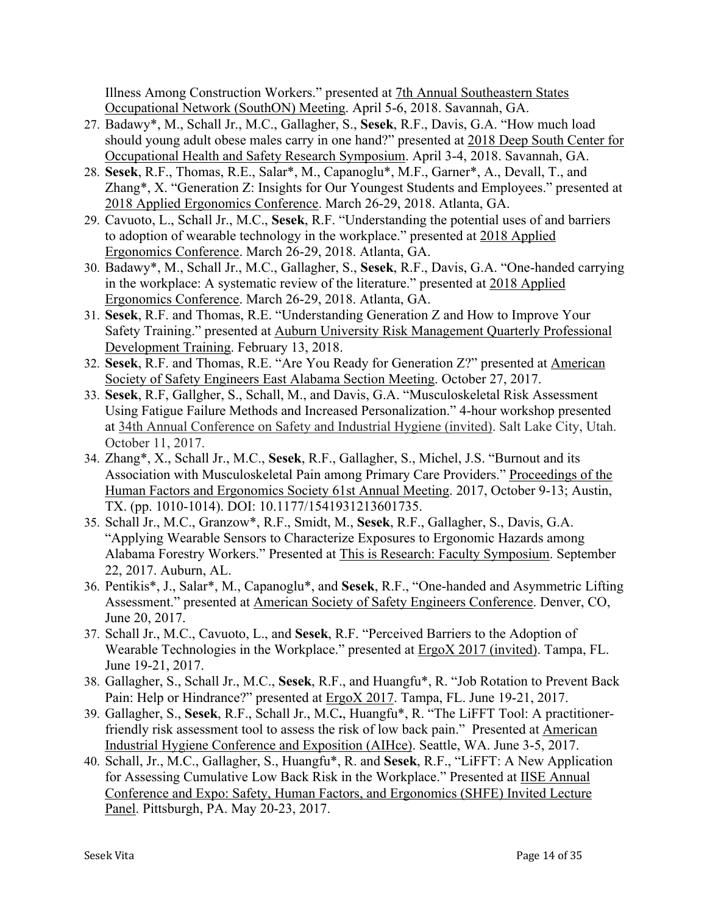Illness Among Construction Workers." presented at 7th Annual Southeastern States Occupational Network (SouthON) Meeting. April 5-6, 2018. Savannah, GA.

27. Badawy*, M., Schall Jr., M.C., Gallagher, S., **Sesek**, R.F., Davis, G.A. "How much load should young adult obese males carry in one hand?" presented at 2018 Deep South Center for Occupational Health and Safety Research Symposium. April 3-4, 2018. Savannah, GA.
28. **Sesek**, R.F., Thomas, R.E., Salar*, M., Capanoglu*, M.F., Garner*, A., Devall, T., and Zhang*, X. "Generation Z: Insights for Our Youngest Students and Employees." presented at 2018 Applied Ergonomics Conference. March 26-29, 2018. Atlanta, GA.
29. Cavuoto, L., Schall Jr., M.C., **Sesek**, R.F. "Understanding the potential uses of and barriers to adoption of wearable technology in the workplace." presented at 2018 Applied Ergonomics Conference. March 26-29, 2018. Atlanta, GA.
30. Badawy*, M., Schall Jr., M.C., Gallagher, S., **Sesek**, R.F., Davis, G.A. "One-handed carrying in the workplace: A systematic review of the literature." presented at 2018 Applied Ergonomics Conference. March 26-29, 2018. Atlanta, GA.
31. **Sesek**, R.F. and Thomas, R.E. "Understanding Generation Z and How to Improve Your Safety Training." presented at Auburn University Risk Management Quarterly Professional Development Training. February 13, 2018.
32. **Sesek**, R.F. and Thomas, R.E. "Are You Ready for Generation Z?" presented at American Society of Safety Engineers East Alabama Section Meeting. October 27, 2017.
33. **Sesek**, R.F, Gallgher, S., Schall, M., and Davis, G.A. "Musculoskeletal Risk Assessment Using Fatigue Failure Methods and Increased Personalization." 4-hour workshop presented at 34th Annual Conference on Safety and Industrial Hygiene (invited). Salt Lake City, Utah. October 11, 2017.
34. Zhang*, X., Schall Jr., M.C., **Sesek**, R.F., Gallagher, S., Michel, J.S. "Burnout and its Association with Musculoskeletal Pain among Primary Care Providers." Proceedings of the Human Factors and Ergonomics Society 61st Annual Meeting. 2017, October 9-13; Austin, TX. (pp. 1010-1014). DOI: 10.1177/1541931213601735.
35. Schall Jr., M.C., Granzow*, R.F., Smidt, M., **Sesek**, R.F., Gallagher, S., Davis, G.A. "Applying Wearable Sensors to Characterize Exposures to Ergonomic Hazards among Alabama Forestry Workers." Presented at This is Research: Faculty Symposium. September 22, 2017. Auburn, AL.
36. Pentikis*, J., Salar*, M., Capanoglu*, and **Sesek**, R.F., "One-handed and Asymmetric Lifting Assessment." presented at American Society of Safety Engineers Conference. Denver, CO, June 20, 2017.
37. Schall Jr., M.C., Cavuoto, L., and **Sesek**, R.F. "Perceived Barriers to the Adoption of Wearable Technologies in the Workplace." presented at ErgoX 2017 (invited). Tampa, FL. June 19-21, 2017.
38. Gallagher, S., Schall Jr., M.C., **Sesek**, R.F., and Huangfu*, R. "Job Rotation to Prevent Back Pain: Help or Hindrance?" presented at ErgoX 2017. Tampa, FL. June 19-21, 2017.
39. Gallagher, S., **Sesek**, R.F., Schall Jr., M.C**.**, Huangfu*, R. "The LiFFT Tool: A practitioner-friendly risk assessment tool to assess the risk of low back pain." Presented at American Industrial Hygiene Conference and Exposition (AIHce). Seattle, WA. June 3-5, 2017.
40. Schall, Jr., M.C., Gallagher, S., Huangfu*, R. and **Sesek**, R.F., "LiFFT: A New Application for Assessing Cumulative Low Back Risk in the Workplace." Presented at IISE Annual Conference and Expo: Safety, Human Factors, and Ergonomics (SHFE) Invited Lecture Panel. Pittsburgh, PA. May 20-23, 2017.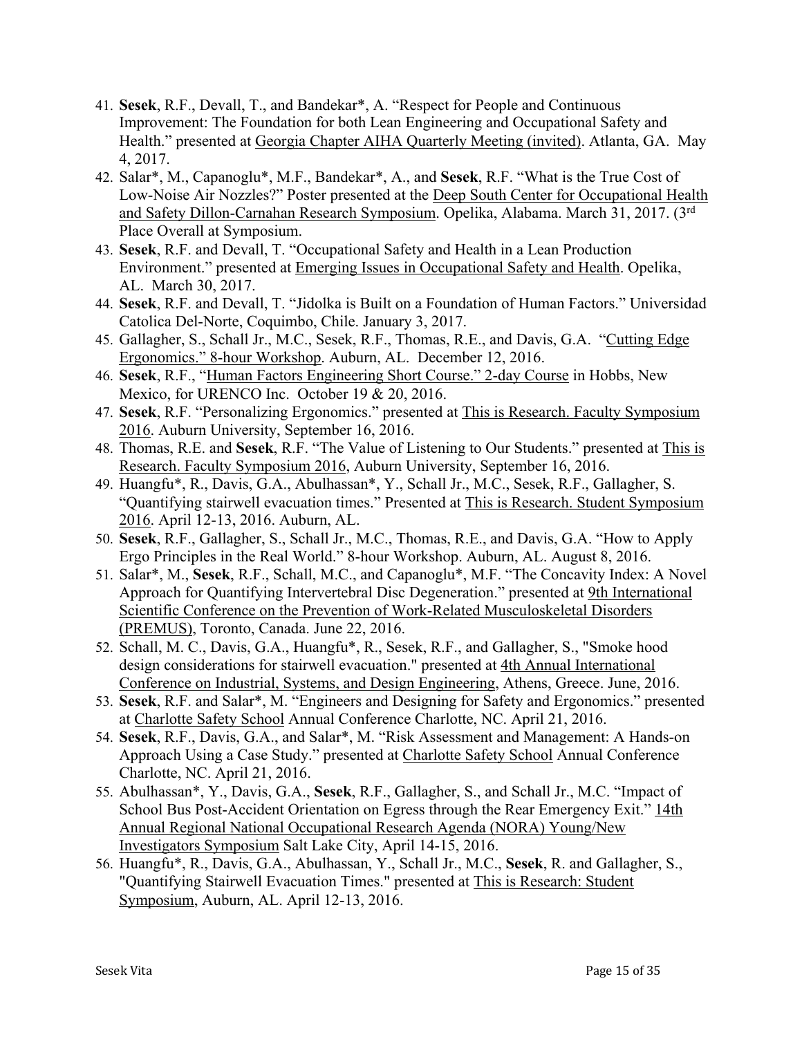41. **Sesek**, R.F., Devall, T., and Bandekar*, A. "Respect for People and Continuous Improvement: The Foundation for both Lean Engineering and Occupational Safety and Health." presented at Georgia Chapter AIHA Quarterly Meeting (invited). Atlanta, GA. May 4, 2017.
42. Salar*, M., Capanoglu*, M.F., Bandekar*, A., and **Sesek**, R.F. "What is the True Cost of Low-Noise Air Nozzles?" Poster presented at the Deep South Center for Occupational Health and Safety Dillon-Carnahan Research Symposium. Opelika, Alabama. March 31, 2017. (3rd Place Overall at Symposium.
43. **Sesek**, R.F. and Devall, T. "Occupational Safety and Health in a Lean Production Environment." presented at Emerging Issues in Occupational Safety and Health. Opelika, AL. March 30, 2017.
44. **Sesek**, R.F. and Devall, T. "Jidolka is Built on a Foundation of Human Factors." Universidad Catolica Del-Norte, Coquimbo, Chile. January 3, 2017.
45. Gallagher, S., Schall Jr., M.C., Sesek, R.F., Thomas, R.E., and Davis, G.A. "Cutting Edge Ergonomics." 8-hour Workshop. Auburn, AL. December 12, 2016.
46. **Sesek**, R.F., "Human Factors Engineering Short Course." 2-day Course in Hobbs, New Mexico, for URENCO Inc. October 19 & 20, 2016.
47. **Sesek**, R.F. "Personalizing Ergonomics." presented at This is Research. Faculty Symposium 2016. Auburn University, September 16, 2016.
48. Thomas, R.E. and **Sesek**, R.F. "The Value of Listening to Our Students." presented at This is Research. Faculty Symposium 2016, Auburn University, September 16, 2016.
49. Huangfu*, R., Davis, G.A., Abulhassan*, Y., Schall Jr., M.C., Sesek, R.F., Gallagher, S. "Quantifying stairwell evacuation times." Presented at This is Research. Student Symposium 2016. April 12-13, 2016. Auburn, AL.
50. **Sesek**, R.F., Gallagher, S., Schall Jr., M.C., Thomas, R.E., and Davis, G.A. "How to Apply Ergo Principles in the Real World." 8-hour Workshop. Auburn, AL. August 8, 2016.
51. Salar*, M., **Sesek**, R.F., Schall, M.C., and Capanoglu*, M.F. "The Concavity Index: A Novel Approach for Quantifying Intervertebral Disc Degeneration." presented at 9th International Scientific Conference on the Prevention of Work-Related Musculoskeletal Disorders (PREMUS), Toronto, Canada. June 22, 2016.
52. Schall, M. C., Davis, G.A., Huangfu*, R., Sesek, R.F., and Gallagher, S., "Smoke hood design considerations for stairwell evacuation." presented at 4th Annual International Conference on Industrial, Systems, and Design Engineering, Athens, Greece. June, 2016.
53. **Sesek**, R.F. and Salar*, M. "Engineers and Designing for Safety and Ergonomics." presented at Charlotte Safety School Annual Conference Charlotte, NC. April 21, 2016.
54. **Sesek**, R.F., Davis, G.A., and Salar*, M. "Risk Assessment and Management: A Hands-on Approach Using a Case Study." presented at Charlotte Safety School Annual Conference Charlotte, NC. April 21, 2016.
55. Abulhassan*, Y., Davis, G.A., **Sesek**, R.F., Gallagher, S., and Schall Jr., M.C. "Impact of School Bus Post-Accident Orientation on Egress through the Rear Emergency Exit." 14th Annual Regional National Occupational Research Agenda (NORA) Young/New Investigators Symposium Salt Lake City, April 14-15, 2016.
56. Huangfu*, R., Davis, G.A., Abulhassan, Y., Schall Jr., M.C., **Sesek**, R. and Gallagher, S., "Quantifying Stairwell Evacuation Times." presented at This is Research: Student Symposium, Auburn, AL. April 12-13, 2016.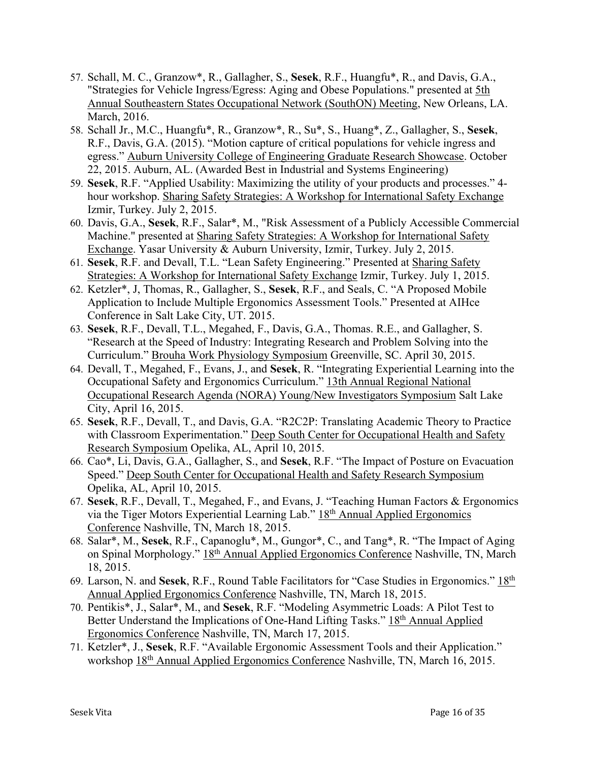57. Schall, M. C., Granzow*, R., Gallagher, S., **Sesek**, R.F., Huangfu*, R., and Davis, G.A., "Strategies for Vehicle Ingress/Egress: Aging and Obese Populations." presented at 5th Annual Southeastern States Occupational Network (SouthON) Meeting, New Orleans, LA. March, 2016.
58. Schall Jr., M.C., Huangfu*, R., Granzow*, R., Su*, S., Huang*, Z., Gallagher, S., **Sesek**, R.F., Davis, G.A. (2015). "Motion capture of critical populations for vehicle ingress and egress." Auburn University College of Engineering Graduate Research Showcase. October 22, 2015. Auburn, AL. (Awarded Best in Industrial and Systems Engineering)
59. **Sesek**, R.F. "Applied Usability: Maximizing the utility of your products and processes." 4-hour workshop. Sharing Safety Strategies: A Workshop for International Safety Exchange Izmir, Turkey. July 2, 2015.
60. Davis, G.A., **Sesek**, R.F., Salar*, M., "Risk Assessment of a Publicly Accessible Commercial Machine." presented at Sharing Safety Strategies: A Workshop for International Safety Exchange. Yasar University & Auburn University, Izmir, Turkey. July 2, 2015.
61. **Sesek**, R.F. and Devall, T.L. "Lean Safety Engineering." Presented at Sharing Safety Strategies: A Workshop for International Safety Exchange Izmir, Turkey. July 1, 2015.
62. Ketzler*, J, Thomas, R., Gallagher, S., **Sesek**, R.F., and Seals, C. "A Proposed Mobile Application to Include Multiple Ergonomics Assessment Tools." Presented at AIHce Conference in Salt Lake City, UT. 2015.
63. **Sesek**, R.F., Devall, T.L., Megahed, F., Davis, G.A., Thomas. R.E., and Gallagher, S. "Research at the Speed of Industry: Integrating Research and Problem Solving into the Curriculum." Brouha Work Physiology Symposium Greenville, SC. April 30, 2015.
64. Devall, T., Megahed, F., Evans, J., and **Sesek**, R. "Integrating Experiential Learning into the Occupational Safety and Ergonomics Curriculum." 13th Annual Regional National Occupational Research Agenda (NORA) Young/New Investigators Symposium Salt Lake City, April 16, 2015.
65. **Sesek**, R.F., Devall, T., and Davis, G.A. "R2C2P: Translating Academic Theory to Practice with Classroom Experimentation." Deep South Center for Occupational Health and Safety Research Symposium Opelika, AL, April 10, 2015.
66. Cao*, Li, Davis, G.A., Gallagher, S., and **Sesek**, R.F. "The Impact of Posture on Evacuation Speed." Deep South Center for Occupational Health and Safety Research Symposium Opelika, AL, April 10, 2015.
67. **Sesek**, R.F., Devall, T., Megahed, F., and Evans, J. "Teaching Human Factors & Ergonomics via the Tiger Motors Experiential Learning Lab." 18th Annual Applied Ergonomics Conference Nashville, TN, March 18, 2015.
68. Salar*, M., **Sesek**, R.F., Capanoglu*, M., Gungor*, C., and Tang*, R. "The Impact of Aging on Spinal Morphology." 18th Annual Applied Ergonomics Conference Nashville, TN, March 18, 2015.
69. Larson, N. and **Sesek**, R.F., Round Table Facilitators for "Case Studies in Ergonomics." 18th Annual Applied Ergonomics Conference Nashville, TN, March 18, 2015.
70. Pentikis*, J., Salar*, M., and **Sesek**, R.F. "Modeling Asymmetric Loads: A Pilot Test to Better Understand the Implications of One-Hand Lifting Tasks." 18th Annual Applied Ergonomics Conference Nashville, TN, March 17, 2015.
71. Ketzler*, J., **Sesek**, R.F. "Available Ergonomic Assessment Tools and their Application." workshop 18th Annual Applied Ergonomics Conference Nashville, TN, March 16, 2015.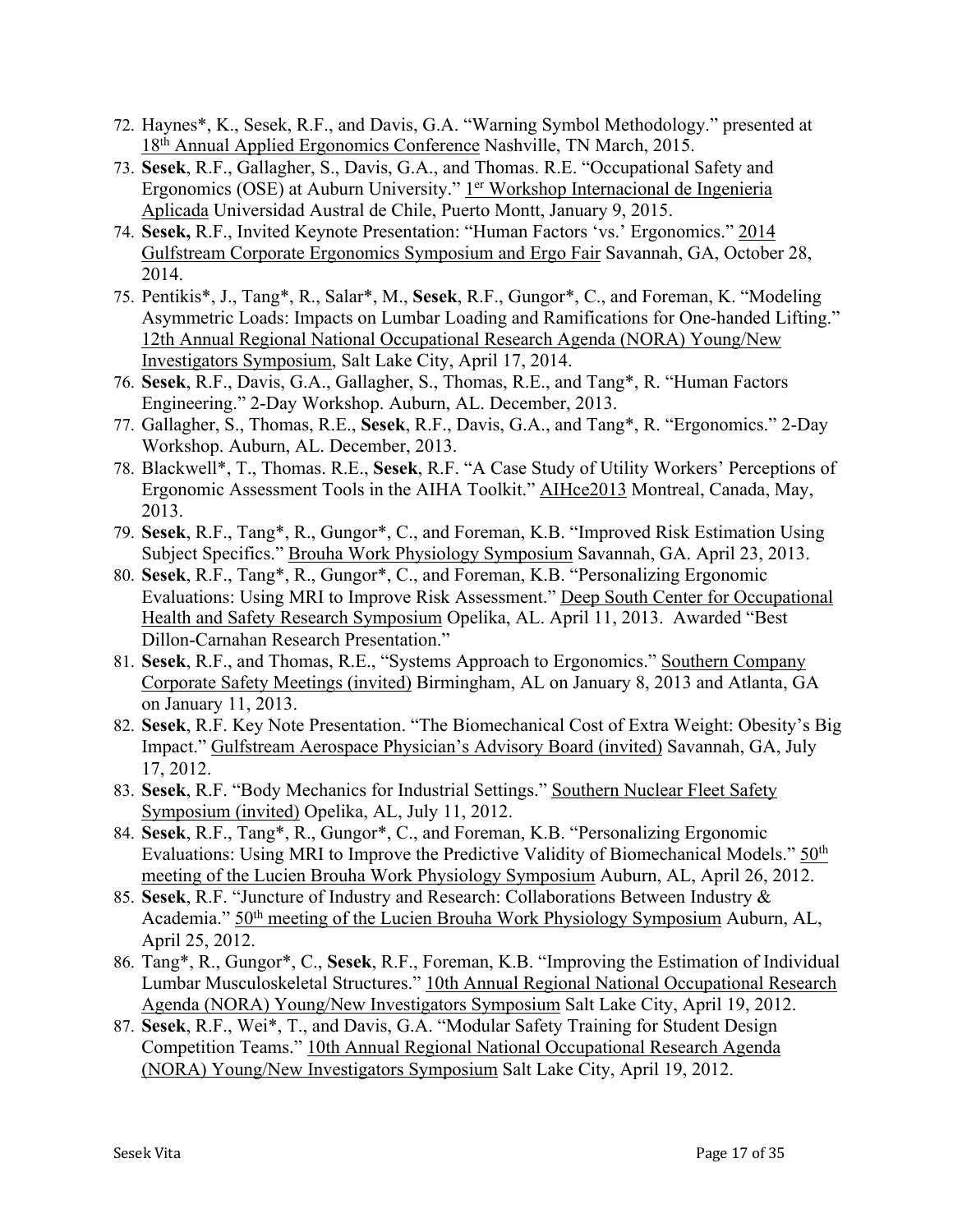72. Haynes*, K., Sesek, R.F., and Davis, G.A. "Warning Symbol Methodology." presented at 18th Annual Applied Ergonomics Conference Nashville, TN March, 2015.
73. **Sesek**, R.F., Gallagher, S., Davis, G.A., and Thomas. R.E. "Occupational Safety and Ergonomics (OSE) at Auburn University." 1er Workshop Internacional de Ingenieria Aplicada Universidad Austral de Chile, Puerto Montt, January 9, 2015.
74. **Sesek,** R.F., Invited Keynote Presentation: "Human Factors 'vs.' Ergonomics." 2014 Gulfstream Corporate Ergonomics Symposium and Ergo Fair Savannah, GA, October 28, 2014.
75. Pentikis*, J., Tang*, R., Salar*, M., **Sesek**, R.F., Gungor*, C., and Foreman, K. "Modeling Asymmetric Loads: Impacts on Lumbar Loading and Ramifications for One-handed Lifting." 12th Annual Regional National Occupational Research Agenda (NORA) Young/New Investigators Symposium, Salt Lake City, April 17, 2014.
76. **Sesek**, R.F., Davis, G.A., Gallagher, S., Thomas, R.E., and Tang*, R. "Human Factors Engineering." 2-Day Workshop. Auburn, AL. December, 2013.
77. Gallagher, S., Thomas, R.E., **Sesek**, R.F., Davis, G.A., and Tang*, R. "Ergonomics." 2-Day Workshop. Auburn, AL. December, 2013.
78. Blackwell*, T., Thomas. R.E., **Sesek**, R.F. "A Case Study of Utility Workers' Perceptions of Ergonomic Assessment Tools in the AIHA Toolkit." AIHce2013 Montreal, Canada, May, 2013.
79. **Sesek**, R.F., Tang*, R., Gungor*, C., and Foreman, K.B. "Improved Risk Estimation Using Subject Specifics." Brouha Work Physiology Symposium Savannah, GA. April 23, 2013.
80. **Sesek**, R.F., Tang*, R., Gungor*, C., and Foreman, K.B. "Personalizing Ergonomic Evaluations: Using MRI to Improve Risk Assessment." Deep South Center for Occupational Health and Safety Research Symposium Opelika, AL. April 11, 2013. Awarded "Best Dillon-Carnahan Research Presentation."
81. **Sesek**, R.F., and Thomas, R.E., "Systems Approach to Ergonomics." Southern Company Corporate Safety Meetings (invited) Birmingham, AL on January 8, 2013 and Atlanta, GA on January 11, 2013.
82. **Sesek**, R.F. Key Note Presentation. "The Biomechanical Cost of Extra Weight: Obesity's Big Impact." Gulfstream Aerospace Physician's Advisory Board (invited) Savannah, GA, July 17, 2012.
83. **Sesek**, R.F. "Body Mechanics for Industrial Settings." Southern Nuclear Fleet Safety Symposium (invited) Opelika, AL, July 11, 2012.
84. **Sesek**, R.F., Tang*, R., Gungor*, C., and Foreman, K.B. "Personalizing Ergonomic Evaluations: Using MRI to Improve the Predictive Validity of Biomechanical Models." 50th meeting of the Lucien Brouha Work Physiology Symposium Auburn, AL, April 26, 2012.
85. **Sesek**, R.F. "Juncture of Industry and Research: Collaborations Between Industry & Academia." 50th meeting of the Lucien Brouha Work Physiology Symposium Auburn, AL, April 25, 2012.
86. Tang*, R., Gungor*, C., **Sesek**, R.F., Foreman, K.B. "Improving the Estimation of Individual Lumbar Musculoskeletal Structures." 10th Annual Regional National Occupational Research Agenda (NORA) Young/New Investigators Symposium Salt Lake City, April 19, 2012.
87. **Sesek**, R.F., Wei*, T., and Davis, G.A. "Modular Safety Training for Student Design Competition Teams." 10th Annual Regional National Occupational Research Agenda (NORA) Young/New Investigators Symposium Salt Lake City, April 19, 2012.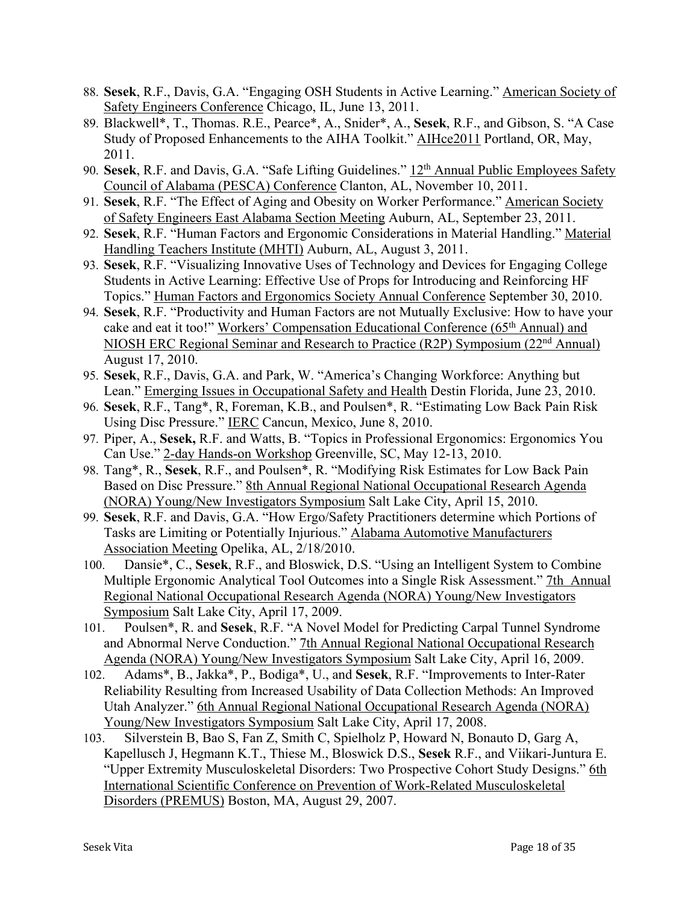88. **Sesek**, R.F., Davis, G.A. "Engaging OSH Students in Active Learning." American Society of Safety Engineers Conference Chicago, IL, June 13, 2011.
89. Blackwell*, T., Thomas. R.E., Pearce*, A., Snider*, A., **Sesek**, R.F., and Gibson, S. "A Case Study of Proposed Enhancements to the AIHA Toolkit." AIHce2011 Portland, OR, May, 2011.
90. **Sesek**, R.F. and Davis, G.A. "Safe Lifting Guidelines." 12th Annual Public Employees Safety Council of Alabama (PESCA) Conference Clanton, AL, November 10, 2011.
91. **Sesek**, R.F. "The Effect of Aging and Obesity on Worker Performance." American Society of Safety Engineers East Alabama Section Meeting Auburn, AL, September 23, 2011.
92. **Sesek**, R.F. "Human Factors and Ergonomic Considerations in Material Handling." Material Handling Teachers Institute (MHTI) Auburn, AL, August 3, 2011.
93. **Sesek**, R.F. "Visualizing Innovative Uses of Technology and Devices for Engaging College Students in Active Learning: Effective Use of Props for Introducing and Reinforcing HF Topics." Human Factors and Ergonomics Society Annual Conference September 30, 2010.
94. **Sesek**, R.F. "Productivity and Human Factors are not Mutually Exclusive: How to have your cake and eat it too!" Workers' Compensation Educational Conference (65th Annual) and NIOSH ERC Regional Seminar and Research to Practice (R2P) Symposium (22nd Annual) August 17, 2010.
95. **Sesek**, R.F., Davis, G.A. and Park, W. "America's Changing Workforce: Anything but Lean." Emerging Issues in Occupational Safety and Health Destin Florida, June 23, 2010.
96. **Sesek**, R.F., Tang*, R, Foreman, K.B., and Poulsen*, R. "Estimating Low Back Pain Risk Using Disc Pressure." IERC Cancun, Mexico, June 8, 2010.
97. Piper, A., **Sesek,** R.F. and Watts, B. "Topics in Professional Ergonomics: Ergonomics You Can Use." 2-day Hands-on Workshop Greenville, SC, May 12-13, 2010.
98. Tang*, R., **Sesek**, R.F., and Poulsen*, R. "Modifying Risk Estimates for Low Back Pain Based on Disc Pressure." 8th Annual Regional National Occupational Research Agenda (NORA) Young/New Investigators Symposium Salt Lake City, April 15, 2010.
99. **Sesek**, R.F. and Davis, G.A. "How Ergo/Safety Practitioners determine which Portions of Tasks are Limiting or Potentially Injurious." Alabama Automotive Manufacturers Association Meeting Opelika, AL, 2/18/2010.
100. Dansie*, C., **Sesek**, R.F., and Bloswick, D.S. "Using an Intelligent System to Combine Multiple Ergonomic Analytical Tool Outcomes into a Single Risk Assessment." 7th Annual Regional National Occupational Research Agenda (NORA) Young/New Investigators Symposium Salt Lake City, April 17, 2009.
101. Poulsen*, R. and **Sesek**, R.F. "A Novel Model for Predicting Carpal Tunnel Syndrome and Abnormal Nerve Conduction." 7th Annual Regional National Occupational Research Agenda (NORA) Young/New Investigators Symposium Salt Lake City, April 16, 2009.
102. Adams*, B., Jakka*, P., Bodiga*, U., and **Sesek**, R.F. "Improvements to Inter-Rater Reliability Resulting from Increased Usability of Data Collection Methods: An Improved Utah Analyzer." 6th Annual Regional National Occupational Research Agenda (NORA) Young/New Investigators Symposium Salt Lake City, April 17, 2008.
103. Silverstein B, Bao S, Fan Z, Smith C, Spielholz P, Howard N, Bonauto D, Garg A, Kapellusch J, Hegmann K.T., Thiese M., Bloswick D.S., **Sesek** R.F., and Viikari-Juntura E. "Upper Extremity Musculoskeletal Disorders: Two Prospective Cohort Study Designs." 6th International Scientific Conference on Prevention of Work-Related Musculoskeletal Disorders (PREMUS) Boston, MA, August 29, 2007.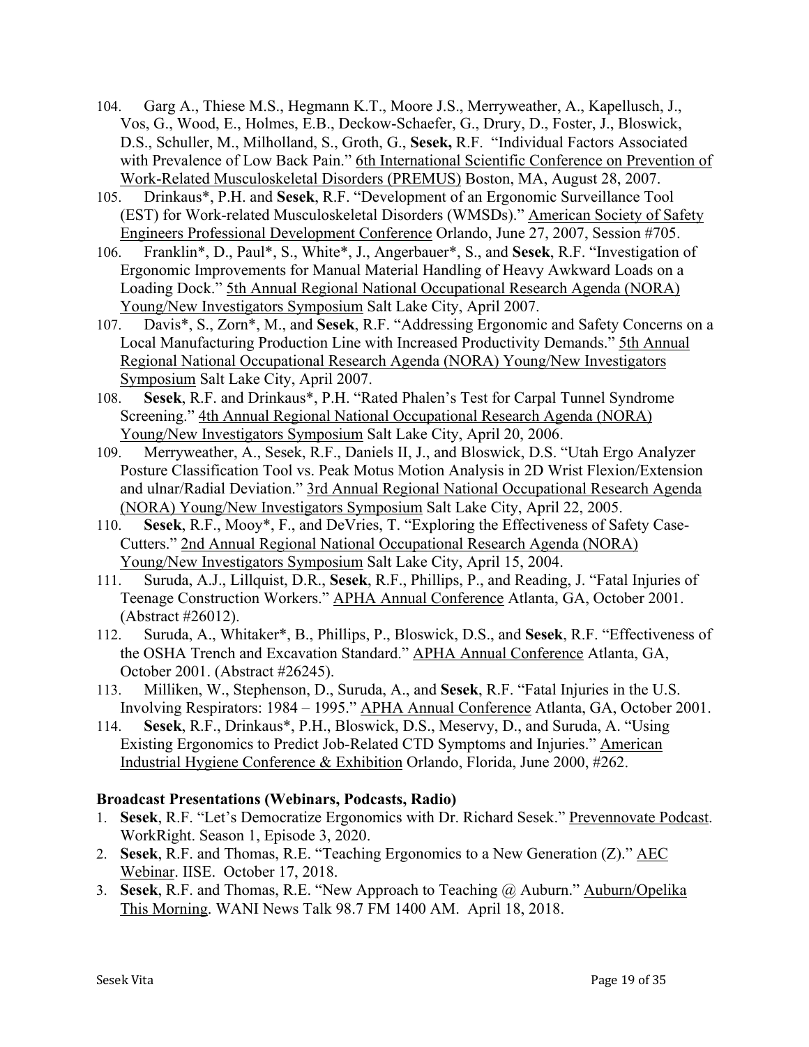104. Garg A., Thiese M.S., Hegmann K.T., Moore J.S., Merryweather, A., Kapellusch, J., Vos, G., Wood, E., Holmes, E.B., Deckow-Schaefer, G., Drury, D., Foster, J., Bloswick, D.S., Schuller, M., Milholland, S., Groth, G., **Sesek,** R.F. "Individual Factors Associated with Prevalence of Low Back Pain." 6th International Scientific Conference on Prevention of Work-Related Musculoskeletal Disorders (PREMUS) Boston, MA, August 28, 2007.
105. Drinkaus*, P.H. and **Sesek**, R.F. "Development of an Ergonomic Surveillance Tool (EST) for Work-related Musculoskeletal Disorders (WMSDs)." American Society of Safety Engineers Professional Development Conference Orlando, June 27, 2007, Session #705.
106. Franklin*, D., Paul*, S., White*, J., Angerbauer*, S., and **Sesek**, R.F. "Investigation of Ergonomic Improvements for Manual Material Handling of Heavy Awkward Loads on a Loading Dock." 5th Annual Regional National Occupational Research Agenda (NORA) Young/New Investigators Symposium Salt Lake City, April 2007.
107. Davis*, S., Zorn*, M., and **Sesek**, R.F. "Addressing Ergonomic and Safety Concerns on a Local Manufacturing Production Line with Increased Productivity Demands." 5th Annual Regional National Occupational Research Agenda (NORA) Young/New Investigators Symposium Salt Lake City, April 2007.
108. **Sesek**, R.F. and Drinkaus*, P.H. "Rated Phalen's Test for Carpal Tunnel Syndrome Screening." 4th Annual Regional National Occupational Research Agenda (NORA) Young/New Investigators Symposium Salt Lake City, April 20, 2006.
109. Merryweather, A., Sesek, R.F., Daniels II, J., and Bloswick, D.S. "Utah Ergo Analyzer Posture Classification Tool vs. Peak Motus Motion Analysis in 2D Wrist Flexion/Extension and ulnar/Radial Deviation." 3rd Annual Regional National Occupational Research Agenda (NORA) Young/New Investigators Symposium Salt Lake City, April 22, 2005.
110. **Sesek**, R.F., Mooy*, F., and DeVries, T. "Exploring the Effectiveness of Safety Case-Cutters." 2nd Annual Regional National Occupational Research Agenda (NORA) Young/New Investigators Symposium Salt Lake City, April 15, 2004.
111. Suruda, A.J., Lillquist, D.R., **Sesek**, R.F., Phillips, P., and Reading, J. "Fatal Injuries of Teenage Construction Workers." APHA Annual Conference Atlanta, GA, October 2001. (Abstract #26012).
112. Suruda, A., Whitaker*, B., Phillips, P., Bloswick, D.S., and **Sesek**, R.F. "Effectiveness of the OSHA Trench and Excavation Standard." APHA Annual Conference Atlanta, GA, October 2001. (Abstract #26245).
113. Milliken, W., Stephenson, D., Suruda, A., and **Sesek**, R.F. "Fatal Injuries in the U.S. Involving Respirators: 1984 – 1995." APHA Annual Conference Atlanta, GA, October 2001.
114. **Sesek**, R.F., Drinkaus*, P.H., Bloswick, D.S., Meservy, D., and Suruda, A. "Using Existing Ergonomics to Predict Job-Related CTD Symptoms and Injuries." American Industrial Hygiene Conference & Exhibition Orlando, Florida, June 2000, #262.

**Broadcast Presentations (Webinars, Podcasts, Radio)**

1. **Sesek**, R.F. "Let's Democratize Ergonomics with Dr. Richard Sesek." Prevennovate Podcast. WorkRight. Season 1, Episode 3, 2020.
2. **Sesek**, R.F. and Thomas, R.E. "Teaching Ergonomics to a New Generation (Z)." AEC Webinar. IISE. October 17, 2018.
3. **Sesek**, R.F. and Thomas, R.E. "New Approach to Teaching @ Auburn." Auburn/Opelika This Morning. WANI News Talk 98.7 FM 1400 AM. April 18, 2018.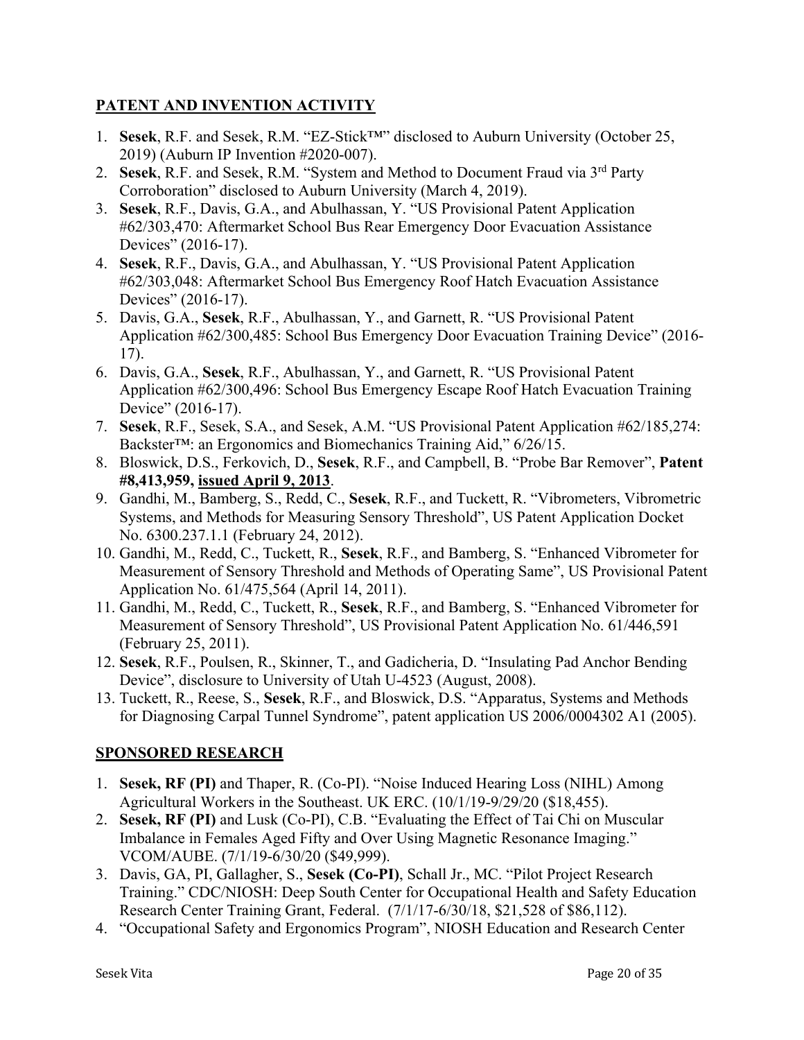## PATENT AND INVENTION ACTIVITY

1. **Sesek**, R.F. and Sesek, R.M. "EZ-Stick™" disclosed to Auburn University (October 25, 2019) (Auburn IP Invention #2020-007).
2. **Sesek**, R.F. and Sesek, R.M. "System and Method to Document Fraud via 3rd Party Corroboration" disclosed to Auburn University (March 4, 2019).
3. **Sesek**, R.F., Davis, G.A., and Abulhassan, Y. "US Provisional Patent Application #62/303,470: Aftermarket School Bus Rear Emergency Door Evacuation Assistance Devices" (2016-17).
4. **Sesek**, R.F., Davis, G.A., and Abulhassan, Y. "US Provisional Patent Application #62/303,048: Aftermarket School Bus Emergency Roof Hatch Evacuation Assistance Devices" (2016-17).
5. Davis, G.A., **Sesek**, R.F., Abulhassan, Y., and Garnett, R. "US Provisional Patent Application #62/300,485: School Bus Emergency Door Evacuation Training Device" (2016-17).
6. Davis, G.A., **Sesek**, R.F., Abulhassan, Y., and Garnett, R. "US Provisional Patent Application #62/300,496: School Bus Emergency Escape Roof Hatch Evacuation Training Device" (2016-17).
7. **Sesek**, R.F., Sesek, S.A., and Sesek, A.M. "US Provisional Patent Application #62/185,274: Backster™: an Ergonomics and Biomechanics Training Aid," 6/26/15.
8. Bloswick, D.S., Ferkovich, D., **Sesek**, R.F., and Campbell, B. "Probe Bar Remover", **Patent #8,413,959, <u>issued April 9, 2013</u>**.
9. Gandhi, M., Bamberg, S., Redd, C., **Sesek**, R.F., and Tuckett, R. "Vibrometers, Vibrometric Systems, and Methods for Measuring Sensory Threshold", US Patent Application Docket No. 6300.237.1.1 (February 24, 2012).
10. Gandhi, M., Redd, C., Tuckett, R., **Sesek**, R.F., and Bamberg, S. "Enhanced Vibrometer for Measurement of Sensory Threshold and Methods of Operating Same", US Provisional Patent Application No. 61/475,564 (April 14, 2011).
11. Gandhi, M., Redd, C., Tuckett, R., **Sesek**, R.F., and Bamberg, S. "Enhanced Vibrometer for Measurement of Sensory Threshold", US Provisional Patent Application No. 61/446,591 (February 25, 2011).
12. **Sesek**, R.F., Poulsen, R., Skinner, T., and Gadicheria, D. "Insulating Pad Anchor Bending Device", disclosure to University of Utah U-4523 (August, 2008).
13. Tuckett, R., Reese, S., **Sesek**, R.F., and Bloswick, D.S. "Apparatus, Systems and Methods for Diagnosing Carpal Tunnel Syndrome", patent application US 2006/0004302 A1 (2005).

## SPONSORED RESEARCH

1. **Sesek, RF (PI)** and Thaper, R. (Co-PI). "Noise Induced Hearing Loss (NIHL) Among Agricultural Workers in the Southeast. UK ERC. (10/1/19-9/29/20 ($18,455).
2. **Sesek, RF (PI)** and Lusk (Co-PI), C.B. "Evaluating the Effect of Tai Chi on Muscular Imbalance in Females Aged Fifty and Over Using Magnetic Resonance Imaging." VCOM/AUBE. (7/1/19-6/30/20 ($49,999).
3. Davis, GA, PI, Gallagher, S., **Sesek (Co-PI)**, Schall Jr., MC. "Pilot Project Research Training." CDC/NIOSH: Deep South Center for Occupational Health and Safety Education Research Center Training Grant, Federal. (7/1/17-6/30/18, $21,528 of $86,112).
4. "Occupational Safety and Ergonomics Program", NIOSH Education and Research Center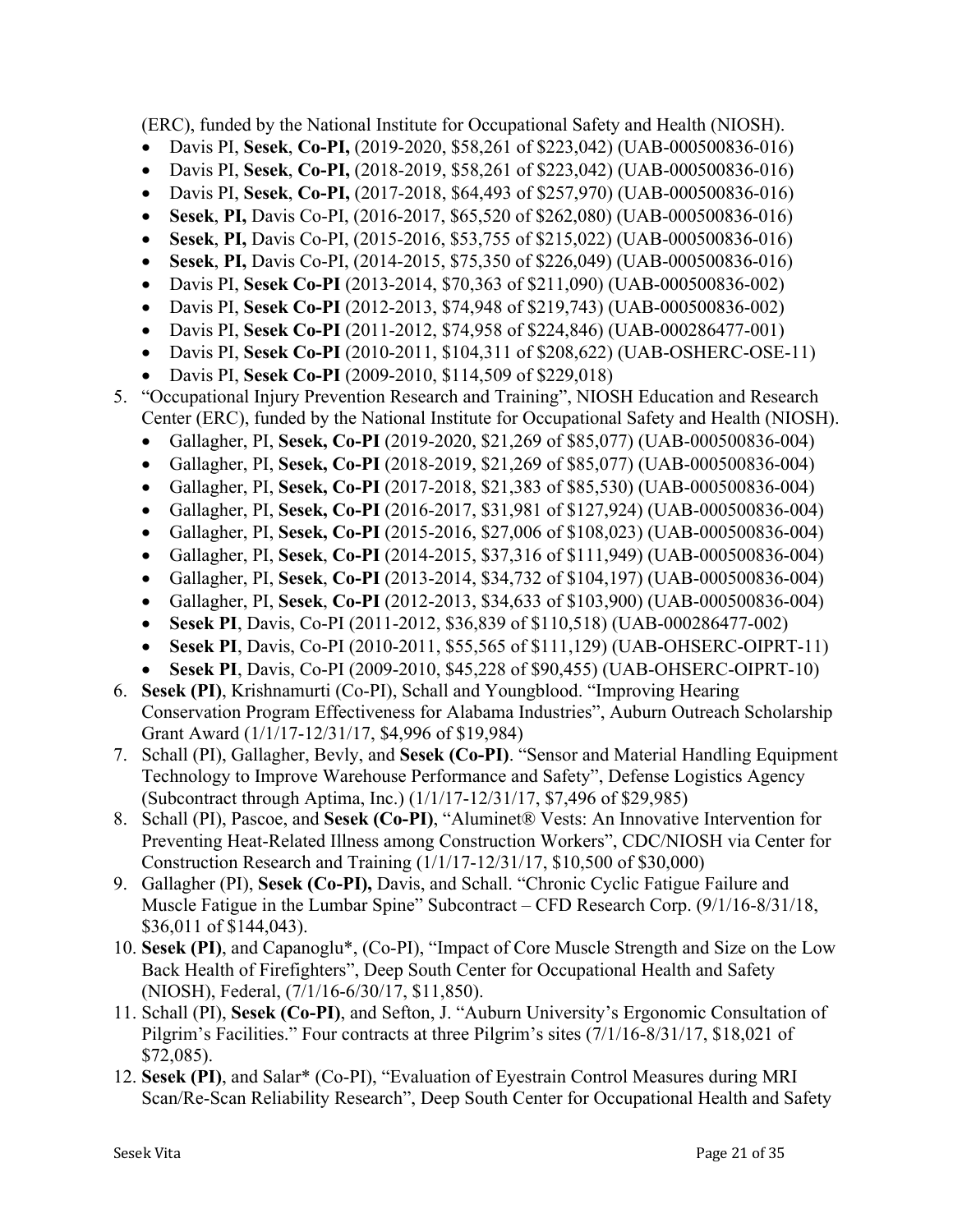(ERC), funded by the National Institute for Occupational Safety and Health (NIOSH).

- Davis PI, **Sesek**, **Co-PI,** (2019-2020, $58,261 of $223,042) (UAB-000500836-016)
- Davis PI, **Sesek**, **Co-PI,** (2018-2019, $58,261 of $223,042) (UAB-000500836-016)
- Davis PI, **Sesek**, **Co-PI,** (2017-2018, $64,493 of $257,970) (UAB-000500836-016)
- **Sesek**, **PI,** Davis Co-PI, (2016-2017, $65,520 of $262,080) (UAB-000500836-016)
- **Sesek**, **PI,** Davis Co-PI, (2015-2016, $53,755 of $215,022) (UAB-000500836-016)
- **Sesek**, **PI,** Davis Co-PI, (2014-2015, $75,350 of $226,049) (UAB-000500836-016)
- Davis PI, **Sesek Co-PI** (2013-2014, $70,363 of $211,090) (UAB-000500836-002)
- Davis PI, **Sesek Co-PI** (2012-2013, $74,948 of $219,743) (UAB-000500836-002)
- Davis PI, **Sesek Co-PI** (2011-2012, $74,958 of $224,846) (UAB-000286477-001)
- Davis PI, **Sesek Co-PI** (2010-2011, $104,311 of $208,622) (UAB-OSHERC-OSE-11)
- Davis PI, **Sesek Co-PI** (2009-2010, $114,509 of $229,018)

5. "Occupational Injury Prevention Research and Training", NIOSH Education and Research Center (ERC), funded by the National Institute for Occupational Safety and Health (NIOSH).
   - Gallagher, PI, **Sesek, Co-PI** (2019-2020, $21,269 of $85,077) (UAB-000500836-004)
   - Gallagher, PI, **Sesek, Co-PI** (2018-2019, $21,269 of $85,077) (UAB-000500836-004)
   - Gallagher, PI, **Sesek, Co-PI** (2017-2018, $21,383 of $85,530) (UAB-000500836-004)
   - Gallagher, PI, **Sesek, Co-PI** (2016-2017, $31,981 of $127,924) (UAB-000500836-004)
   - Gallagher, PI, **Sesek, Co-PI** (2015-2016, $27,006 of $108,023) (UAB-000500836-004)
   - Gallagher, PI, **Sesek**, **Co-PI** (2014-2015, $37,316 of $111,949) (UAB-000500836-004)
   - Gallagher, PI, **Sesek**, **Co-PI** (2013-2014, $34,732 of $104,197) (UAB-000500836-004)
   - Gallagher, PI, **Sesek**, **Co-PI** (2012-2013, $34,633 of $103,900) (UAB-000500836-004)
   - **Sesek PI**, Davis, Co-PI (2011-2012, $36,839 of $110,518) (UAB-000286477-002)
   - **Sesek PI**, Davis, Co-PI (2010-2011, $55,565 of $111,129) (UAB-OHSERC-OIPRT-11)
   - **Sesek PI**, Davis, Co-PI (2009-2010, $45,228 of $90,455) (UAB-OHSERC-OIPRT-10)
6. **Sesek (PI)**, Krishnamurti (Co-PI), Schall and Youngblood. "Improving Hearing Conservation Program Effectiveness for Alabama Industries", Auburn Outreach Scholarship Grant Award (1/1/17-12/31/17, $4,996 of $19,984)
7. Schall (PI), Gallagher, Bevly, and **Sesek (Co-PI)**. "Sensor and Material Handling Equipment Technology to Improve Warehouse Performance and Safety", Defense Logistics Agency (Subcontract through Aptima, Inc.) (1/1/17-12/31/17, $7,496 of $29,985)
8. Schall (PI), Pascoe, and **Sesek (Co-PI)**, "Aluminet® Vests: An Innovative Intervention for Preventing Heat-Related Illness among Construction Workers", CDC/NIOSH via Center for Construction Research and Training (1/1/17-12/31/17, $10,500 of $30,000)
9. Gallagher (PI), **Sesek (Co-PI),** Davis, and Schall. "Chronic Cyclic Fatigue Failure and Muscle Fatigue in the Lumbar Spine" Subcontract – CFD Research Corp. (9/1/16-8/31/18, $36,011 of $144,043).
10. **Sesek (PI)**, and Capanoglu*, (Co-PI), "Impact of Core Muscle Strength and Size on the Low Back Health of Firefighters", Deep South Center for Occupational Health and Safety (NIOSH), Federal, (7/1/16-6/30/17, $11,850).
11. Schall (PI), **Sesek (Co-PI)**, and Sefton, J. "Auburn University's Ergonomic Consultation of Pilgrim's Facilities." Four contracts at three Pilgrim's sites (7/1/16-8/31/17, $18,021 of $72,085).
12. **Sesek (PI)**, and Salar* (Co-PI), "Evaluation of Eyestrain Control Measures during MRI Scan/Re-Scan Reliability Research", Deep South Center for Occupational Health and Safety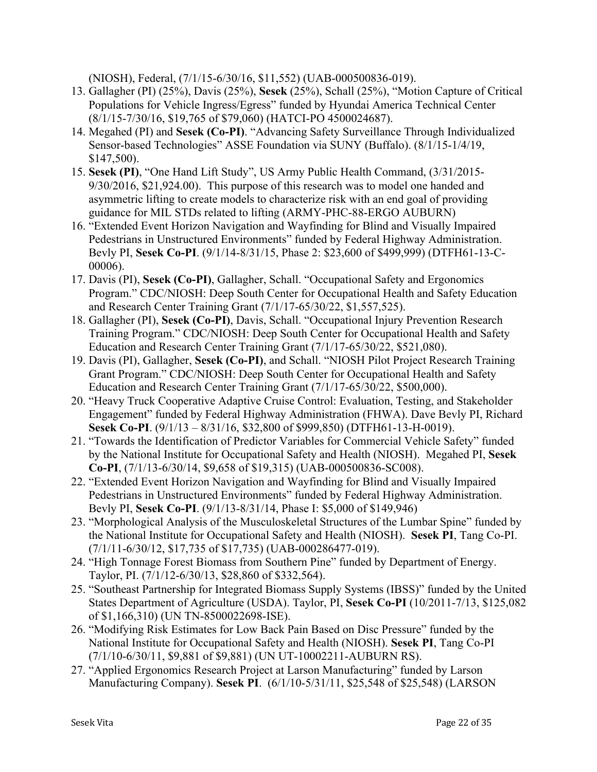(NIOSH), Federal, (7/1/15-6/30/16, $11,552) (UAB-000500836-019).

13. Gallagher (PI) (25%), Davis (25%), **Sesek** (25%), Schall (25%), "Motion Capture of Critical Populations for Vehicle Ingress/Egress" funded by Hyundai America Technical Center (8/1/15-7/30/16, $19,765 of $79,060) (HATCI-PO 4500024687).
14. Megahed (PI) and **Sesek (Co-PI)**. "Advancing Safety Surveillance Through Individualized Sensor-based Technologies" ASSE Foundation via SUNY (Buffalo). (8/1/15-1/4/19, $147,500).
15. **Sesek (PI)**, "One Hand Lift Study", US Army Public Health Command, (3/31/2015-9/30/2016, $21,924.00). This purpose of this research was to model one handed and asymmetric lifting to create models to characterize risk with an end goal of providing guidance for MIL STDs related to lifting (ARMY-PHC-88-ERGO AUBURN)
16. "Extended Event Horizon Navigation and Wayfinding for Blind and Visually Impaired Pedestrians in Unstructured Environments" funded by Federal Highway Administration. Bevly PI, **Sesek Co-PI**. (9/1/14-8/31/15, Phase 2: $23,600 of $499,999) (DTFH61-13-C-00006).
17. Davis (PI), **Sesek (Co-PI)**, Gallagher, Schall. "Occupational Safety and Ergonomics Program." CDC/NIOSH: Deep South Center for Occupational Health and Safety Education and Research Center Training Grant (7/1/17-65/30/22, $1,557,525).
18. Gallagher (PI), **Sesek (Co-PI)**, Davis, Schall. "Occupational Injury Prevention Research Training Program." CDC/NIOSH: Deep South Center for Occupational Health and Safety Education and Research Center Training Grant (7/1/17-65/30/22, $521,080).
19. Davis (PI), Gallagher, **Sesek (Co-PI)**, and Schall. "NIOSH Pilot Project Research Training Grant Program." CDC/NIOSH: Deep South Center for Occupational Health and Safety Education and Research Center Training Grant (7/1/17-65/30/22, $500,000).
20. "Heavy Truck Cooperative Adaptive Cruise Control: Evaluation, Testing, and Stakeholder Engagement" funded by Federal Highway Administration (FHWA). Dave Bevly PI, Richard **Sesek Co-PI**. (9/1/13 – 8/31/16, $32,800 of $999,850) (DTFH61-13-H-0019).
21. "Towards the Identification of Predictor Variables for Commercial Vehicle Safety" funded by the National Institute for Occupational Safety and Health (NIOSH). Megahed PI, **Sesek Co-PI**, (7/1/13-6/30/14, $9,658 of $19,315) (UAB-000500836-SC008).
22. "Extended Event Horizon Navigation and Wayfinding for Blind and Visually Impaired Pedestrians in Unstructured Environments" funded by Federal Highway Administration. Bevly PI, **Sesek Co-PI**. (9/1/13-8/31/14, Phase I: $5,000 of $149,946)
23. "Morphological Analysis of the Musculoskeletal Structures of the Lumbar Spine" funded by the National Institute for Occupational Safety and Health (NIOSH). **Sesek PI**, Tang Co-PI. (7/1/11-6/30/12, $17,735 of $17,735) (UAB-000286477-019).
24. "High Tonnage Forest Biomass from Southern Pine" funded by Department of Energy. Taylor, PI. (7/1/12-6/30/13, $28,860 of $332,564).
25. "Southeast Partnership for Integrated Biomass Supply Systems (IBSS)" funded by the United States Department of Agriculture (USDA). Taylor, PI, **Sesek Co-PI** (10/2011-7/13, $125,082 of $1,166,310) (UN TN-8500022698-ISE).
26. "Modifying Risk Estimates for Low Back Pain Based on Disc Pressure" funded by the National Institute for Occupational Safety and Health (NIOSH). **Sesek PI**, Tang Co-PI (7/1/10-6/30/11, $9,881 of $9,881) (UN UT-10002211-AUBURN RS).
27. "Applied Ergonomics Research Project at Larson Manufacturing" funded by Larson Manufacturing Company). **Sesek PI**. (6/1/10-5/31/11, $25,548 of $25,548) (LARSON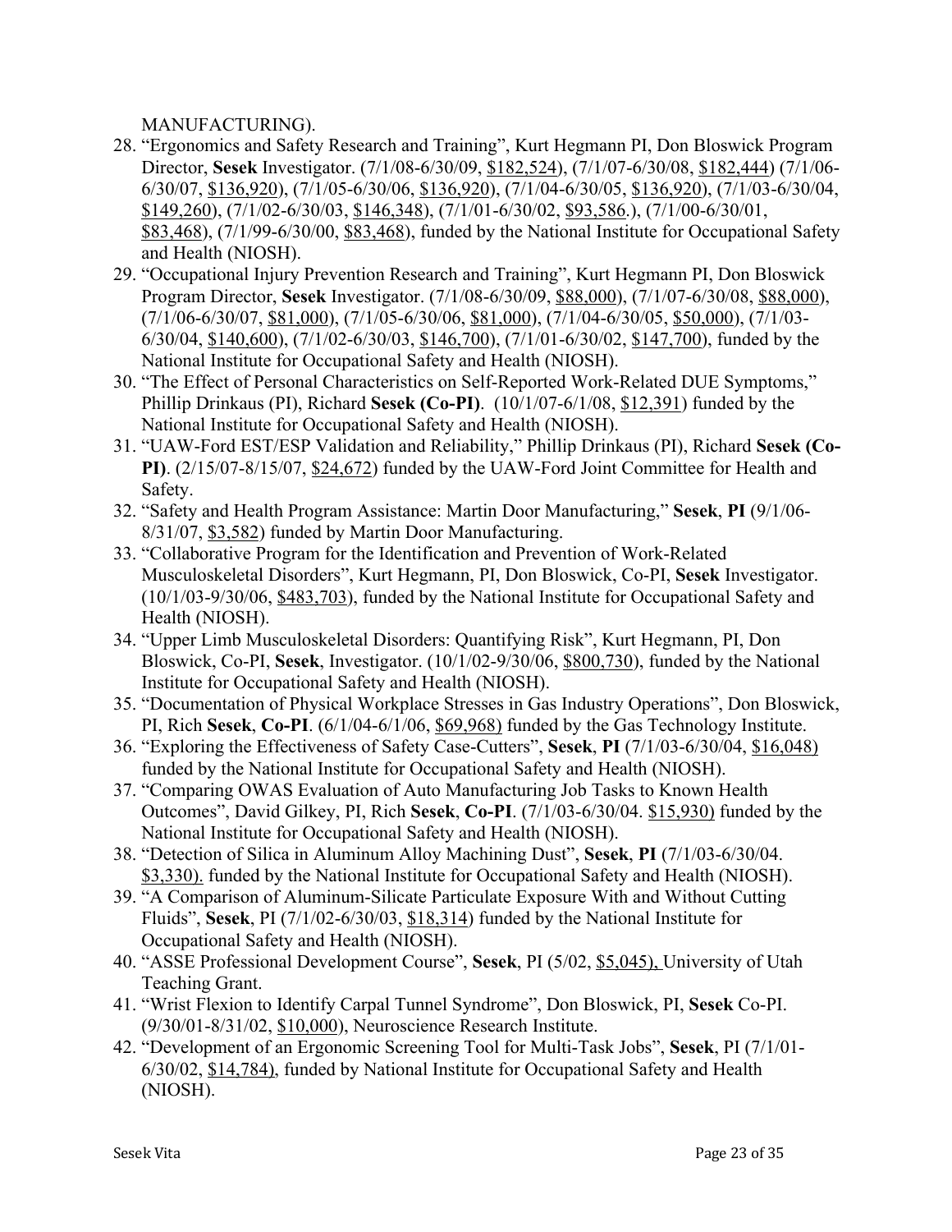MANUFACTURING).

28. "Ergonomics and Safety Research and Training", Kurt Hegmann PI, Don Bloswick Program Director, **Sesek** Investigator. (7/1/08-6/30/09, $182,524), (7/1/07-6/30/08, $182,444) (7/1/06-6/30/07, $136,920), (7/1/05-6/30/06, $136,920), (7/1/04-6/30/05, $136,920), (7/1/03-6/30/04, $149,260), (7/1/02-6/30/03, $146,348), (7/1/01-6/30/02, $93,586.), (7/1/00-6/30/01, $83,468), (7/1/99-6/30/00, $83,468), funded by the National Institute for Occupational Safety and Health (NIOSH).
29. "Occupational Injury Prevention Research and Training", Kurt Hegmann PI, Don Bloswick Program Director, **Sesek** Investigator. (7/1/08-6/30/09, $88,000), (7/1/07-6/30/08, $88,000), (7/1/06-6/30/07, $81,000), (7/1/05-6/30/06, $81,000), (7/1/04-6/30/05, $50,000), (7/1/03-6/30/04, $140,600), (7/1/02-6/30/03, $146,700), (7/1/01-6/30/02, $147,700), funded by the National Institute for Occupational Safety and Health (NIOSH).
30. "The Effect of Personal Characteristics on Self-Reported Work-Related DUE Symptoms," Phillip Drinkaus (PI), Richard **Sesek (Co-PI)**. (10/1/07-6/1/08, $12,391) funded by the National Institute for Occupational Safety and Health (NIOSH).
31. "UAW-Ford EST/ESP Validation and Reliability," Phillip Drinkaus (PI), Richard **Sesek (Co-PI)**. (2/15/07-8/15/07, $24,672) funded by the UAW-Ford Joint Committee for Health and Safety.
32. "Safety and Health Program Assistance: Martin Door Manufacturing," **Sesek**, **PI** (9/1/06-8/31/07, $3,582) funded by Martin Door Manufacturing.
33. "Collaborative Program for the Identification and Prevention of Work-Related Musculoskeletal Disorders", Kurt Hegmann, PI, Don Bloswick, Co-PI, **Sesek** Investigator. (10/1/03-9/30/06, $483,703), funded by the National Institute for Occupational Safety and Health (NIOSH).
34. "Upper Limb Musculoskeletal Disorders: Quantifying Risk", Kurt Hegmann, PI, Don Bloswick, Co-PI, **Sesek**, Investigator. (10/1/02-9/30/06, $800,730), funded by the National Institute for Occupational Safety and Health (NIOSH).
35. "Documentation of Physical Workplace Stresses in Gas Industry Operations", Don Bloswick, PI, Rich **Sesek**, **Co-PI**. (6/1/04-6/1/06, $69,968) funded by the Gas Technology Institute.
36. "Exploring the Effectiveness of Safety Case-Cutters", **Sesek**, **PI** (7/1/03-6/30/04, $16,048) funded by the National Institute for Occupational Safety and Health (NIOSH).
37. "Comparing OWAS Evaluation of Auto Manufacturing Job Tasks to Known Health Outcomes", David Gilkey, PI, Rich **Sesek**, **Co-PI**. (7/1/03-6/30/04. $15,930) funded by the National Institute for Occupational Safety and Health (NIOSH).
38. "Detection of Silica in Aluminum Alloy Machining Dust", **Sesek**, **PI** (7/1/03-6/30/04. $3,330). funded by the National Institute for Occupational Safety and Health (NIOSH).
39. "A Comparison of Aluminum-Silicate Particulate Exposure With and Without Cutting Fluids", **Sesek**, PI (7/1/02-6/30/03, $18,314) funded by the National Institute for Occupational Safety and Health (NIOSH).
40. "ASSE Professional Development Course", **Sesek**, PI (5/02, $5,045), University of Utah Teaching Grant.
41. "Wrist Flexion to Identify Carpal Tunnel Syndrome", Don Bloswick, PI, **Sesek** Co-PI. (9/30/01-8/31/02, $10,000), Neuroscience Research Institute.
42. "Development of an Ergonomic Screening Tool for Multi-Task Jobs", **Sesek**, PI (7/1/01-6/30/02, $14,784), funded by National Institute for Occupational Safety and Health (NIOSH).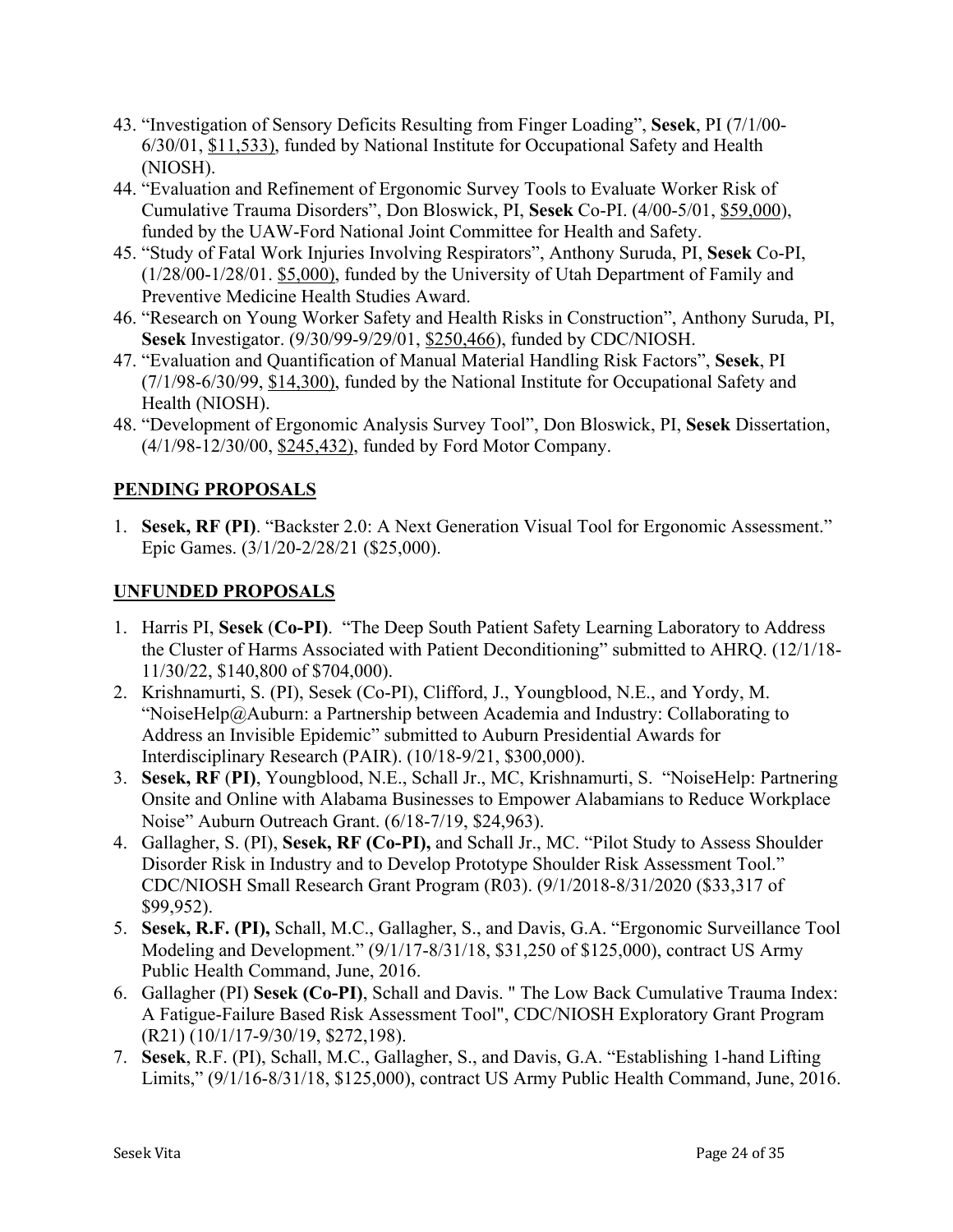43. "Investigation of Sensory Deficits Resulting from Finger Loading", **Sesek**, PI (7/1/00-6/30/01, $11,533), funded by National Institute for Occupational Safety and Health (NIOSH).
44. "Evaluation and Refinement of Ergonomic Survey Tools to Evaluate Worker Risk of Cumulative Trauma Disorders", Don Bloswick, PI, **Sesek** Co-PI. (4/00-5/01, $59,000), funded by the UAW-Ford National Joint Committee for Health and Safety.
45. "Study of Fatal Work Injuries Involving Respirators", Anthony Suruda, PI, **Sesek** Co-PI, (1/28/00-1/28/01. $5,000), funded by the University of Utah Department of Family and Preventive Medicine Health Studies Award.
46. "Research on Young Worker Safety and Health Risks in Construction", Anthony Suruda, PI, **Sesek** Investigator. (9/30/99-9/29/01, $250,466), funded by CDC/NIOSH.
47. "Evaluation and Quantification of Manual Material Handling Risk Factors", **Sesek**, PI (7/1/98-6/30/99, $14,300), funded by the National Institute for Occupational Safety and Health (NIOSH).
48. "Development of Ergonomic Analysis Survey Tool", Don Bloswick, PI, **Sesek** Dissertation, (4/1/98-12/30/00, $245,432), funded by Ford Motor Company.

## PENDING PROPOSALS

1. **Sesek, RF (PI)**. "Backster 2.0: A Next Generation Visual Tool for Ergonomic Assessment." Epic Games. (3/1/20-2/28/21 ($25,000).

## UNFUNDED PROPOSALS

1. Harris PI, **Sesek** (**Co-PI**). "The Deep South Patient Safety Learning Laboratory to Address the Cluster of Harms Associated with Patient Deconditioning" submitted to AHRQ. (12/1/18-11/30/22, $140,800 of $704,000).
2. Krishnamurti, S. (PI), Sesek (Co-PI), Clifford, J., Youngblood, N.E., and Yordy, M. "NoiseHelp@Auburn: a Partnership between Academia and Industry: Collaborating to Address an Invisible Epidemic" submitted to Auburn Presidential Awards for Interdisciplinary Research (PAIR). (10/18-9/21, $300,000).
3. **Sesek, RF** (**PI**), Youngblood, N.E., Schall Jr., MC, Krishnamurti, S. "NoiseHelp: Partnering Onsite and Online with Alabama Businesses to Empower Alabamians to Reduce Workplace Noise" Auburn Outreach Grant. (6/18-7/19, $24,963).
4. Gallagher, S. (PI), **Sesek, RF (Co-PI),** and Schall Jr., MC. "Pilot Study to Assess Shoulder Disorder Risk in Industry and to Develop Prototype Shoulder Risk Assessment Tool." CDC/NIOSH Small Research Grant Program (R03). (9/1/2018-8/31/2020 ($33,317 of $99,952).
5. **Sesek, R.F. (PI),** Schall, M.C., Gallagher, S., and Davis, G.A. "Ergonomic Surveillance Tool Modeling and Development." (9/1/17-8/31/18, $31,250 of $125,000), contract US Army Public Health Command, June, 2016.
6. Gallagher (PI) **Sesek (Co-PI)**, Schall and Davis. " The Low Back Cumulative Trauma Index: A Fatigue-Failure Based Risk Assessment Tool", CDC/NIOSH Exploratory Grant Program (R21) (10/1/17-9/30/19, $272,198).
7. **Sesek**, R.F. (PI), Schall, M.C., Gallagher, S., and Davis, G.A. "Establishing 1-hand Lifting Limits," (9/1/16-8/31/18, $125,000), contract US Army Public Health Command, June, 2016.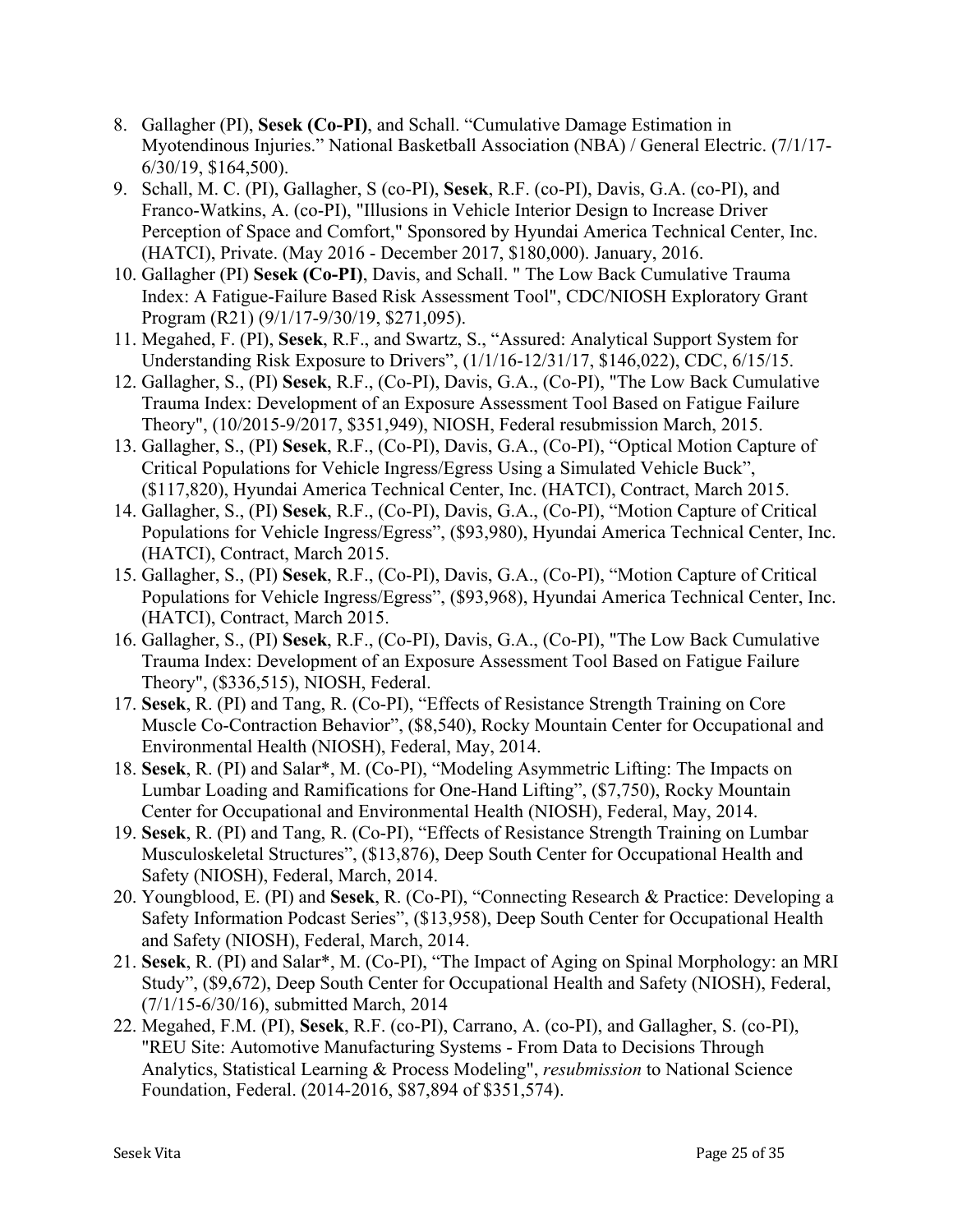8. Gallagher (PI), **Sesek (Co-PI)**, and Schall. "Cumulative Damage Estimation in Myotendinous Injuries." National Basketball Association (NBA) / General Electric. (7/1/17-6/30/19, $164,500).
9. Schall, M. C. (PI), Gallagher, S (co-PI), **Sesek**, R.F. (co-PI), Davis, G.A. (co-PI), and Franco-Watkins, A. (co-PI), "Illusions in Vehicle Interior Design to Increase Driver Perception of Space and Comfort," Sponsored by Hyundai America Technical Center, Inc. (HATCI), Private. (May 2016 - December 2017, $180,000). January, 2016.
10. Gallagher (PI) **Sesek (Co-PI)**, Davis, and Schall. " The Low Back Cumulative Trauma Index: A Fatigue-Failure Based Risk Assessment Tool", CDC/NIOSH Exploratory Grant Program (R21) (9/1/17-9/30/19, $271,095).
11. Megahed, F. (PI), **Sesek**, R.F., and Swartz, S., "Assured: Analytical Support System for Understanding Risk Exposure to Drivers", (1/1/16-12/31/17, $146,022), CDC, 6/15/15.
12. Gallagher, S., (PI) **Sesek**, R.F., (Co-PI), Davis, G.A., (Co-PI), "The Low Back Cumulative Trauma Index: Development of an Exposure Assessment Tool Based on Fatigue Failure Theory", (10/2015-9/2017, $351,949), NIOSH, Federal resubmission March, 2015.
13. Gallagher, S., (PI) **Sesek**, R.F., (Co-PI), Davis, G.A., (Co-PI), "Optical Motion Capture of Critical Populations for Vehicle Ingress/Egress Using a Simulated Vehicle Buck", ($117,820), Hyundai America Technical Center, Inc. (HATCI), Contract, March 2015.
14. Gallagher, S., (PI) **Sesek**, R.F., (Co-PI), Davis, G.A., (Co-PI), "Motion Capture of Critical Populations for Vehicle Ingress/Egress", ($93,980), Hyundai America Technical Center, Inc. (HATCI), Contract, March 2015.
15. Gallagher, S., (PI) **Sesek**, R.F., (Co-PI), Davis, G.A., (Co-PI), "Motion Capture of Critical Populations for Vehicle Ingress/Egress", ($93,968), Hyundai America Technical Center, Inc. (HATCI), Contract, March 2015.
16. Gallagher, S., (PI) **Sesek**, R.F., (Co-PI), Davis, G.A., (Co-PI), "The Low Back Cumulative Trauma Index: Development of an Exposure Assessment Tool Based on Fatigue Failure Theory", ($336,515), NIOSH, Federal.
17. **Sesek**, R. (PI) and Tang, R. (Co-PI), "Effects of Resistance Strength Training on Core Muscle Co-Contraction Behavior", ($8,540), Rocky Mountain Center for Occupational and Environmental Health (NIOSH), Federal, May, 2014.
18. **Sesek**, R. (PI) and Salar*, M. (Co-PI), "Modeling Asymmetric Lifting: The Impacts on Lumbar Loading and Ramifications for One-Hand Lifting", ($7,750), Rocky Mountain Center for Occupational and Environmental Health (NIOSH), Federal, May, 2014.
19. **Sesek**, R. (PI) and Tang, R. (Co-PI), "Effects of Resistance Strength Training on Lumbar Musculoskeletal Structures", ($13,876), Deep South Center for Occupational Health and Safety (NIOSH), Federal, March, 2014.
20. Youngblood, E. (PI) and **Sesek**, R. (Co-PI), "Connecting Research & Practice: Developing a Safety Information Podcast Series", ($13,958), Deep South Center for Occupational Health and Safety (NIOSH), Federal, March, 2014.
21. **Sesek**, R. (PI) and Salar*, M. (Co-PI), "The Impact of Aging on Spinal Morphology: an MRI Study", ($9,672), Deep South Center for Occupational Health and Safety (NIOSH), Federal, (7/1/15-6/30/16), submitted March, 2014
22. Megahed, F.M. (PI), **Sesek**, R.F. (co-PI), Carrano, A. (co-PI), and Gallagher, S. (co-PI), "REU Site: Automotive Manufacturing Systems - From Data to Decisions Through Analytics, Statistical Learning & Process Modeling", *resubmission* to National Science Foundation, Federal. (2014-2016, $87,894 of $351,574).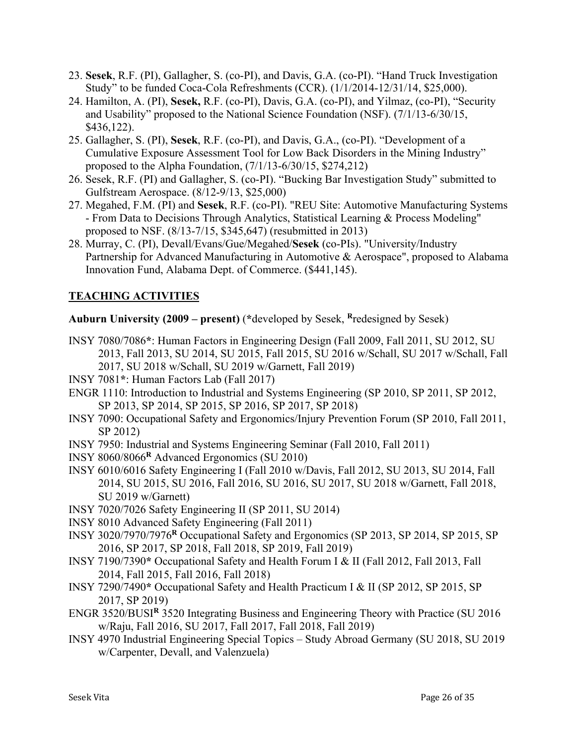23. **Sesek**, R.F. (PI), Gallagher, S. (co-PI), and Davis, G.A. (co-PI). "Hand Truck Investigation Study" to be funded Coca-Cola Refreshments (CCR). (1/1/2014-12/31/14, $25,000).
24. Hamilton, A. (PI), **Sesek,** R.F. (co-PI), Davis, G.A. (co-PI), and Yilmaz, (co-PI), "Security and Usability" proposed to the National Science Foundation (NSF). (7/1/13-6/30/15, $436,122).
25. Gallagher, S. (PI), **Sesek**, R.F. (co-PI), and Davis, G.A., (co-PI). "Development of a Cumulative Exposure Assessment Tool for Low Back Disorders in the Mining Industry" proposed to the Alpha Foundation, (7/1/13-6/30/15, $274,212)
26. Sesek, R.F. (PI) and Gallagher, S. (co-PI). "Bucking Bar Investigation Study" submitted to Gulfstream Aerospace. (8/12-9/13, $25,000)
27. Megahed, F.M. (PI) and **Sesek**, R.F. (co-PI). "REU Site: Automotive Manufacturing Systems - From Data to Decisions Through Analytics, Statistical Learning & Process Modeling" proposed to NSF. (8/13-7/15, $345,647) (resubmitted in 2013)
28. Murray, C. (PI), Devall/Evans/Gue/Megahed/**Sesek** (co-PIs). "University/Industry Partnership for Advanced Manufacturing in Automotive & Aerospace", proposed to Alabama Innovation Fund, Alabama Dept. of Commerce. ($441,145).

## TEACHING ACTIVITIES

**Auburn University (2009 – present)** (*developed by Sesek, [R]redesigned by Sesek)

- INSY 7080/7086*: Human Factors in Engineering Design (Fall 2009, Fall 2011, SU 2012, SU 2013, Fall 2013, SU 2014, SU 2015, Fall 2015, SU 2016 w/Schall, SU 2017 w/Schall, Fall 2017, SU 2018 w/Schall, SU 2019 w/Garnett, Fall 2019)
- INSY 7081*: Human Factors Lab (Fall 2017)
- ENGR 1110: Introduction to Industrial and Systems Engineering (SP 2010, SP 2011, SP 2012, SP 2013, SP 2014, SP 2015, SP 2016, SP 2017, SP 2018)
- INSY 7090: Occupational Safety and Ergonomics/Injury Prevention Forum (SP 2010, Fall 2011, SP 2012)
- INSY 7950: Industrial and Systems Engineering Seminar (Fall 2010, Fall 2011)
- INSY 8060/8066[R] Advanced Ergonomics (SU 2010)
- INSY 6010/6016 Safety Engineering I (Fall 2010 w/Davis, Fall 2012, SU 2013, SU 2014, Fall 2014, SU 2015, SU 2016, Fall 2016, SU 2016, SU 2017, SU 2018 w/Garnett, Fall 2018, SU 2019 w/Garnett)
- INSY 7020/7026 Safety Engineering II (SP 2011, SU 2014)
- INSY 8010 Advanced Safety Engineering (Fall 2011)
- INSY 3020/7970/7976[R] Occupational Safety and Ergonomics (SP 2013, SP 2014, SP 2015, SP 2016, SP 2017, SP 2018, Fall 2018, SP 2019, Fall 2019)
- INSY 7190/7390* Occupational Safety and Health Forum I & II (Fall 2012, Fall 2013, Fall 2014, Fall 2015, Fall 2016, Fall 2018)
- INSY 7290/7490* Occupational Safety and Health Practicum I & II (SP 2012, SP 2015, SP 2017, SP 2019)
- ENGR 3520/BUSI[R] 3520 Integrating Business and Engineering Theory with Practice (SU 2016 w/Raju, Fall 2016, SU 2017, Fall 2017, Fall 2018, Fall 2019)
- INSY 4970 Industrial Engineering Special Topics – Study Abroad Germany (SU 2018, SU 2019 w/Carpenter, Devall, and Valenzuela)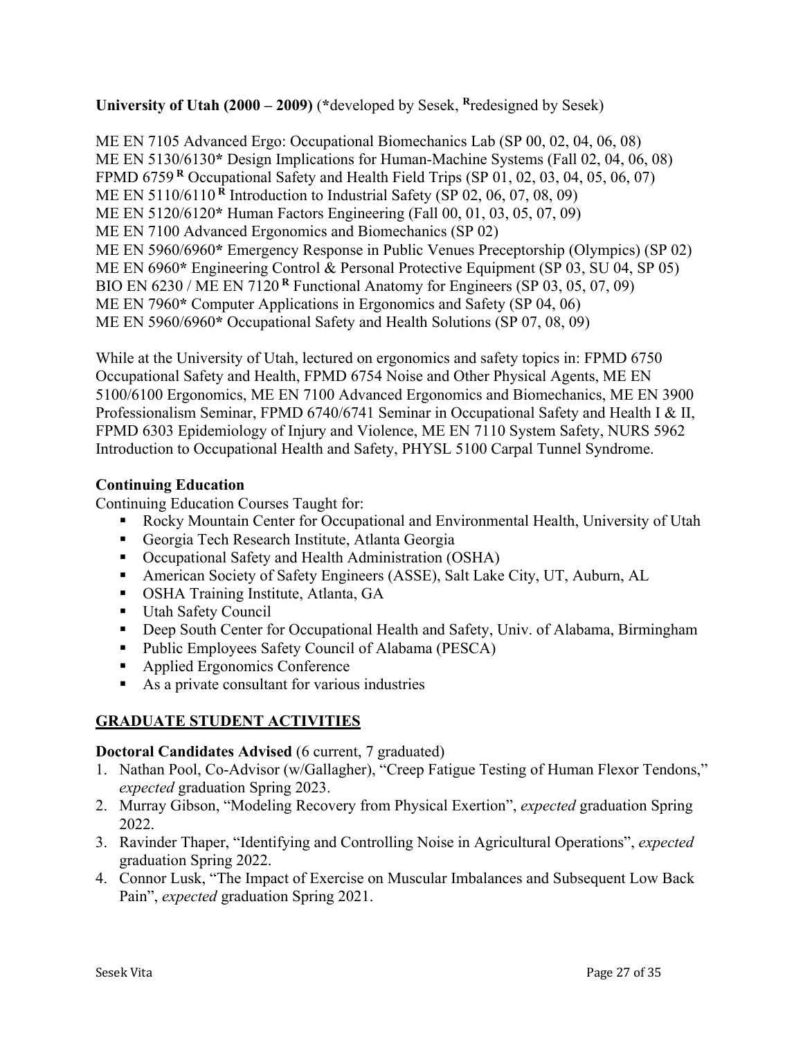**University of Utah (2000 – 2009)** (**\***developed by Sesek, **[R]**redesigned by Sesek)

ME EN 7105 Advanced Ergo: Occupational Biomechanics Lab (SP 00, 02, 04, 06, 08)
ME EN 5130/6130**\*** Design Implications for Human-Machine Systems (Fall 02, 04, 06, 08)
FPMD 6759 **[R]** Occupational Safety and Health Field Trips (SP 01, 02, 03, 04, 05, 06, 07)
ME EN 5110/6110 **[R]** Introduction to Industrial Safety (SP 02, 06, 07, 08, 09)
ME EN 5120/6120**\*** Human Factors Engineering (Fall 00, 01, 03, 05, 07, 09)
ME EN 7100 Advanced Ergonomics and Biomechanics (SP 02)
ME EN 5960/6960**\*** Emergency Response in Public Venues Preceptorship (Olympics) (SP 02)
ME EN 6960**\*** Engineering Control & Personal Protective Equipment (SP 03, SU 04, SP 05)
BIO EN 6230 / ME EN 7120 **[R]** Functional Anatomy for Engineers (SP 03, 05, 07, 09)
ME EN 7960**\*** Computer Applications in Ergonomics and Safety (SP 04, 06)
ME EN 5960/6960**\*** Occupational Safety and Health Solutions (SP 07, 08, 09)

While at the University of Utah, lectured on ergonomics and safety topics in: FPMD 6750 Occupational Safety and Health, FPMD 6754 Noise and Other Physical Agents, ME EN 5100/6100 Ergonomics, ME EN 7100 Advanced Ergonomics and Biomechanics, ME EN 3900 Professionalism Seminar, FPMD 6740/6741 Seminar in Occupational Safety and Health I & II, FPMD 6303 Epidemiology of Injury and Violence, ME EN 7110 System Safety, NURS 5962 Introduction to Occupational Health and Safety, PHYSL 5100 Carpal Tunnel Syndrome.

### Continuing Education

Continuing Education Courses Taught for:

- Rocky Mountain Center for Occupational and Environmental Health, University of Utah
- Georgia Tech Research Institute, Atlanta Georgia
- Occupational Safety and Health Administration (OSHA)
- American Society of Safety Engineers (ASSE), Salt Lake City, UT, Auburn, AL
- OSHA Training Institute, Atlanta, GA
- Utah Safety Council
- Deep South Center for Occupational Health and Safety, Univ. of Alabama, Birmingham
- Public Employees Safety Council of Alabama (PESCA)
- Applied Ergonomics Conference
- As a private consultant for various industries

## GRADUATE STUDENT ACTIVITIES

**Doctoral Candidates Advised** (6 current, 7 graduated)

1. Nathan Pool, Co-Advisor (w/Gallagher), "Creep Fatigue Testing of Human Flexor Tendons," *expected* graduation Spring 2023.
2. Murray Gibson, "Modeling Recovery from Physical Exertion", *expected* graduation Spring 2022.
3. Ravinder Thaper, "Identifying and Controlling Noise in Agricultural Operations", *expected* graduation Spring 2022.
4. Connor Lusk, "The Impact of Exercise on Muscular Imbalances and Subsequent Low Back Pain", *expected* graduation Spring 2021.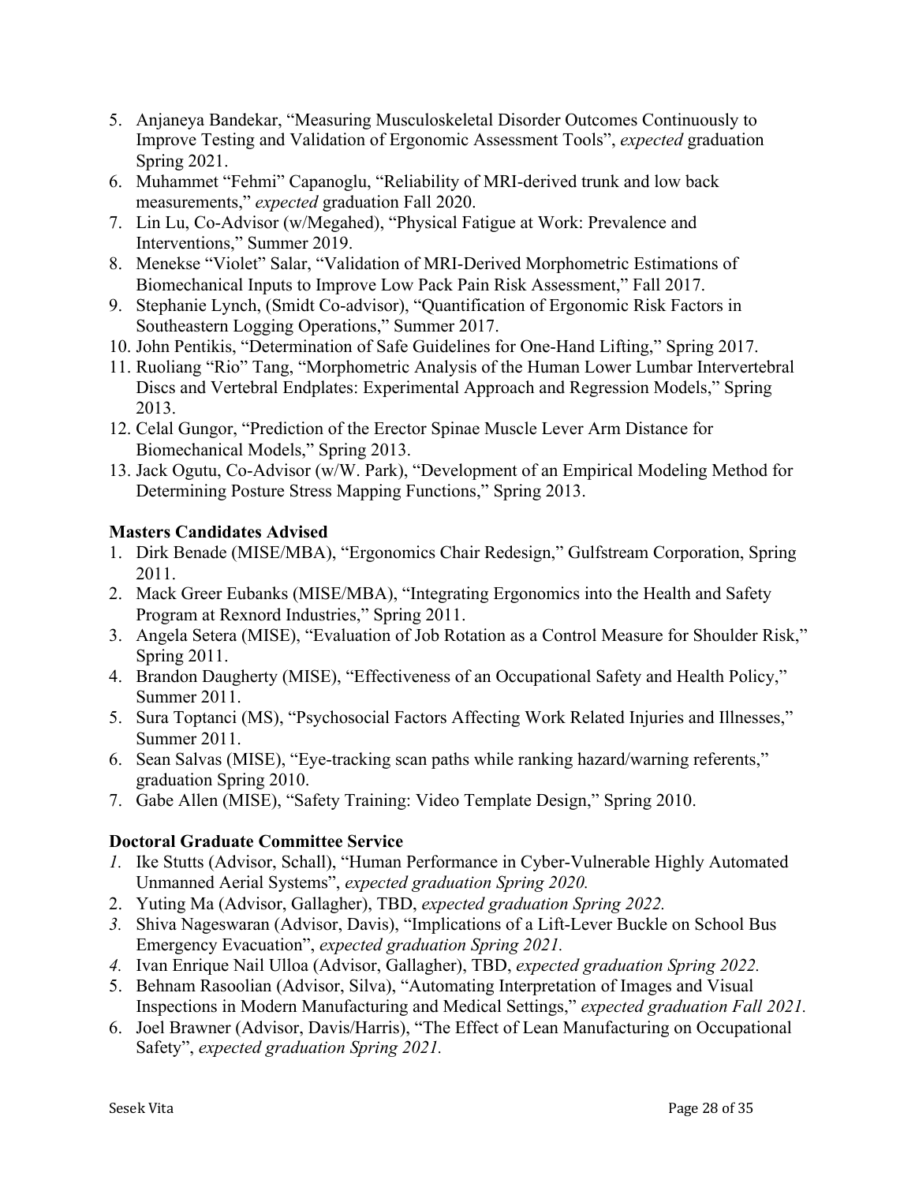5. Anjaneya Bandekar, "Measuring Musculoskeletal Disorder Outcomes Continuously to Improve Testing and Validation of Ergonomic Assessment Tools", *expected* graduation Spring 2021.
6. Muhammet "Fehmi" Capanoglu, "Reliability of MRI-derived trunk and low back measurements," *expected* graduation Fall 2020.
7. Lin Lu, Co-Advisor (w/Megahed), "Physical Fatigue at Work: Prevalence and Interventions," Summer 2019.
8. Menekse "Violet" Salar, "Validation of MRI-Derived Morphometric Estimations of Biomechanical Inputs to Improve Low Pack Pain Risk Assessment," Fall 2017.
9. Stephanie Lynch, (Smidt Co-advisor), "Quantification of Ergonomic Risk Factors in Southeastern Logging Operations," Summer 2017.
10. John Pentikis, "Determination of Safe Guidelines for One-Hand Lifting," Spring 2017.
11. Ruoliang "Rio" Tang, "Morphometric Analysis of the Human Lower Lumbar Intervertebral Discs and Vertebral Endplates: Experimental Approach and Regression Models," Spring 2013.
12. Celal Gungor, "Prediction of the Erector Spinae Muscle Lever Arm Distance for Biomechanical Models," Spring 2013.
13. Jack Ogutu, Co-Advisor (w/W. Park), "Development of an Empirical Modeling Method for Determining Posture Stress Mapping Functions," Spring 2013.

### Masters Candidates Advised

1. Dirk Benade (MISE/MBA), "Ergonomics Chair Redesign," Gulfstream Corporation, Spring 2011.
2. Mack Greer Eubanks (MISE/MBA), "Integrating Ergonomics into the Health and Safety Program at Rexnord Industries," Spring 2011.
3. Angela Setera (MISE), "Evaluation of Job Rotation as a Control Measure for Shoulder Risk," Spring 2011.
4. Brandon Daugherty (MISE), "Effectiveness of an Occupational Safety and Health Policy," Summer 2011.
5. Sura Toptanci (MS), "Psychosocial Factors Affecting Work Related Injuries and Illnesses," Summer 2011.
6. Sean Salvas (MISE), "Eye-tracking scan paths while ranking hazard/warning referents," graduation Spring 2010.
7. Gabe Allen (MISE), "Safety Training: Video Template Design," Spring 2010.

### Doctoral Graduate Committee Service

1. Ike Stutts (Advisor, Schall), "Human Performance in Cyber-Vulnerable Highly Automated Unmanned Aerial Systems", *expected graduation Spring 2020.*
2. Yuting Ma (Advisor, Gallagher), TBD, *expected graduation Spring 2022.*
3. Shiva Nageswaran (Advisor, Davis), "Implications of a Lift-Lever Buckle on School Bus Emergency Evacuation", *expected graduation Spring 2021.*
4. Ivan Enrique Nail Ulloa (Advisor, Gallagher), TBD, *expected graduation Spring 2022.*
5. Behnam Rasoolian (Advisor, Silva), "Automating Interpretation of Images and Visual Inspections in Modern Manufacturing and Medical Settings," *expected graduation Fall 2021.*
6. Joel Brawner (Advisor, Davis/Harris), "The Effect of Lean Manufacturing on Occupational Safety", *expected graduation Spring 2021.*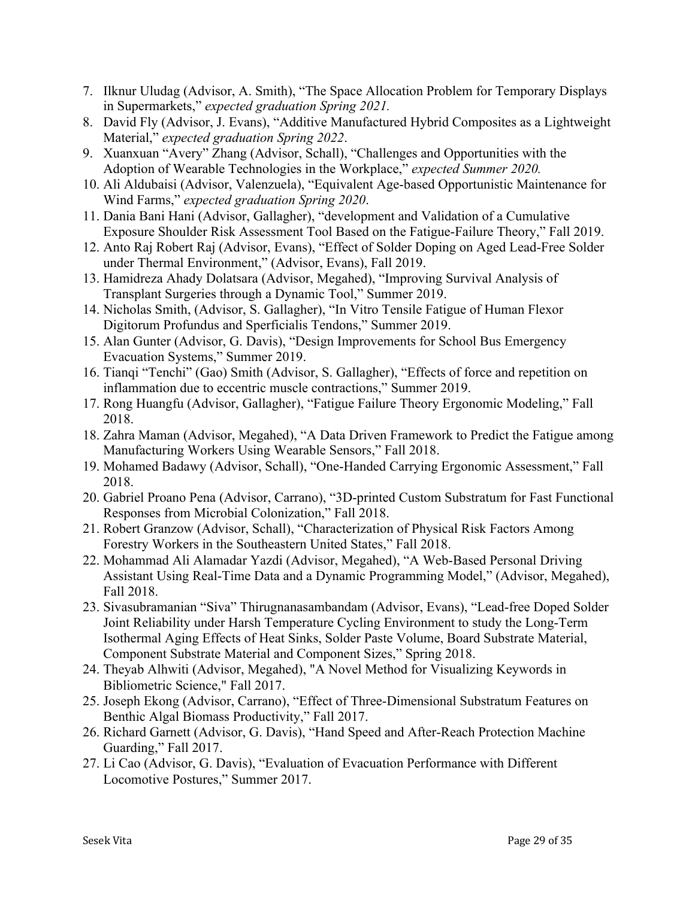7. Ilknur Uludag (Advisor, A. Smith), "The Space Allocation Problem for Temporary Displays in Supermarkets," *expected graduation Spring 2021.*
8. David Fly (Advisor, J. Evans), "Additive Manufactured Hybrid Composites as a Lightweight Material," *expected graduation Spring 2022*.
9. Xuanxuan "Avery" Zhang (Advisor, Schall), "Challenges and Opportunities with the Adoption of Wearable Technologies in the Workplace," *expected Summer 2020.*
10. Ali Aldubaisi (Advisor, Valenzuela), "Equivalent Age-based Opportunistic Maintenance for Wind Farms," *expected graduation Spring 2020*.
11. Dania Bani Hani (Advisor, Gallagher), "development and Validation of a Cumulative Exposure Shoulder Risk Assessment Tool Based on the Fatigue-Failure Theory," Fall 2019.
12. Anto Raj Robert Raj (Advisor, Evans), "Effect of Solder Doping on Aged Lead-Free Solder under Thermal Environment," (Advisor, Evans), Fall 2019.
13. Hamidreza Ahady Dolatsara (Advisor, Megahed), "Improving Survival Analysis of Transplant Surgeries through a Dynamic Tool," Summer 2019.
14. Nicholas Smith, (Advisor, S. Gallagher), "In Vitro Tensile Fatigue of Human Flexor Digitorum Profundus and Sperficialis Tendons," Summer 2019.
15. Alan Gunter (Advisor, G. Davis), "Design Improvements for School Bus Emergency Evacuation Systems," Summer 2019.
16. Tianqi "Tenchi" (Gao) Smith (Advisor, S. Gallagher), "Effects of force and repetition on inflammation due to eccentric muscle contractions," Summer 2019.
17. Rong Huangfu (Advisor, Gallagher), "Fatigue Failure Theory Ergonomic Modeling," Fall 2018.
18. Zahra Maman (Advisor, Megahed), "A Data Driven Framework to Predict the Fatigue among Manufacturing Workers Using Wearable Sensors," Fall 2018.
19. Mohamed Badawy (Advisor, Schall), "One-Handed Carrying Ergonomic Assessment," Fall 2018.
20. Gabriel Proano Pena (Advisor, Carrano), "3D-printed Custom Substratum for Fast Functional Responses from Microbial Colonization," Fall 2018.
21. Robert Granzow (Advisor, Schall), "Characterization of Physical Risk Factors Among Forestry Workers in the Southeastern United States," Fall 2018.
22. Mohammad Ali Alamadar Yazdi (Advisor, Megahed), "A Web-Based Personal Driving Assistant Using Real-Time Data and a Dynamic Programming Model," (Advisor, Megahed), Fall 2018.
23. Sivasubramanian "Siva" Thirugnanasambandam (Advisor, Evans), "Lead-free Doped Solder Joint Reliability under Harsh Temperature Cycling Environment to study the Long-Term Isothermal Aging Effects of Heat Sinks, Solder Paste Volume, Board Substrate Material, Component Substrate Material and Component Sizes," Spring 2018.
24. Theyab Alhwiti (Advisor, Megahed), "A Novel Method for Visualizing Keywords in Bibliometric Science," Fall 2017.
25. Joseph Ekong (Advisor, Carrano), "Effect of Three-Dimensional Substratum Features on Benthic Algal Biomass Productivity," Fall 2017.
26. Richard Garnett (Advisor, G. Davis), "Hand Speed and After-Reach Protection Machine Guarding," Fall 2017.
27. Li Cao (Advisor, G. Davis), "Evaluation of Evacuation Performance with Different Locomotive Postures," Summer 2017.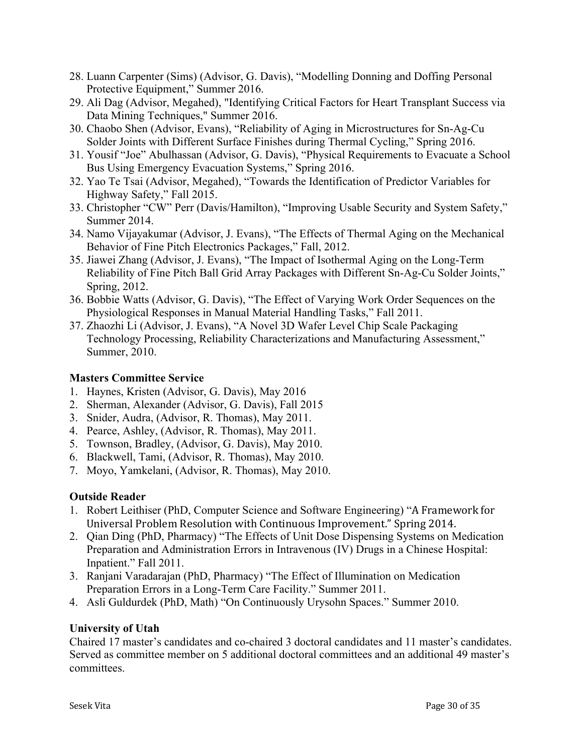28. Luann Carpenter (Sims) (Advisor, G. Davis), "Modelling Donning and Doffing Personal Protective Equipment," Summer 2016.
29. Ali Dag (Advisor, Megahed), "Identifying Critical Factors for Heart Transplant Success via Data Mining Techniques," Summer 2016.
30. Chaobo Shen (Advisor, Evans), "Reliability of Aging in Microstructures for Sn-Ag-Cu Solder Joints with Different Surface Finishes during Thermal Cycling," Spring 2016.
31. Yousif "Joe" Abulhassan (Advisor, G. Davis), "Physical Requirements to Evacuate a School Bus Using Emergency Evacuation Systems," Spring 2016.
32. Yao Te Tsai (Advisor, Megahed), "Towards the Identification of Predictor Variables for Highway Safety," Fall 2015.
33. Christopher "CW" Perr (Davis/Hamilton), "Improving Usable Security and System Safety," Summer 2014.
34. Namo Vijayakumar (Advisor, J. Evans), "The Effects of Thermal Aging on the Mechanical Behavior of Fine Pitch Electronics Packages," Fall, 2012.
35. Jiawei Zhang (Advisor, J. Evans), "The Impact of Isothermal Aging on the Long-Term Reliability of Fine Pitch Ball Grid Array Packages with Different Sn-Ag-Cu Solder Joints," Spring, 2012.
36. Bobbie Watts (Advisor, G. Davis), "The Effect of Varying Work Order Sequences on the Physiological Responses in Manual Material Handling Tasks," Fall 2011.
37. Zhaozhi Li (Advisor, J. Evans), "A Novel 3D Wafer Level Chip Scale Packaging Technology Processing, Reliability Characterizations and Manufacturing Assessment," Summer, 2010.

**Masters Committee Service**

1. Haynes, Kristen (Advisor, G. Davis), May 2016
2. Sherman, Alexander (Advisor, G. Davis), Fall 2015
3. Snider, Audra, (Advisor, R. Thomas), May 2011.
4. Pearce, Ashley, (Advisor, R. Thomas), May 2011.
5. Townson, Bradley, (Advisor, G. Davis), May 2010.
6. Blackwell, Tami, (Advisor, R. Thomas), May 2010.
7. Moyo, Yamkelani, (Advisor, R. Thomas), May 2010.

**Outside Reader**

1. Robert Leithiser (PhD, Computer Science and Software Engineering) "A Framework for Universal Problem Resolution with Continuous Improvement." Spring 2014.
2. Qian Ding (PhD, Pharmacy) "The Effects of Unit Dose Dispensing Systems on Medication Preparation and Administration Errors in Intravenous (IV) Drugs in a Chinese Hospital: Inpatient." Fall 2011.
3. Ranjani Varadarajan (PhD, Pharmacy) "The Effect of Illumination on Medication Preparation Errors in a Long-Term Care Facility." Summer 2011.
4. Asli Guldurdek (PhD, Math) "On Continuously Urysohn Spaces." Summer 2010.

**University of Utah**

Chaired 17 master's candidates and co-chaired 3 doctoral candidates and 11 master's candidates. Served as committee member on 5 additional doctoral committees and an additional 49 master's committees.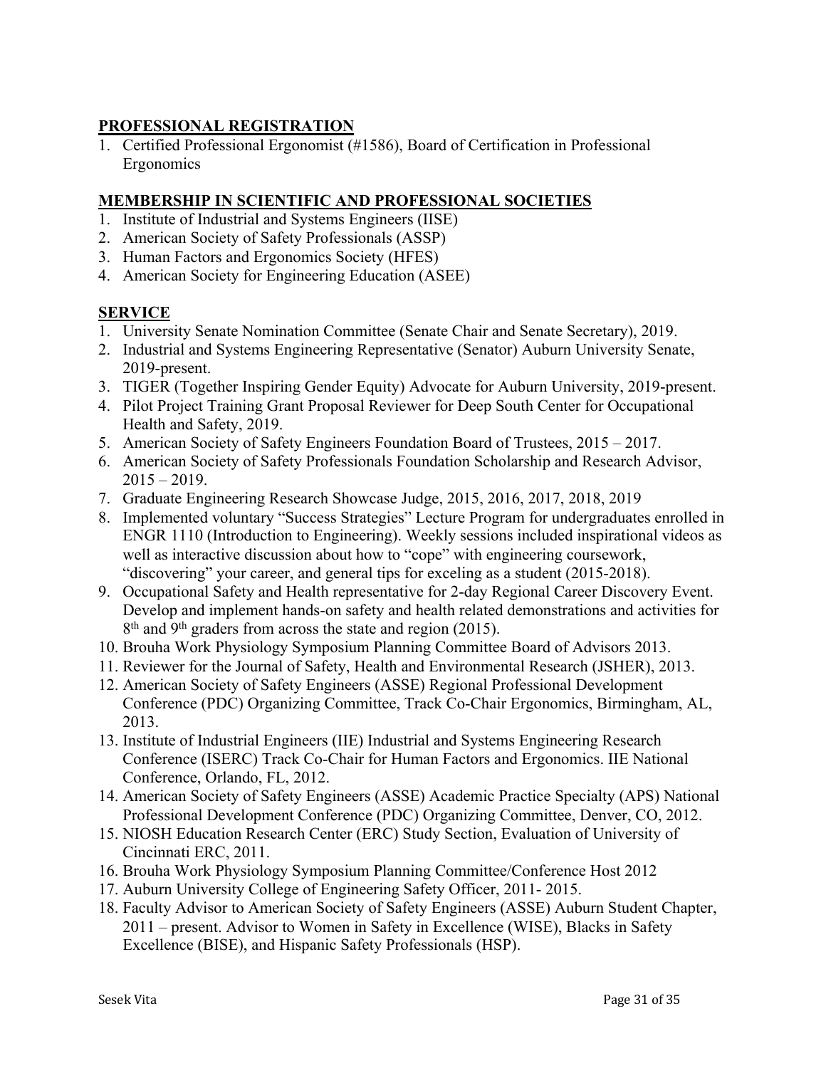## PROFESSIONAL REGISTRATION

1. Certified Professional Ergonomist (#1586), Board of Certification in Professional Ergonomics

## MEMBERSHIP IN SCIENTIFIC AND PROFESSIONAL SOCIETIES

1. Institute of Industrial and Systems Engineers (IISE)
2. American Society of Safety Professionals (ASSP)
3. Human Factors and Ergonomics Society (HFES)
4. American Society for Engineering Education (ASEE)

## SERVICE

1. University Senate Nomination Committee (Senate Chair and Senate Secretary), 2019.
2. Industrial and Systems Engineering Representative (Senator) Auburn University Senate, 2019-present.
3. TIGER (Together Inspiring Gender Equity) Advocate for Auburn University, 2019-present.
4. Pilot Project Training Grant Proposal Reviewer for Deep South Center for Occupational Health and Safety, 2019.
5. American Society of Safety Engineers Foundation Board of Trustees, 2015 – 2017.
6. American Society of Safety Professionals Foundation Scholarship and Research Advisor, 2015 – 2019.
7. Graduate Engineering Research Showcase Judge, 2015, 2016, 2017, 2018, 2019
8. Implemented voluntary "Success Strategies" Lecture Program for undergraduates enrolled in ENGR 1110 (Introduction to Engineering). Weekly sessions included inspirational videos as well as interactive discussion about how to "cope" with engineering coursework, "discovering" your career, and general tips for exceling as a student (2015-2018).
9. Occupational Safety and Health representative for 2-day Regional Career Discovery Event. Develop and implement hands-on safety and health related demonstrations and activities for 8th and 9th graders from across the state and region (2015).
10. Brouha Work Physiology Symposium Planning Committee Board of Advisors 2013.
11. Reviewer for the Journal of Safety, Health and Environmental Research (JSHER), 2013.
12. American Society of Safety Engineers (ASSE) Regional Professional Development Conference (PDC) Organizing Committee, Track Co-Chair Ergonomics, Birmingham, AL, 2013.
13. Institute of Industrial Engineers (IIE) Industrial and Systems Engineering Research Conference (ISERC) Track Co-Chair for Human Factors and Ergonomics. IIE National Conference, Orlando, FL, 2012.
14. American Society of Safety Engineers (ASSE) Academic Practice Specialty (APS) National Professional Development Conference (PDC) Organizing Committee, Denver, CO, 2012.
15. NIOSH Education Research Center (ERC) Study Section, Evaluation of University of Cincinnati ERC, 2011.
16. Brouha Work Physiology Symposium Planning Committee/Conference Host 2012
17. Auburn University College of Engineering Safety Officer, 2011- 2015.
18. Faculty Advisor to American Society of Safety Engineers (ASSE) Auburn Student Chapter, 2011 – present. Advisor to Women in Safety in Excellence (WISE), Blacks in Safety Excellence (BISE), and Hispanic Safety Professionals (HSP).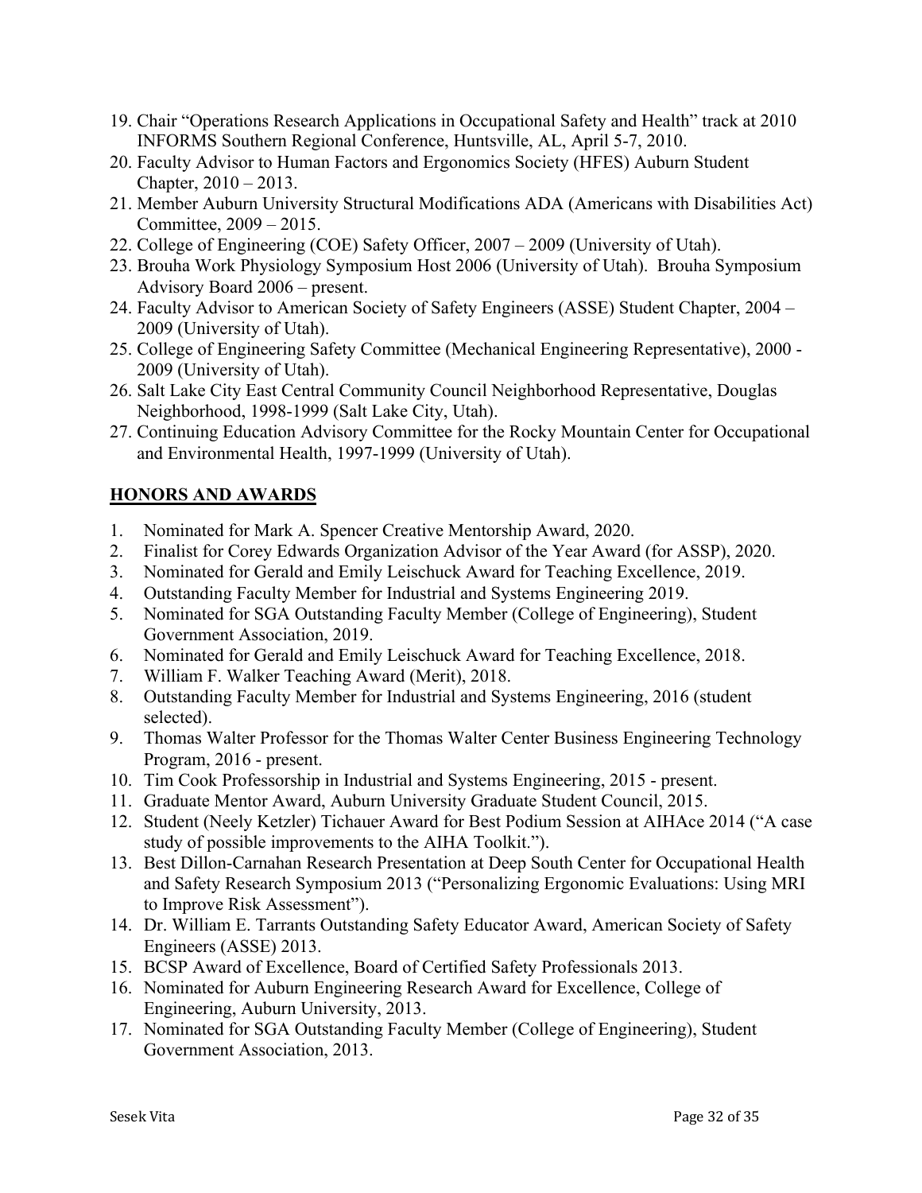19. Chair "Operations Research Applications in Occupational Safety and Health" track at 2010 INFORMS Southern Regional Conference, Huntsville, AL, April 5-7, 2010.
20. Faculty Advisor to Human Factors and Ergonomics Society (HFES) Auburn Student Chapter, 2010 – 2013.
21. Member Auburn University Structural Modifications ADA (Americans with Disabilities Act) Committee, 2009 – 2015.
22. College of Engineering (COE) Safety Officer, 2007 – 2009 (University of Utah).
23. Brouha Work Physiology Symposium Host 2006 (University of Utah). Brouha Symposium Advisory Board 2006 – present.
24. Faculty Advisor to American Society of Safety Engineers (ASSE) Student Chapter, 2004 – 2009 (University of Utah).
25. College of Engineering Safety Committee (Mechanical Engineering Representative), 2000 - 2009 (University of Utah).
26. Salt Lake City East Central Community Council Neighborhood Representative, Douglas Neighborhood, 1998-1999 (Salt Lake City, Utah).
27. Continuing Education Advisory Committee for the Rocky Mountain Center for Occupational and Environmental Health, 1997-1999 (University of Utah).

## HONORS AND AWARDS

1. Nominated for Mark A. Spencer Creative Mentorship Award, 2020.
2. Finalist for Corey Edwards Organization Advisor of the Year Award (for ASSP), 2020.
3. Nominated for Gerald and Emily Leischuck Award for Teaching Excellence, 2019.
4. Outstanding Faculty Member for Industrial and Systems Engineering 2019.
5. Nominated for SGA Outstanding Faculty Member (College of Engineering), Student Government Association, 2019.
6. Nominated for Gerald and Emily Leischuck Award for Teaching Excellence, 2018.
7. William F. Walker Teaching Award (Merit), 2018.
8. Outstanding Faculty Member for Industrial and Systems Engineering, 2016 (student selected).
9. Thomas Walter Professor for the Thomas Walter Center Business Engineering Technology Program, 2016 - present.
10. Tim Cook Professorship in Industrial and Systems Engineering, 2015 - present.
11. Graduate Mentor Award, Auburn University Graduate Student Council, 2015.
12. Student (Neely Ketzler) Tichauer Award for Best Podium Session at AIHAce 2014 ("A case study of possible improvements to the AIHA Toolkit.").
13. Best Dillon-Carnahan Research Presentation at Deep South Center for Occupational Health and Safety Research Symposium 2013 ("Personalizing Ergonomic Evaluations: Using MRI to Improve Risk Assessment").
14. Dr. William E. Tarrants Outstanding Safety Educator Award, American Society of Safety Engineers (ASSE) 2013.
15. BCSP Award of Excellence, Board of Certified Safety Professionals 2013.
16. Nominated for Auburn Engineering Research Award for Excellence, College of Engineering, Auburn University, 2013.
17. Nominated for SGA Outstanding Faculty Member (College of Engineering), Student Government Association, 2013.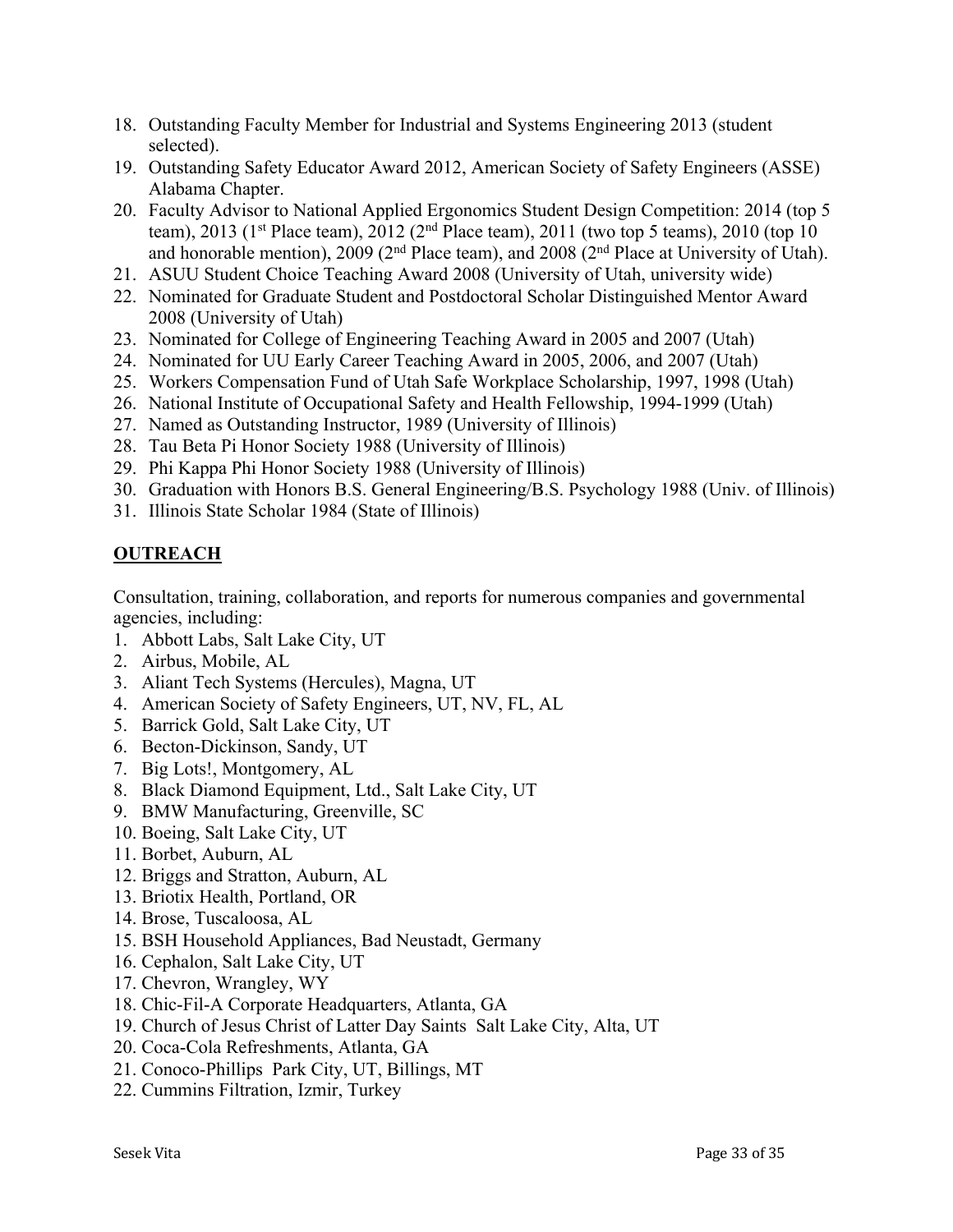18. Outstanding Faculty Member for Industrial and Systems Engineering 2013 (student selected).
19. Outstanding Safety Educator Award 2012, American Society of Safety Engineers (ASSE) Alabama Chapter.
20. Faculty Advisor to National Applied Ergonomics Student Design Competition: 2014 (top 5 team), 2013 (1st Place team), 2012 (2nd Place team), 2011 (two top 5 teams), 2010 (top 10 and honorable mention), 2009 (2nd Place team), and 2008 (2nd Place at University of Utah).
21. ASUU Student Choice Teaching Award 2008 (University of Utah, university wide)
22. Nominated for Graduate Student and Postdoctoral Scholar Distinguished Mentor Award 2008 (University of Utah)
23. Nominated for College of Engineering Teaching Award in 2005 and 2007 (Utah)
24. Nominated for UU Early Career Teaching Award in 2005, 2006, and 2007 (Utah)
25. Workers Compensation Fund of Utah Safe Workplace Scholarship, 1997, 1998 (Utah)
26. National Institute of Occupational Safety and Health Fellowship, 1994-1999 (Utah)
27. Named as Outstanding Instructor, 1989 (University of Illinois)
28. Tau Beta Pi Honor Society 1988 (University of Illinois)
29. Phi Kappa Phi Honor Society 1988 (University of Illinois)
30. Graduation with Honors B.S. General Engineering/B.S. Psychology 1988 (Univ. of Illinois)
31. Illinois State Scholar 1984 (State of Illinois)

## OUTREACH

Consultation, training, collaboration, and reports for numerous companies and governmental agencies, including:

1. Abbott Labs, Salt Lake City, UT
2. Airbus, Mobile, AL
3. Aliant Tech Systems (Hercules), Magna, UT
4. American Society of Safety Engineers, UT, NV, FL, AL
5. Barrick Gold, Salt Lake City, UT
6. Becton-Dickinson, Sandy, UT
7. Big Lots!, Montgomery, AL
8. Black Diamond Equipment, Ltd., Salt Lake City, UT
9. BMW Manufacturing, Greenville, SC
10. Boeing, Salt Lake City, UT
11. Borbet, Auburn, AL
12. Briggs and Stratton, Auburn, AL
13. Briotix Health, Portland, OR
14. Brose, Tuscaloosa, AL
15. BSH Household Appliances, Bad Neustadt, Germany
16. Cephalon, Salt Lake City, UT
17. Chevron, Wrangley, WY
18. Chic-Fil-A Corporate Headquarters, Atlanta, GA
19. Church of Jesus Christ of Latter Day Saints Salt Lake City, Alta, UT
20. Coca-Cola Refreshments, Atlanta, GA
21. Conoco-Phillips Park City, UT, Billings, MT
22. Cummins Filtration, Izmir, Turkey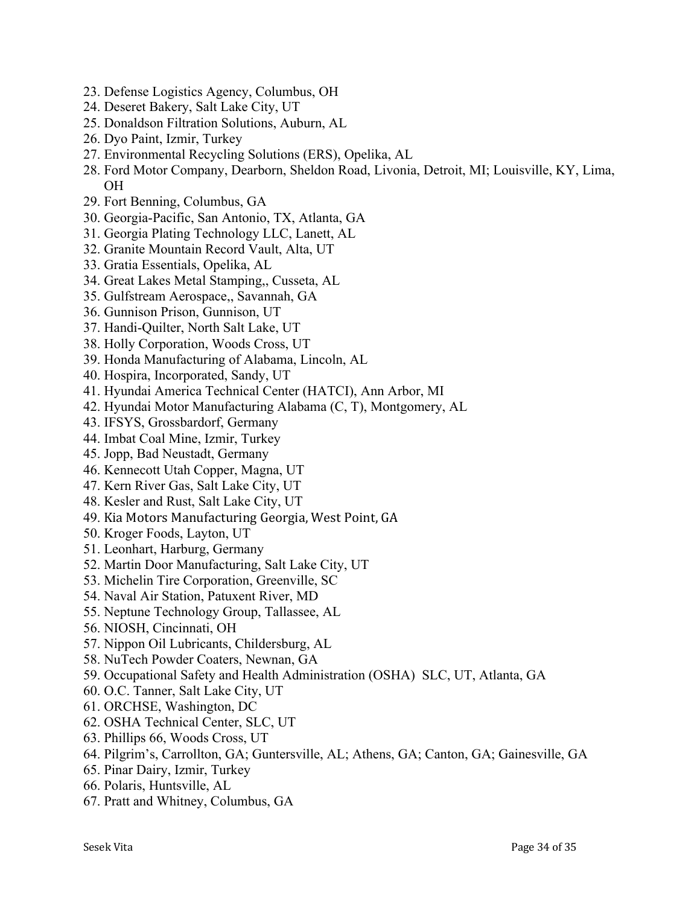23. Defense Logistics Agency, Columbus, OH
24. Deseret Bakery, Salt Lake City, UT
25. Donaldson Filtration Solutions, Auburn, AL
26. Dyo Paint, Izmir, Turkey
27. Environmental Recycling Solutions (ERS), Opelika, AL
28. Ford Motor Company, Dearborn, Sheldon Road, Livonia, Detroit, MI; Louisville, KY, Lima, OH
29. Fort Benning, Columbus, GA
30. Georgia-Pacific, San Antonio, TX, Atlanta, GA
31. Georgia Plating Technology LLC, Lanett, AL
32. Granite Mountain Record Vault, Alta, UT
33. Gratia Essentials, Opelika, AL
34. Great Lakes Metal Stamping,, Cusseta, AL
35. Gulfstream Aerospace,, Savannah, GA
36. Gunnison Prison, Gunnison, UT
37. Handi-Quilter, North Salt Lake, UT
38. Holly Corporation, Woods Cross, UT
39. Honda Manufacturing of Alabama, Lincoln, AL
40. Hospira, Incorporated, Sandy, UT
41. Hyundai America Technical Center (HATCI), Ann Arbor, MI
42. Hyundai Motor Manufacturing Alabama (C, T), Montgomery, AL
43. IFSYS, Grossbardorf, Germany
44. Imbat Coal Mine, Izmir, Turkey
45. Jopp, Bad Neustadt, Germany
46. Kennecott Utah Copper, Magna, UT
47. Kern River Gas, Salt Lake City, UT
48. Kesler and Rust, Salt Lake City, UT
49. Kia Motors Manufacturing Georgia, West Point, GA
50. Kroger Foods, Layton, UT
51. Leonhart, Harburg, Germany
52. Martin Door Manufacturing, Salt Lake City, UT
53. Michelin Tire Corporation, Greenville, SC
54. Naval Air Station, Patuxent River, MD
55. Neptune Technology Group, Tallassee, AL
56. NIOSH, Cincinnati, OH
57. Nippon Oil Lubricants, Childersburg, AL
58. NuTech Powder Coaters, Newnan, GA
59. Occupational Safety and Health Administration (OSHA) SLC, UT, Atlanta, GA
60. O.C. Tanner, Salt Lake City, UT
61. ORCHSE, Washington, DC
62. OSHA Technical Center, SLC, UT
63. Phillips 66, Woods Cross, UT
64. Pilgrim's, Carrollton, GA; Guntersville, AL; Athens, GA; Canton, GA; Gainesville, GA
65. Pinar Dairy, Izmir, Turkey
66. Polaris, Huntsville, AL
67. Pratt and Whitney, Columbus, GA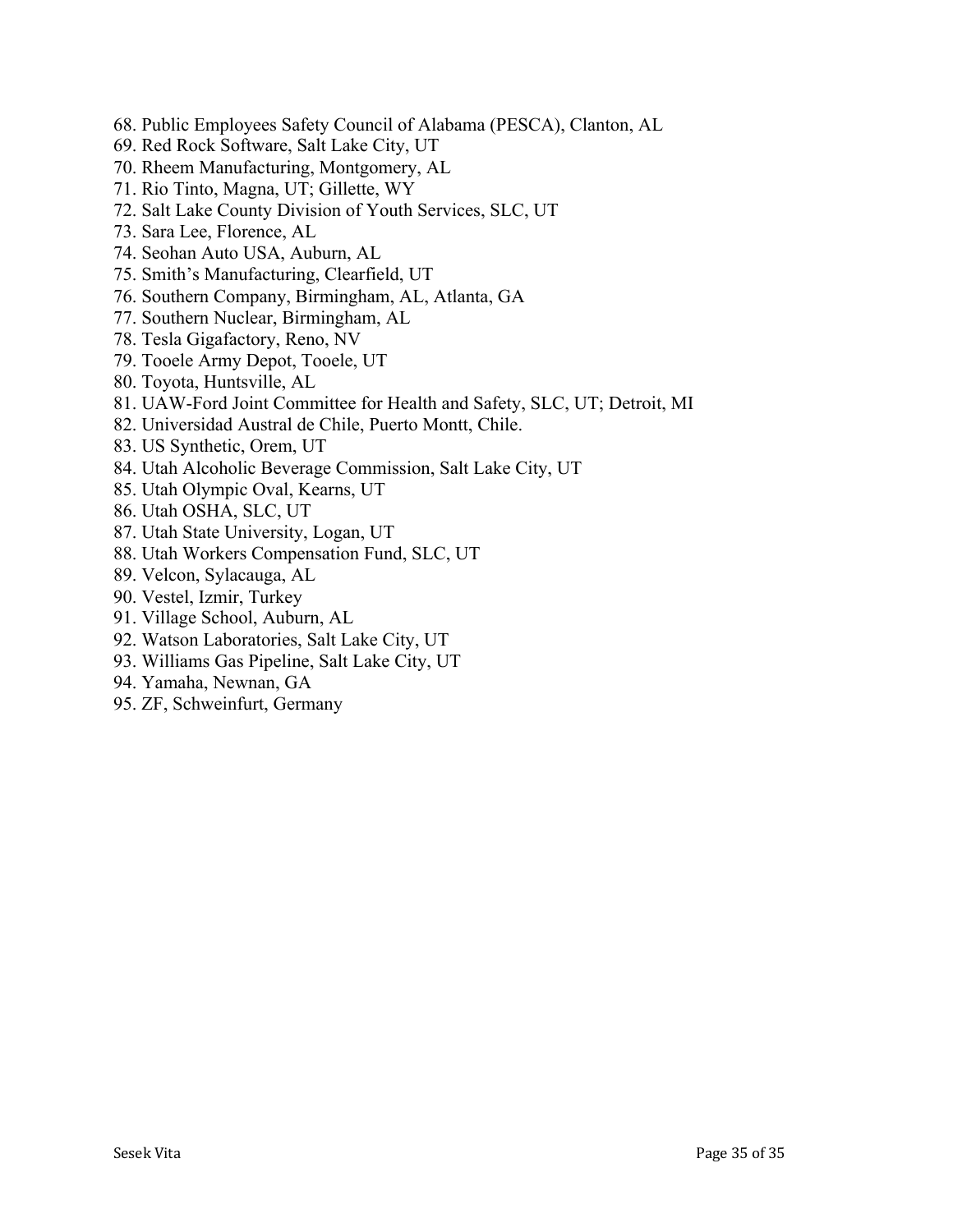68. Public Employees Safety Council of Alabama (PESCA), Clanton, AL
69. Red Rock Software, Salt Lake City, UT
70. Rheem Manufacturing, Montgomery, AL
71. Rio Tinto, Magna, UT; Gillette, WY
72. Salt Lake County Division of Youth Services, SLC, UT
73. Sara Lee, Florence, AL
74. Seohan Auto USA, Auburn, AL
75. Smith's Manufacturing, Clearfield, UT
76. Southern Company, Birmingham, AL, Atlanta, GA
77. Southern Nuclear, Birmingham, AL
78. Tesla Gigafactory, Reno, NV
79. Tooele Army Depot, Tooele, UT
80. Toyota, Huntsville, AL
81. UAW-Ford Joint Committee for Health and Safety, SLC, UT; Detroit, MI
82. Universidad Austral de Chile, Puerto Montt, Chile.
83. US Synthetic, Orem, UT
84. Utah Alcoholic Beverage Commission, Salt Lake City, UT
85. Utah Olympic Oval, Kearns, UT
86. Utah OSHA, SLC, UT
87. Utah State University, Logan, UT
88. Utah Workers Compensation Fund, SLC, UT
89. Velcon, Sylacauga, AL
90. Vestel, Izmir, Turkey
91. Village School, Auburn, AL
92. Watson Laboratories, Salt Lake City, UT
93. Williams Gas Pipeline, Salt Lake City, UT
94. Yamaha, Newnan, GA
95. ZF, Schweinfurt, Germany